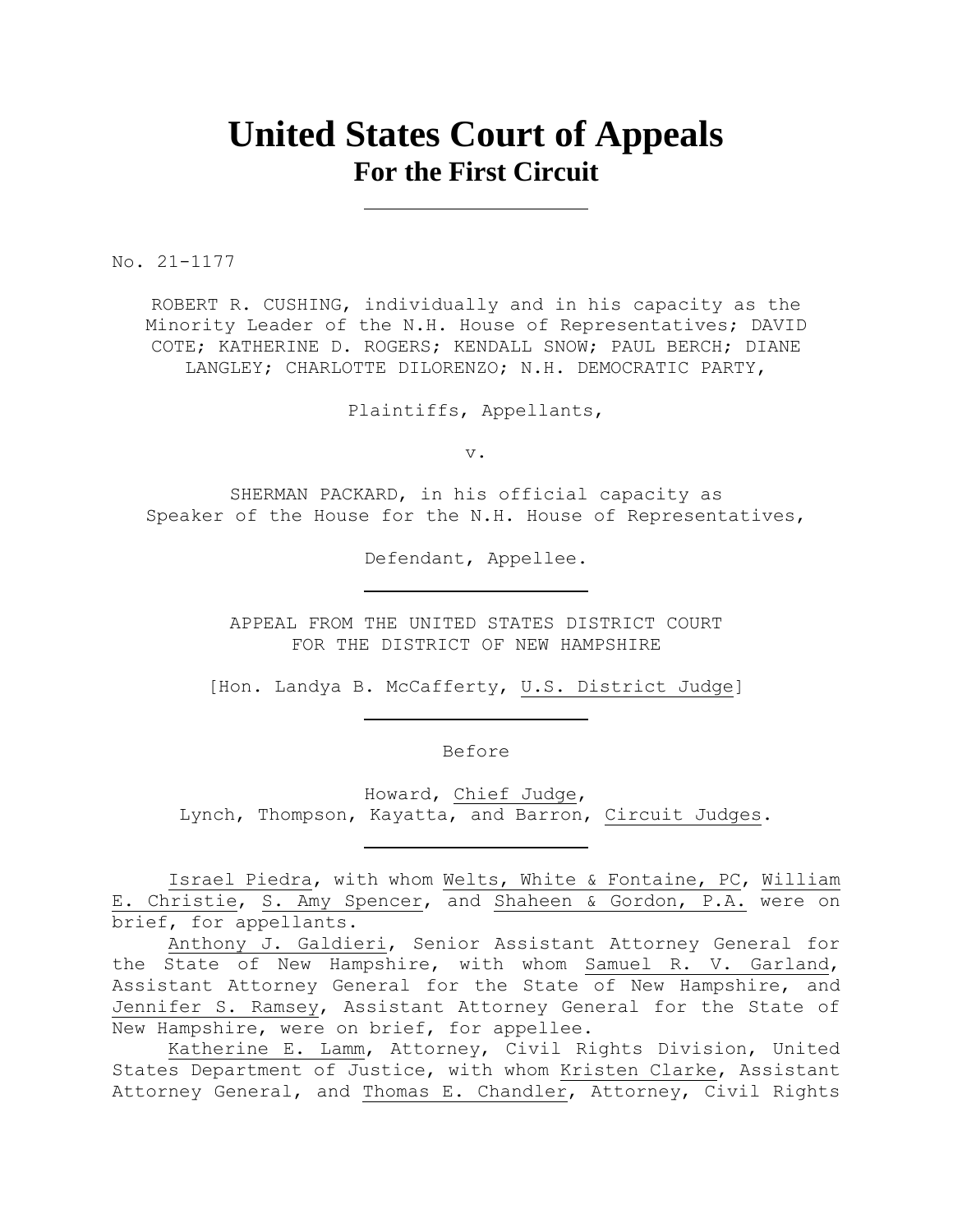# United States Court of Appeals
## For the First Circuit

---

No. 21-1177

ROBERT R. CUSHING, individually and in his capacity as the Minority Leader of the N.H. House of Representatives; DAVID COTE; KATHERINE D. ROGERS; KENDALL SNOW; PAUL BERCH; DIANE LANGLEY; CHARLOTTE DILORENZO; N.H. DEMOCRATIC PARTY,

Plaintiffs, Appellants,

v.

SHERMAN PACKARD, in his official capacity as Speaker of the House for the N.H. House of Representatives,

Defendant, Appellee.

---

APPEAL FROM THE UNITED STATES DISTRICT COURT
FOR THE DISTRICT OF NEW HAMPSHIRE

[Hon. Landya B. McCafferty, U.S. District Judge]

---

Before

Howard, Chief Judge,
Lynch, Thompson, Kayatta, and Barron, Circuit Judges.

---

Israel Piedra, with whom Welts, White & Fontaine, PC, William E. Christie, S. Amy Spencer, and Shaheen & Gordon, P.A. were on brief, for appellants.

Anthony J. Galdieri, Senior Assistant Attorney General for the State of New Hampshire, with whom Samuel R. V. Garland, Assistant Attorney General for the State of New Hampshire, and Jennifer S. Ramsey, Assistant Attorney General for the State of New Hampshire, were on brief, for appellee.

Katherine E. Lamm, Attorney, Civil Rights Division, United States Department of Justice, with whom Kristen Clarke, Assistant Attorney General, and Thomas E. Chandler, Attorney, Civil Rights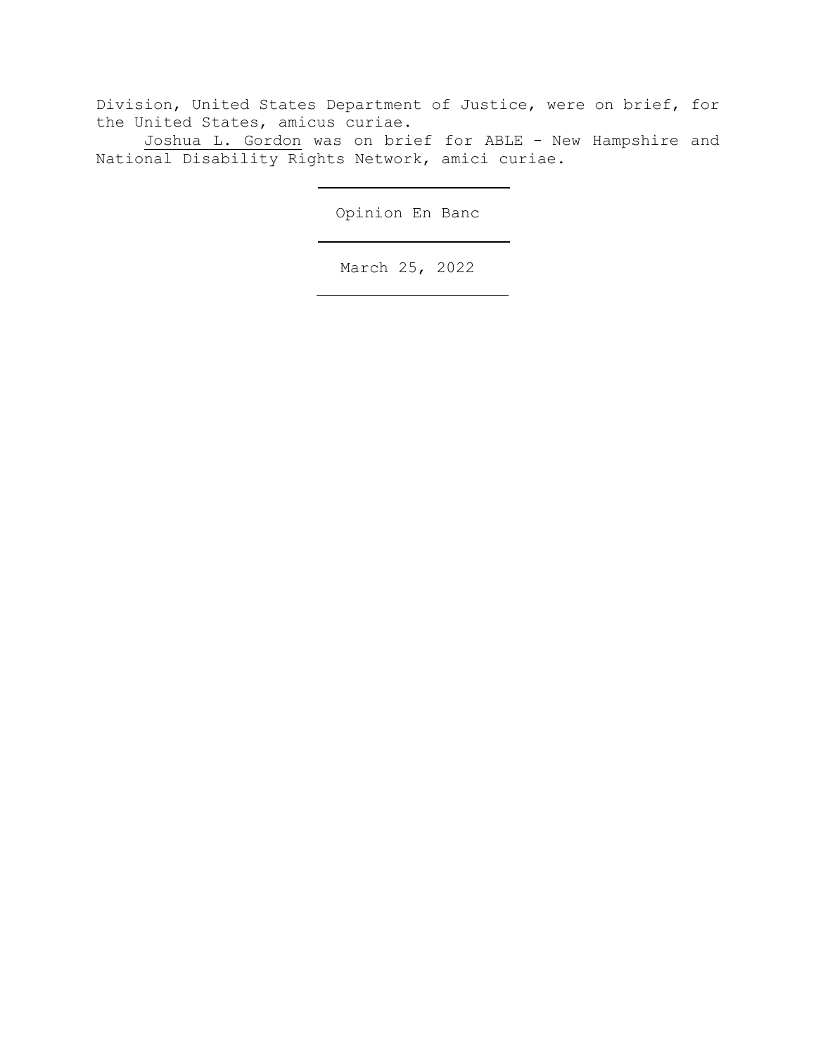Division, United States Department of Justice, were on brief, for the United States, amicus curiae.

Joshua L. Gordon was on brief for ABLE - New Hampshire and National Disability Rights Network, amici curiae.

---

Opinion En Banc

---

March 25, 2022

---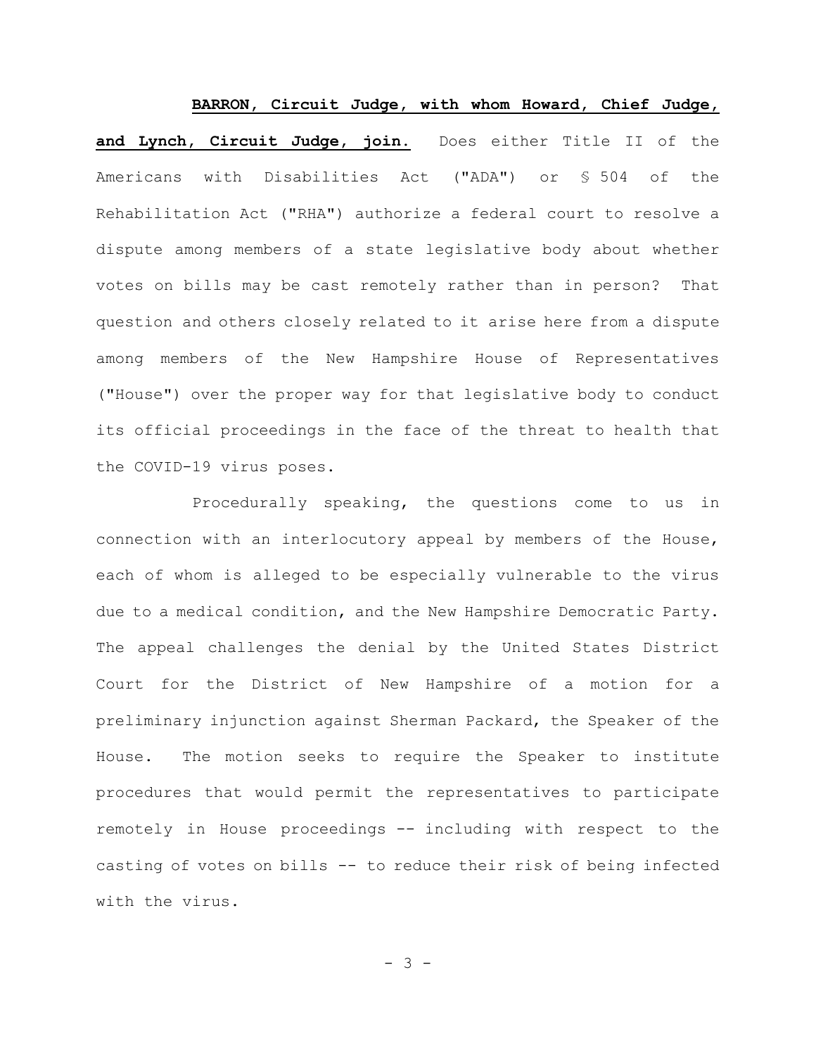**BARRON, Circuit Judge, with whom Howard, Chief Judge, and Lynch, Circuit Judge, join.** Does either Title II of the Americans with Disabilities Act ("ADA") or § 504 of the Rehabilitation Act ("RHA") authorize a federal court to resolve a dispute among members of a state legislative body about whether votes on bills may be cast remotely rather than in person? That question and others closely related to it arise here from a dispute among members of the New Hampshire House of Representatives ("House") over the proper way for that legislative body to conduct its official proceedings in the face of the threat to health that the COVID-19 virus poses.

Procedurally speaking, the questions come to us in connection with an interlocutory appeal by members of the House, each of whom is alleged to be especially vulnerable to the virus due to a medical condition, and the New Hampshire Democratic Party. The appeal challenges the denial by the United States District Court for the District of New Hampshire of a motion for a preliminary injunction against Sherman Packard, the Speaker of the House. The motion seeks to require the Speaker to institute procedures that would permit the representatives to participate remotely in House proceedings -- including with respect to the casting of votes on bills -- to reduce their risk of being infected with the virus.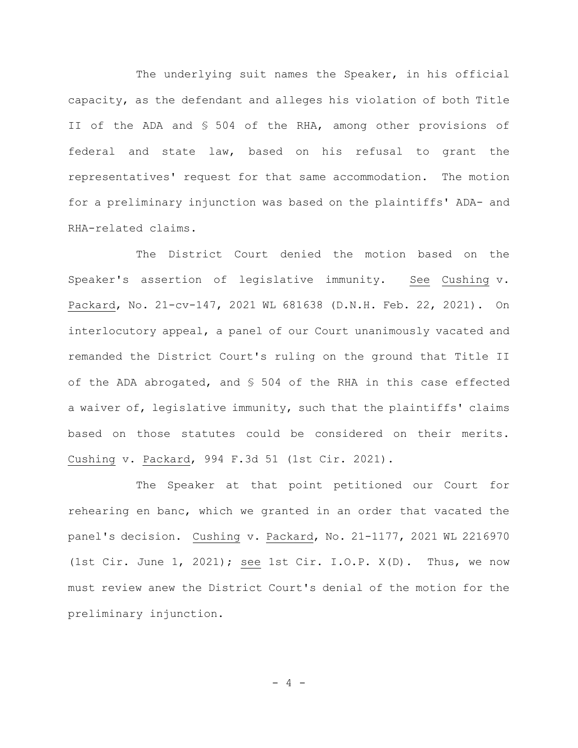The underlying suit names the Speaker, in his official capacity, as the defendant and alleges his violation of both Title II of the ADA and § 504 of the RHA, among other provisions of federal and state law, based on his refusal to grant the representatives' request for that same accommodation. The motion for a preliminary injunction was based on the plaintiffs' ADA- and RHA-related claims.

The District Court denied the motion based on the Speaker's assertion of legislative immunity. See Cushing v. Packard, No. 21-cv-147, 2021 WL 681638 (D.N.H. Feb. 22, 2021). On interlocutory appeal, a panel of our Court unanimously vacated and remanded the District Court's ruling on the ground that Title II of the ADA abrogated, and § 504 of the RHA in this case effected a waiver of, legislative immunity, such that the plaintiffs' claims based on those statutes could be considered on their merits. Cushing v. Packard, 994 F.3d 51 (1st Cir. 2021).

The Speaker at that point petitioned our Court for rehearing en banc, which we granted in an order that vacated the panel's decision. Cushing v. Packard, No. 21-1177, 2021 WL 2216970 (1st Cir. June 1, 2021); see 1st Cir. I.O.P. X(D). Thus, we now must review anew the District Court's denial of the motion for the preliminary injunction.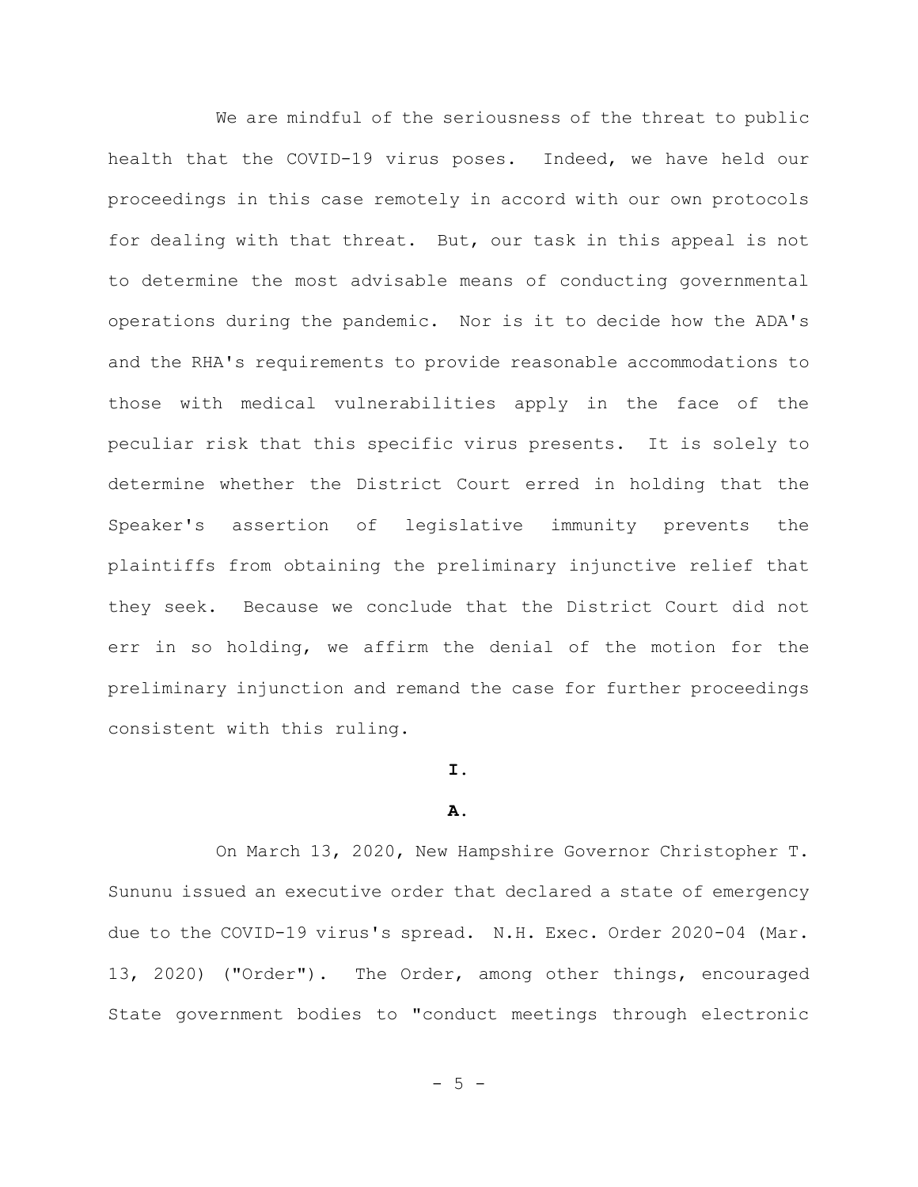We are mindful of the seriousness of the threat to public health that the COVID-19 virus poses. Indeed, we have held our proceedings in this case remotely in accord with our own protocols for dealing with that threat. But, our task in this appeal is not to determine the most advisable means of conducting governmental operations during the pandemic. Nor is it to decide how the ADA's and the RHA's requirements to provide reasonable accommodations to those with medical vulnerabilities apply in the face of the peculiar risk that this specific virus presents. It is solely to determine whether the District Court erred in holding that the Speaker's assertion of legislative immunity prevents the plaintiffs from obtaining the preliminary injunctive relief that they seek. Because we conclude that the District Court did not err in so holding, we affirm the denial of the motion for the preliminary injunction and remand the case for further proceedings consistent with this ruling.

## I.

### A.

On March 13, 2020, New Hampshire Governor Christopher T. Sununu issued an executive order that declared a state of emergency due to the COVID-19 virus's spread. N.H. Exec. Order 2020-04 (Mar. 13, 2020) ("Order"). The Order, among other things, encouraged State government bodies to "conduct meetings through electronic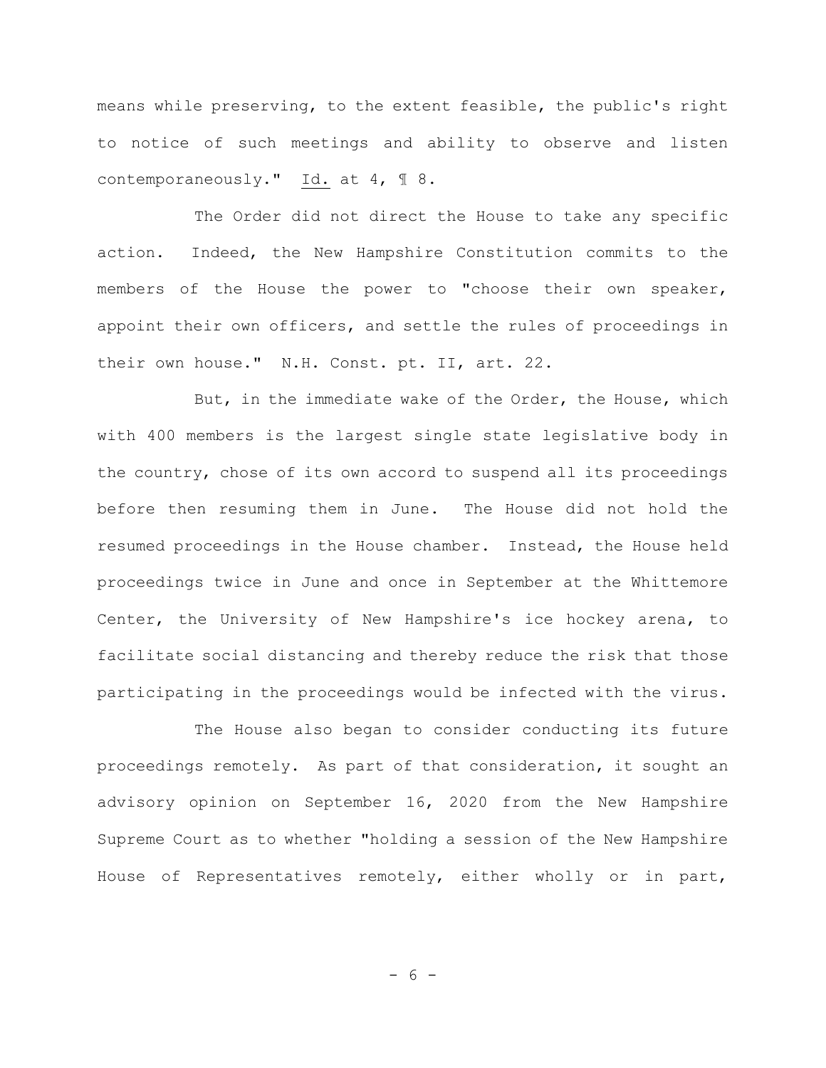means while preserving, to the extent feasible, the public's right to notice of such meetings and ability to observe and listen contemporaneously." Id. at 4, ¶ 8.

The Order did not direct the House to take any specific action. Indeed, the New Hampshire Constitution commits to the members of the House the power to "choose their own speaker, appoint their own officers, and settle the rules of proceedings in their own house." N.H. Const. pt. II, art. 22.

But, in the immediate wake of the Order, the House, which with 400 members is the largest single state legislative body in the country, chose of its own accord to suspend all its proceedings before then resuming them in June. The House did not hold the resumed proceedings in the House chamber. Instead, the House held proceedings twice in June and once in September at the Whittemore Center, the University of New Hampshire's ice hockey arena, to facilitate social distancing and thereby reduce the risk that those participating in the proceedings would be infected with the virus.

The House also began to consider conducting its future proceedings remotely. As part of that consideration, it sought an advisory opinion on September 16, 2020 from the New Hampshire Supreme Court as to whether "holding a session of the New Hampshire House of Representatives remotely, either wholly or in part,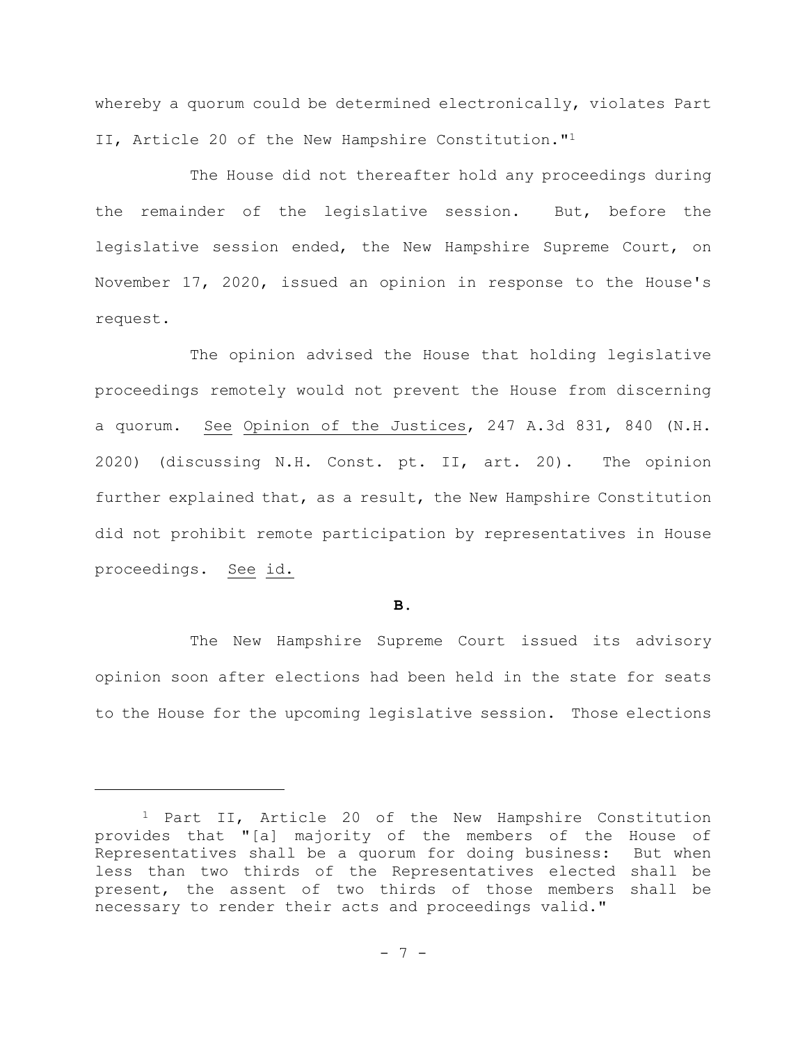whereby a quorum could be determined electronically, violates Part II, Article 20 of the New Hampshire Constitution."[1]

The House did not thereafter hold any proceedings during the remainder of the legislative session. But, before the legislative session ended, the New Hampshire Supreme Court, on November 17, 2020, issued an opinion in response to the House's request.

The opinion advised the House that holding legislative proceedings remotely would not prevent the House from discerning a quorum. See Opinion of the Justices, 247 A.3d 831, 840 (N.H. 2020) (discussing N.H. Const. pt. II, art. 20). The opinion further explained that, as a result, the New Hampshire Constitution did not prohibit remote participation by representatives in House proceedings. See id.

**B.**

The New Hampshire Supreme Court issued its advisory opinion soon after elections had been held in the state for seats to the House for the upcoming legislative session. Those elections

---

[1] Part II, Article 20 of the New Hampshire Constitution provides that "[a] majority of the members of the House of Representatives shall be a quorum for doing business: But when less than two thirds of the Representatives elected shall be present, the assent of two thirds of those members shall be necessary to render their acts and proceedings valid."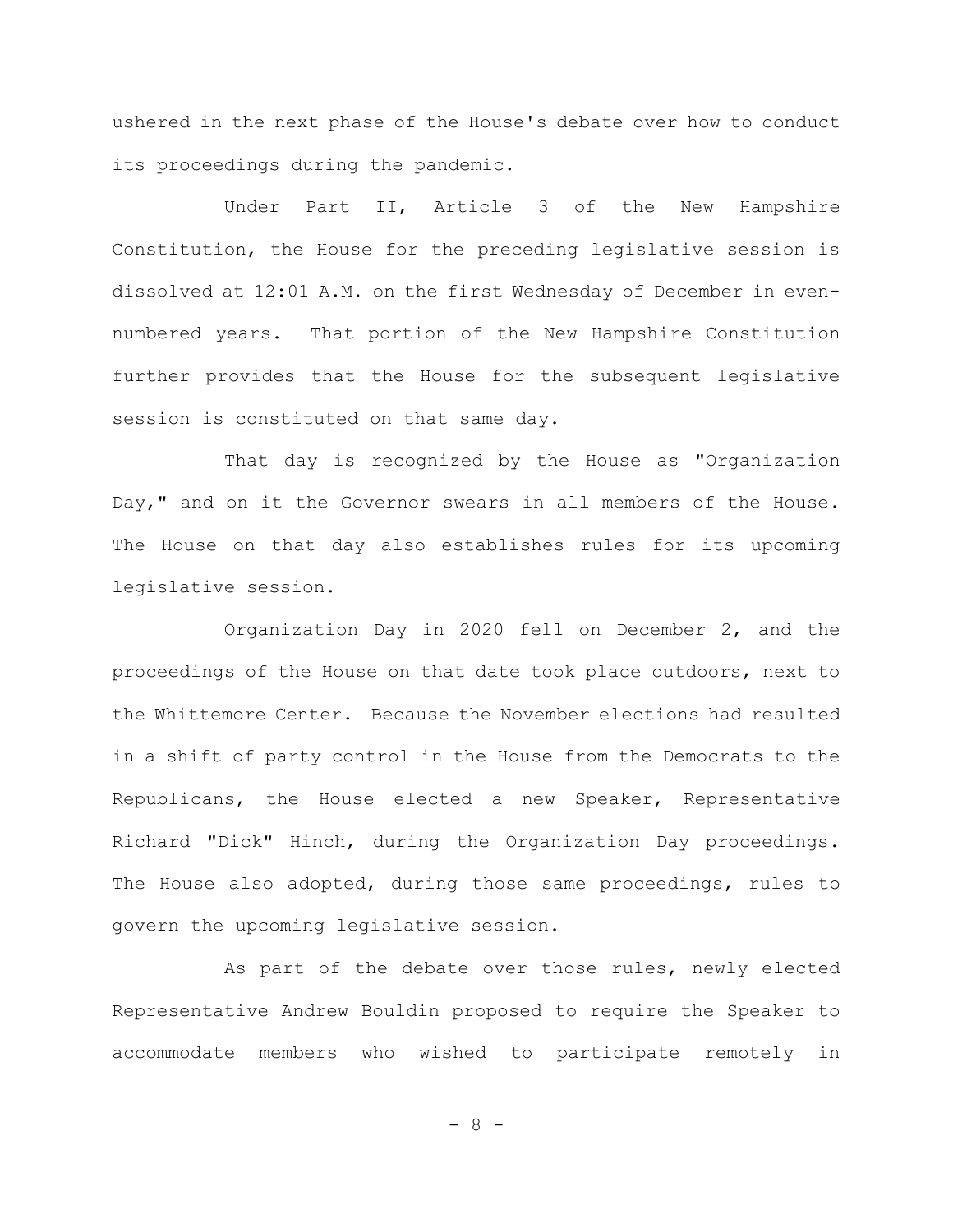ushered in the next phase of the House's debate over how to conduct its proceedings during the pandemic.

Under Part II, Article 3 of the New Hampshire Constitution, the House for the preceding legislative session is dissolved at 12:01 A.M. on the first Wednesday of December in even-numbered years. That portion of the New Hampshire Constitution further provides that the House for the subsequent legislative session is constituted on that same day.

That day is recognized by the House as "Organization Day," and on it the Governor swears in all members of the House. The House on that day also establishes rules for its upcoming legislative session.

Organization Day in 2020 fell on December 2, and the proceedings of the House on that date took place outdoors, next to the Whittemore Center. Because the November elections had resulted in a shift of party control in the House from the Democrats to the Republicans, the House elected a new Speaker, Representative Richard "Dick" Hinch, during the Organization Day proceedings. The House also adopted, during those same proceedings, rules to govern the upcoming legislative session.

As part of the debate over those rules, newly elected Representative Andrew Bouldin proposed to require the Speaker to accommodate members who wished to participate remotely in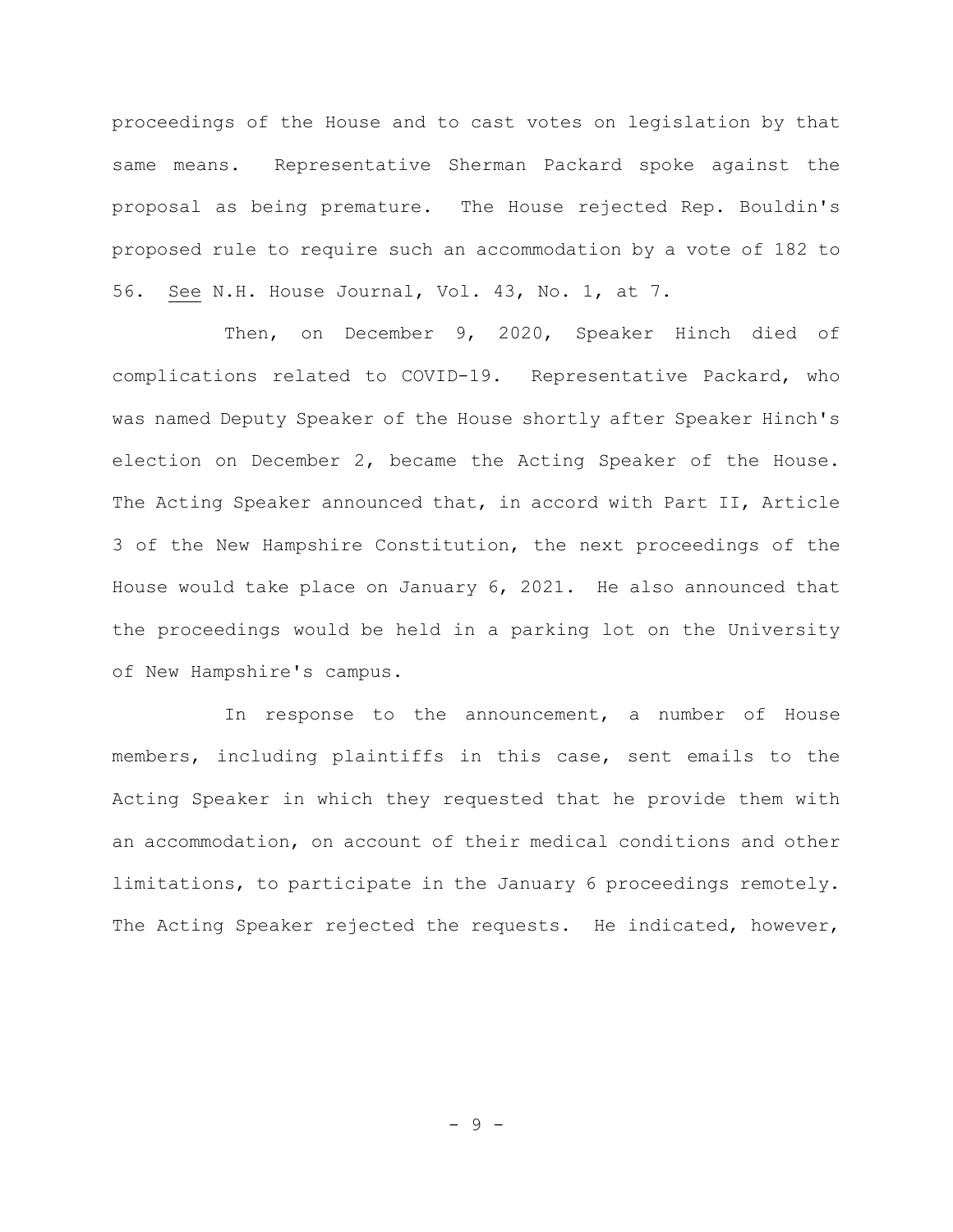proceedings of the House and to cast votes on legislation by that same means. Representative Sherman Packard spoke against the proposal as being premature. The House rejected Rep. Bouldin's proposed rule to require such an accommodation by a vote of 182 to 56. See N.H. House Journal, Vol. 43, No. 1, at 7.

Then, on December 9, 2020, Speaker Hinch died of complications related to COVID-19. Representative Packard, who was named Deputy Speaker of the House shortly after Speaker Hinch's election on December 2, became the Acting Speaker of the House. The Acting Speaker announced that, in accord with Part II, Article 3 of the New Hampshire Constitution, the next proceedings of the House would take place on January 6, 2021. He also announced that the proceedings would be held in a parking lot on the University of New Hampshire's campus.

In response to the announcement, a number of House members, including plaintiffs in this case, sent emails to the Acting Speaker in which they requested that he provide them with an accommodation, on account of their medical conditions and other limitations, to participate in the January 6 proceedings remotely. The Acting Speaker rejected the requests. He indicated, however,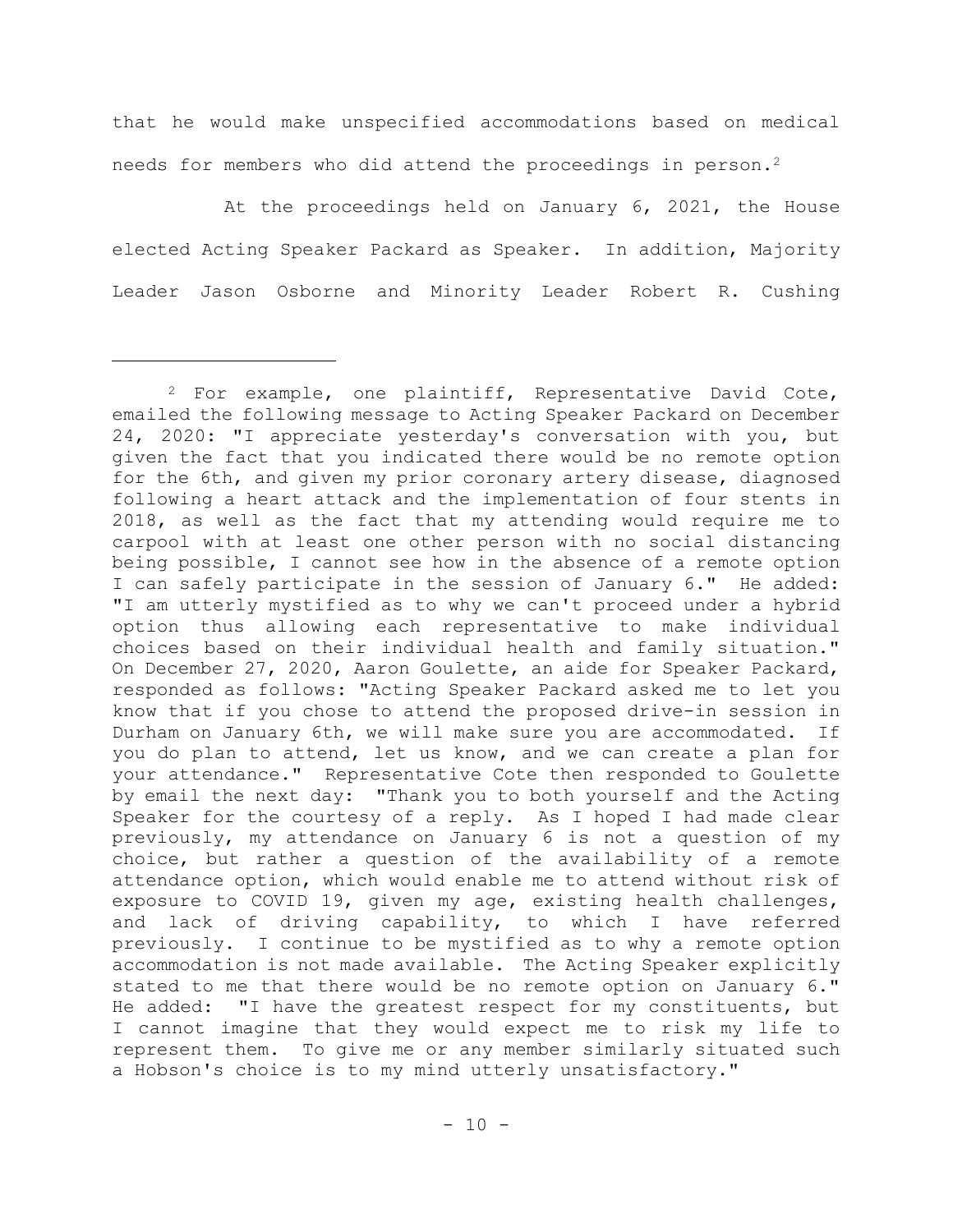that he would make unspecified accommodations based on medical needs for members who did attend the proceedings in person.[2]

At the proceedings held on January 6, 2021, the House elected Acting Speaker Packard as Speaker. In addition, Majority Leader Jason Osborne and Minority Leader Robert R. Cushing

---

[2] For example, one plaintiff, Representative David Cote, emailed the following message to Acting Speaker Packard on December 24, 2020: "I appreciate yesterday's conversation with you, but given the fact that you indicated there would be no remote option for the 6th, and given my prior coronary artery disease, diagnosed following a heart attack and the implementation of four stents in 2018, as well as the fact that my attending would require me to carpool with at least one other person with no social distancing being possible, I cannot see how in the absence of a remote option I can safely participate in the session of January 6." He added: "I am utterly mystified as to why we can't proceed under a hybrid option thus allowing each representative to make individual choices based on their individual health and family situation." On December 27, 2020, Aaron Goulette, an aide for Speaker Packard, responded as follows: "Acting Speaker Packard asked me to let you know that if you chose to attend the proposed drive-in session in Durham on January 6th, we will make sure you are accommodated. If you do plan to attend, let us know, and we can create a plan for your attendance." Representative Cote then responded to Goulette by email the next day: "Thank you to both yourself and the Acting Speaker for the courtesy of a reply. As I hoped I had made clear previously, my attendance on January 6 is not a question of my choice, but rather a question of the availability of a remote attendance option, which would enable me to attend without risk of exposure to COVID 19, given my age, existing health challenges, and lack of driving capability, to which I have referred previously. I continue to be mystified as to why a remote option accommodation is not made available. The Acting Speaker explicitly stated to me that there would be no remote option on January 6." He added: "I have the greatest respect for my constituents, but I cannot imagine that they would expect me to risk my life to represent them. To give me or any member similarly situated such a Hobson's choice is to my mind utterly unsatisfactory."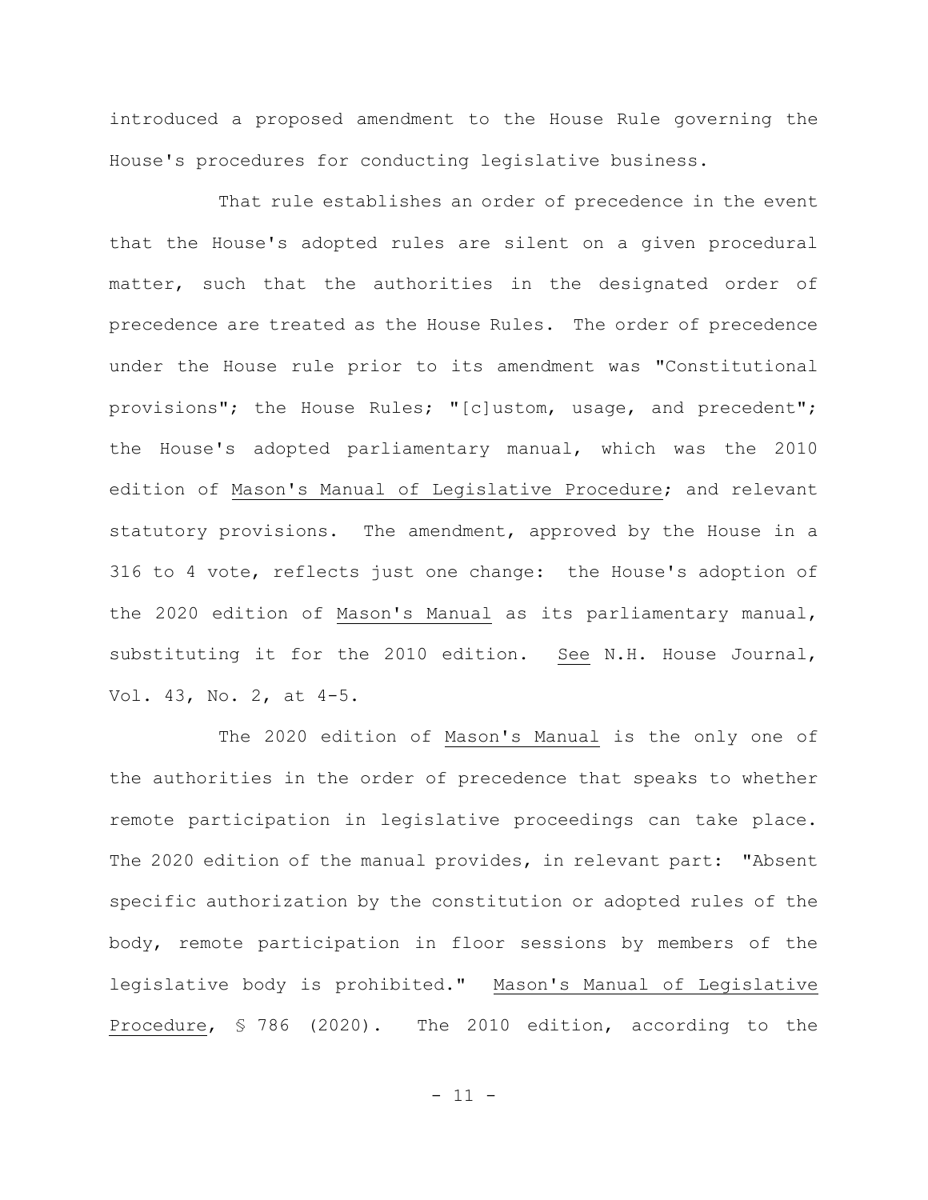introduced a proposed amendment to the House Rule governing the House's procedures for conducting legislative business.

That rule establishes an order of precedence in the event that the House's adopted rules are silent on a given procedural matter, such that the authorities in the designated order of precedence are treated as the House Rules. The order of precedence under the House rule prior to its amendment was "Constitutional provisions"; the House Rules; "[c]ustom, usage, and precedent"; the House's adopted parliamentary manual, which was the 2010 edition of Mason's Manual of Legislative Procedure; and relevant statutory provisions. The amendment, approved by the House in a 316 to 4 vote, reflects just one change: the House's adoption of the 2020 edition of Mason's Manual as its parliamentary manual, substituting it for the 2010 edition. See N.H. House Journal, Vol. 43, No. 2, at 4-5.

The 2020 edition of Mason's Manual is the only one of the authorities in the order of precedence that speaks to whether remote participation in legislative proceedings can take place. The 2020 edition of the manual provides, in relevant part: "Absent specific authorization by the constitution or adopted rules of the body, remote participation in floor sessions by members of the legislative body is prohibited." Mason's Manual of Legislative Procedure, § 786 (2020). The 2010 edition, according to the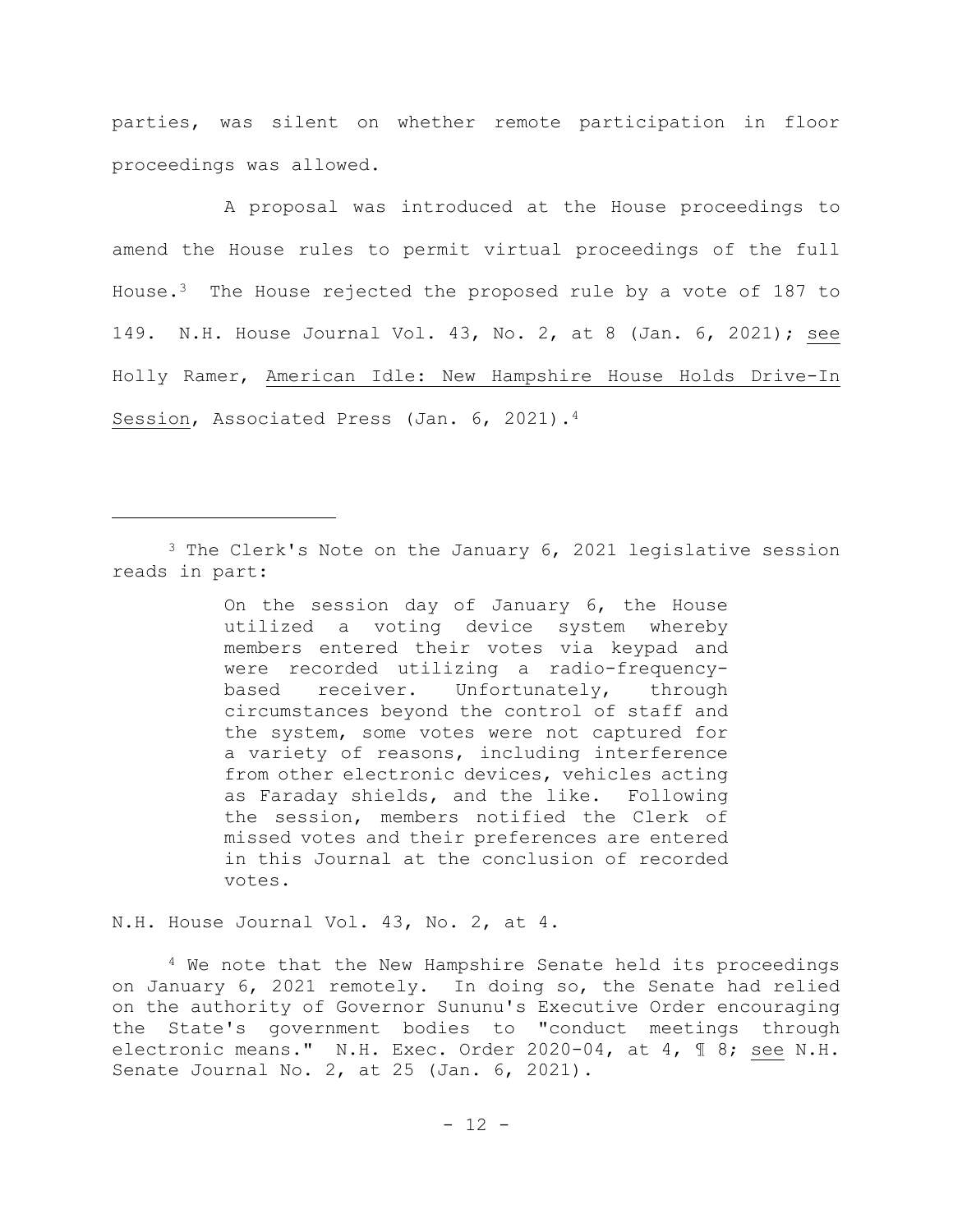parties, was silent on whether remote participation in floor proceedings was allowed.

A proposal was introduced at the House proceedings to amend the House rules to permit virtual proceedings of the full House.[3] The House rejected the proposed rule by a vote of 187 to 149. N.H. House Journal Vol. 43, No. 2, at 8 (Jan. 6, 2021); see Holly Ramer, American Idle: New Hampshire House Holds Drive-In Session, Associated Press (Jan. 6, 2021).[4]

---

[3] The Clerk's Note on the January 6, 2021 legislative session reads in part:

> On the session day of January 6, the House utilized a voting device system whereby members entered their votes via keypad and were recorded utilizing a radio-frequency-based receiver. Unfortunately, through circumstances beyond the control of staff and the system, some votes were not captured for a variety of reasons, including interference from other electronic devices, vehicles acting as Faraday shields, and the like. Following the session, members notified the Clerk of missed votes and their preferences are entered in this Journal at the conclusion of recorded votes.

N.H. House Journal Vol. 43, No. 2, at 4.

[4] We note that the New Hampshire Senate held its proceedings on January 6, 2021 remotely. In doing so, the Senate had relied on the authority of Governor Sununu's Executive Order encouraging the State's government bodies to "conduct meetings through electronic means." N.H. Exec. Order 2020-04, at 4, ¶ 8; see N.H. Senate Journal No. 2, at 25 (Jan. 6, 2021).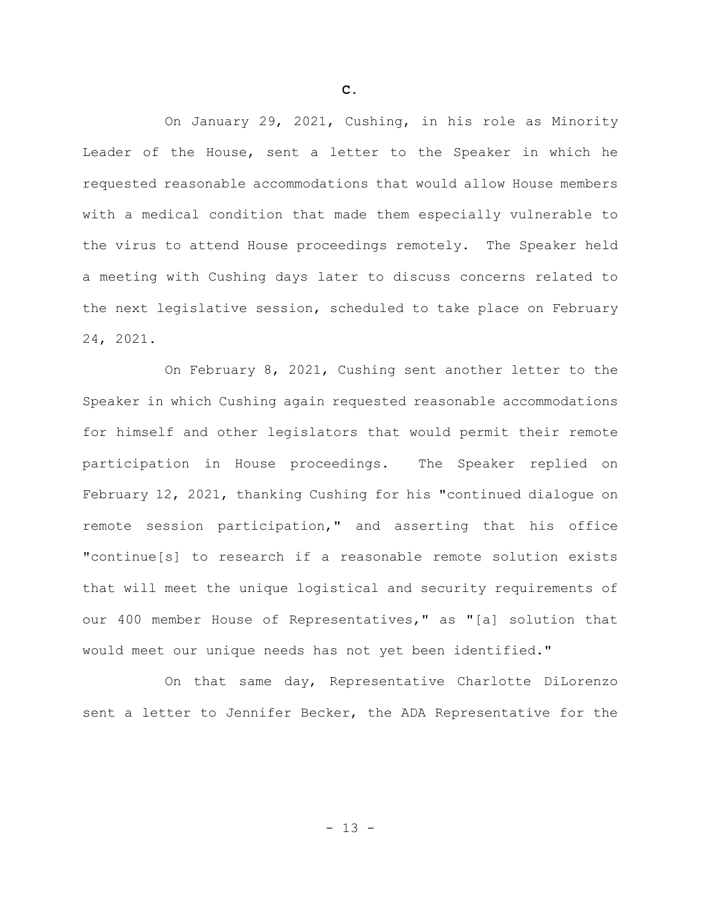### C.

On January 29, 2021, Cushing, in his role as Minority Leader of the House, sent a letter to the Speaker in which he requested reasonable accommodations that would allow House members with a medical condition that made them especially vulnerable to the virus to attend House proceedings remotely. The Speaker held a meeting with Cushing days later to discuss concerns related to the next legislative session, scheduled to take place on February 24, 2021.

On February 8, 2021, Cushing sent another letter to the Speaker in which Cushing again requested reasonable accommodations for himself and other legislators that would permit their remote participation in House proceedings. The Speaker replied on February 12, 2021, thanking Cushing for his "continued dialogue on remote session participation," and asserting that his office "continue[s] to research if a reasonable remote solution exists that will meet the unique logistical and security requirements of our 400 member House of Representatives," as "[a] solution that would meet our unique needs has not yet been identified."

On that same day, Representative Charlotte DiLorenzo sent a letter to Jennifer Becker, the ADA Representative for the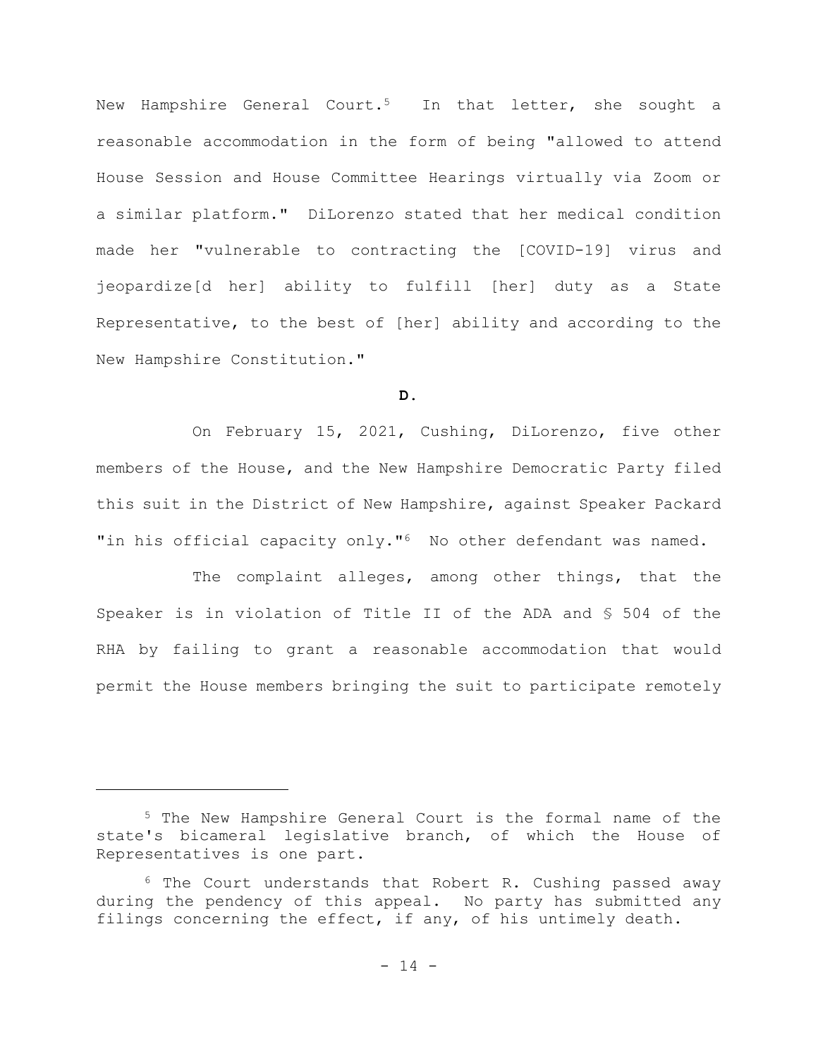New Hampshire General Court.[5] In that letter, she sought a reasonable accommodation in the form of being "allowed to attend House Session and House Committee Hearings virtually via Zoom or a similar platform." DiLorenzo stated that her medical condition made her "vulnerable to contracting the [COVID-19] virus and jeopardize[d her] ability to fulfill [her] duty as a State Representative, to the best of [her] ability and according to the New Hampshire Constitution."

**D.**

On February 15, 2021, Cushing, DiLorenzo, five other members of the House, and the New Hampshire Democratic Party filed this suit in the District of New Hampshire, against Speaker Packard "in his official capacity only."[6] No other defendant was named.

The complaint alleges, among other things, that the Speaker is in violation of Title II of the ADA and § 504 of the RHA by failing to grant a reasonable accommodation that would permit the House members bringing the suit to participate remotely

---

[5] The New Hampshire General Court is the formal name of the state's bicameral legislative branch, of which the House of Representatives is one part.

[6] The Court understands that Robert R. Cushing passed away during the pendency of this appeal. No party has submitted any filings concerning the effect, if any, of his untimely death.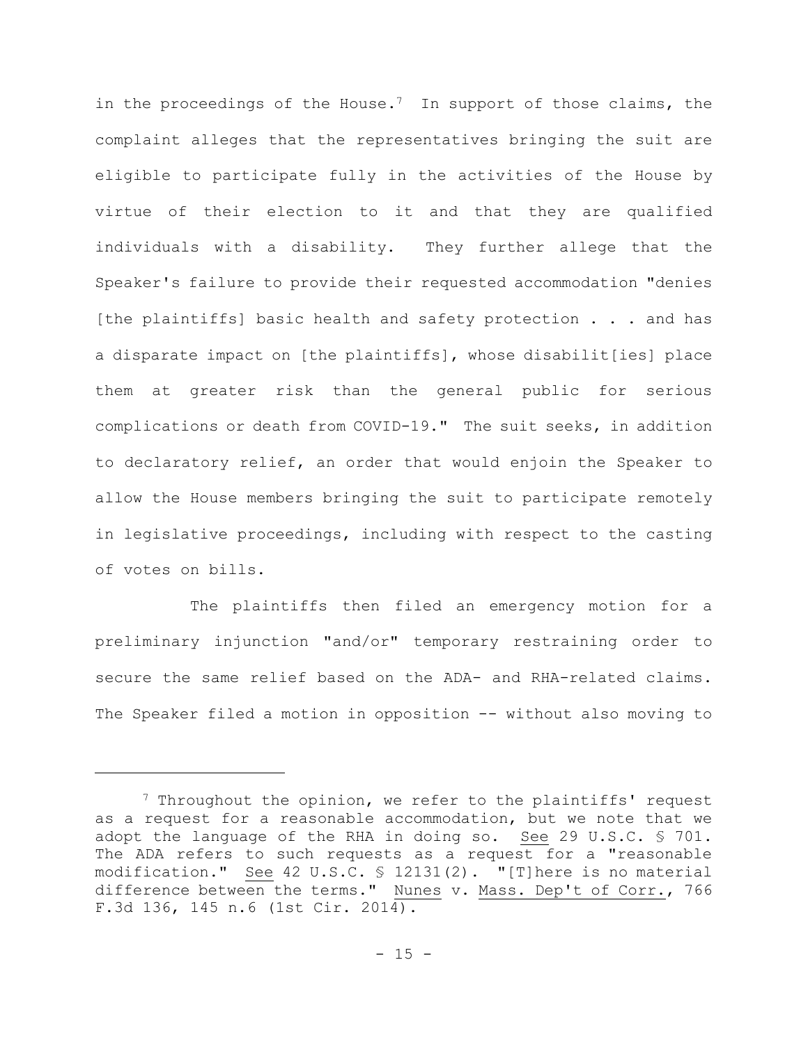in the proceedings of the House.[7] In support of those claims, the complaint alleges that the representatives bringing the suit are eligible to participate fully in the activities of the House by virtue of their election to it and that they are qualified individuals with a disability. They further allege that the Speaker's failure to provide their requested accommodation "denies [the plaintiffs] basic health and safety protection . . . and has a disparate impact on [the plaintiffs], whose disabilit[ies] place them at greater risk than the general public for serious complications or death from COVID-19." The suit seeks, in addition to declaratory relief, an order that would enjoin the Speaker to allow the House members bringing the suit to participate remotely in legislative proceedings, including with respect to the casting of votes on bills.

The plaintiffs then filed an emergency motion for a preliminary injunction "and/or" temporary restraining order to secure the same relief based on the ADA- and RHA-related claims. The Speaker filed a motion in opposition -- without also moving to

---

[7] Throughout the opinion, we refer to the plaintiffs' request as a request for a reasonable accommodation, but we note that we adopt the language of the RHA in doing so. See 29 U.S.C. § 701. The ADA refers to such requests as a request for a "reasonable modification." See 42 U.S.C. § 12131(2). "[T]here is no material difference between the terms." Nunes v. Mass. Dep't of Corr., 766 F.3d 136, 145 n.6 (1st Cir. 2014).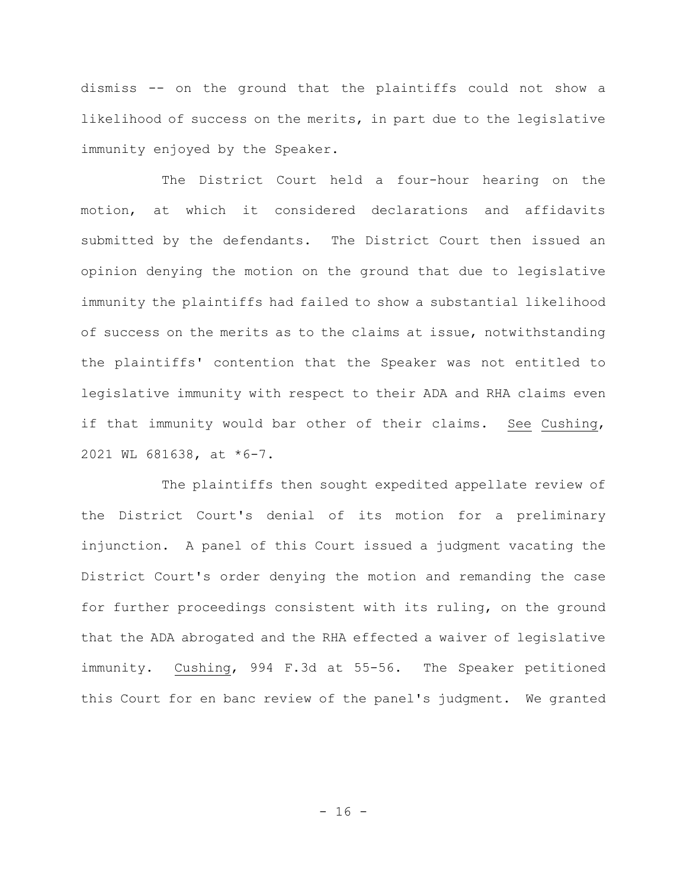dismiss -- on the ground that the plaintiffs could not show a likelihood of success on the merits, in part due to the legislative immunity enjoyed by the Speaker.

The District Court held a four-hour hearing on the motion, at which it considered declarations and affidavits submitted by the defendants. The District Court then issued an opinion denying the motion on the ground that due to legislative immunity the plaintiffs had failed to show a substantial likelihood of success on the merits as to the claims at issue, notwithstanding the plaintiffs' contention that the Speaker was not entitled to legislative immunity with respect to their ADA and RHA claims even if that immunity would bar other of their claims. See Cushing, 2021 WL 681638, at *6-7.

The plaintiffs then sought expedited appellate review of the District Court's denial of its motion for a preliminary injunction. A panel of this Court issued a judgment vacating the District Court's order denying the motion and remanding the case for further proceedings consistent with its ruling, on the ground that the ADA abrogated and the RHA effected a waiver of legislative immunity. Cushing, 994 F.3d at 55-56. The Speaker petitioned this Court for en banc review of the panel's judgment. We granted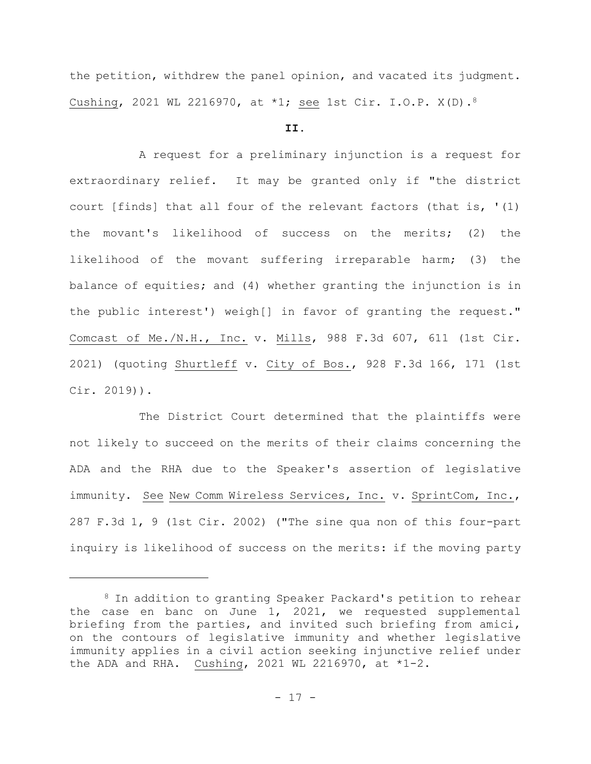the petition, withdrew the panel opinion, and vacated its judgment. Cushing, 2021 WL 2216970, at *1; see 1st Cir. I.O.P. X(D).[8]

## II.

A request for a preliminary injunction is a request for extraordinary relief. It may be granted only if "the district court [finds] that all four of the relevant factors (that is, '(1) the movant's likelihood of success on the merits; (2) the likelihood of the movant suffering irreparable harm; (3) the balance of equities; and (4) whether granting the injunction is in the public interest') weigh[] in favor of granting the request." Comcast of Me./N.H., Inc. v. Mills, 988 F.3d 607, 611 (1st Cir. 2021) (quoting Shurtleff v. City of Bos., 928 F.3d 166, 171 (1st Cir. 2019)).

The District Court determined that the plaintiffs were not likely to succeed on the merits of their claims concerning the ADA and the RHA due to the Speaker's assertion of legislative immunity. See New Comm Wireless Services, Inc. v. SprintCom, Inc., 287 F.3d 1, 9 (1st Cir. 2002) ("The sine qua non of this four-part inquiry is likelihood of success on the merits: if the moving party

---

[8] In addition to granting Speaker Packard's petition to rehear the case en banc on June 1, 2021, we requested supplemental briefing from the parties, and invited such briefing from amici, on the contours of legislative immunity and whether legislative immunity applies in a civil action seeking injunctive relief under the ADA and RHA. Cushing, 2021 WL 2216970, at *1-2.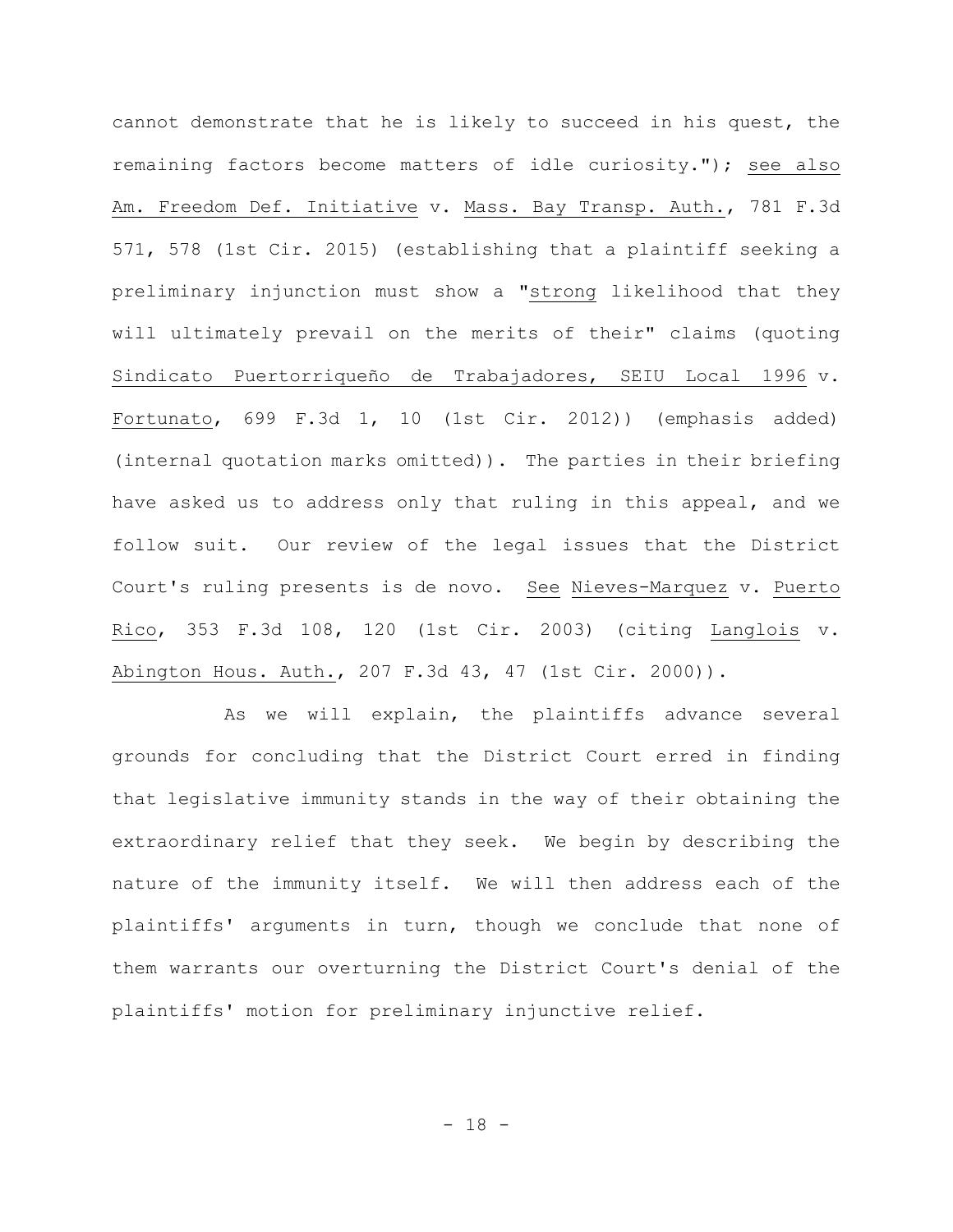cannot demonstrate that he is likely to succeed in his quest, the remaining factors become matters of idle curiosity."); _see also_ _Am. Freedom Def. Initiative_ v. _Mass. Bay Transp. Auth._, 781 F.3d 571, 578 (1st Cir. 2015) (establishing that a plaintiff seeking a preliminary injunction must show a "_strong_ likelihood that they will ultimately prevail on the merits of their" claims (quoting _Sindicato Puertorriqueño de Trabajadores, SEIU Local 1996_ v. _Fortunato_, 699 F.3d 1, 10 (1st Cir. 2012)) (emphasis added) (internal quotation marks omitted)). The parties in their briefing have asked us to address only that ruling in this appeal, and we follow suit. Our review of the legal issues that the District Court's ruling presents is de novo. _See_ _Nieves-Marquez_ v. _Puerto Rico_, 353 F.3d 108, 120 (1st Cir. 2003) (citing _Langlois_ v. _Abington Hous. Auth._, 207 F.3d 43, 47 (1st Cir. 2000)).

As we will explain, the plaintiffs advance several grounds for concluding that the District Court erred in finding that legislative immunity stands in the way of their obtaining the extraordinary relief that they seek. We begin by describing the nature of the immunity itself. We will then address each of the plaintiffs' arguments in turn, though we conclude that none of them warrants our overturning the District Court's denial of the plaintiffs' motion for preliminary injunctive relief.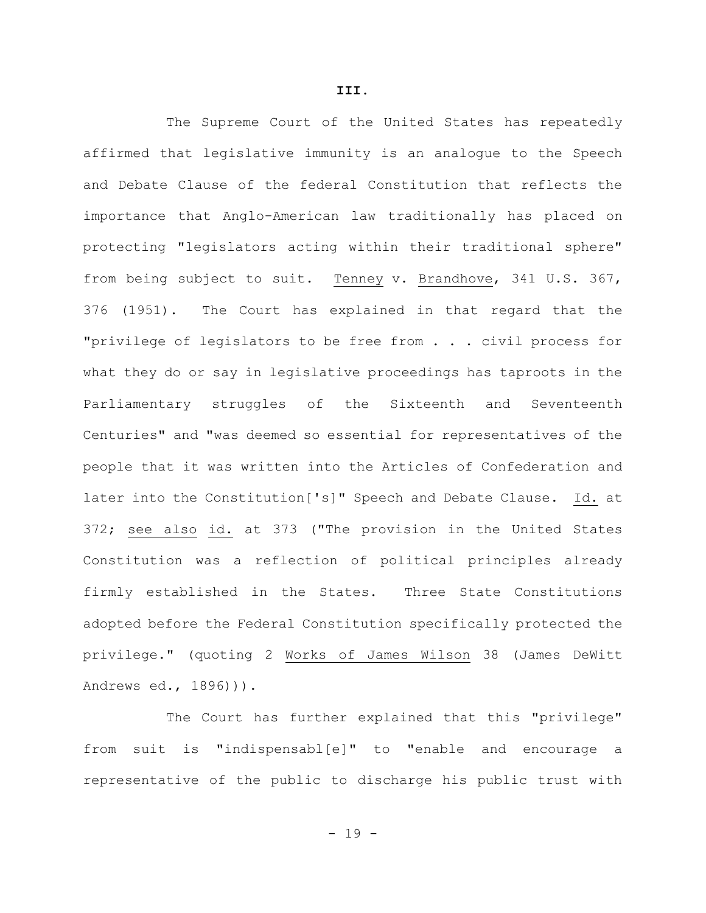**III.**

The Supreme Court of the United States has repeatedly affirmed that legislative immunity is an analogue to the Speech and Debate Clause of the federal Constitution that reflects the importance that Anglo-American law traditionally has placed on protecting "legislators acting within their traditional sphere" from being subject to suit. Tenney v. Brandhove, 341 U.S. 367, 376 (1951). The Court has explained in that regard that the "privilege of legislators to be free from . . . civil process for what they do or say in legislative proceedings has taproots in the Parliamentary struggles of the Sixteenth and Seventeenth Centuries" and "was deemed so essential for representatives of the people that it was written into the Articles of Confederation and later into the Constitution['s]" Speech and Debate Clause. Id. at 372; see also id. at 373 ("The provision in the United States Constitution was a reflection of political principles already firmly established in the States. Three State Constitutions adopted before the Federal Constitution specifically protected the privilege." (quoting 2 Works of James Wilson 38 (James DeWitt Andrews ed., 1896))).

The Court has further explained that this "privilege" from suit is "indispensabl[e]" to "enable and encourage a representative of the public to discharge his public trust with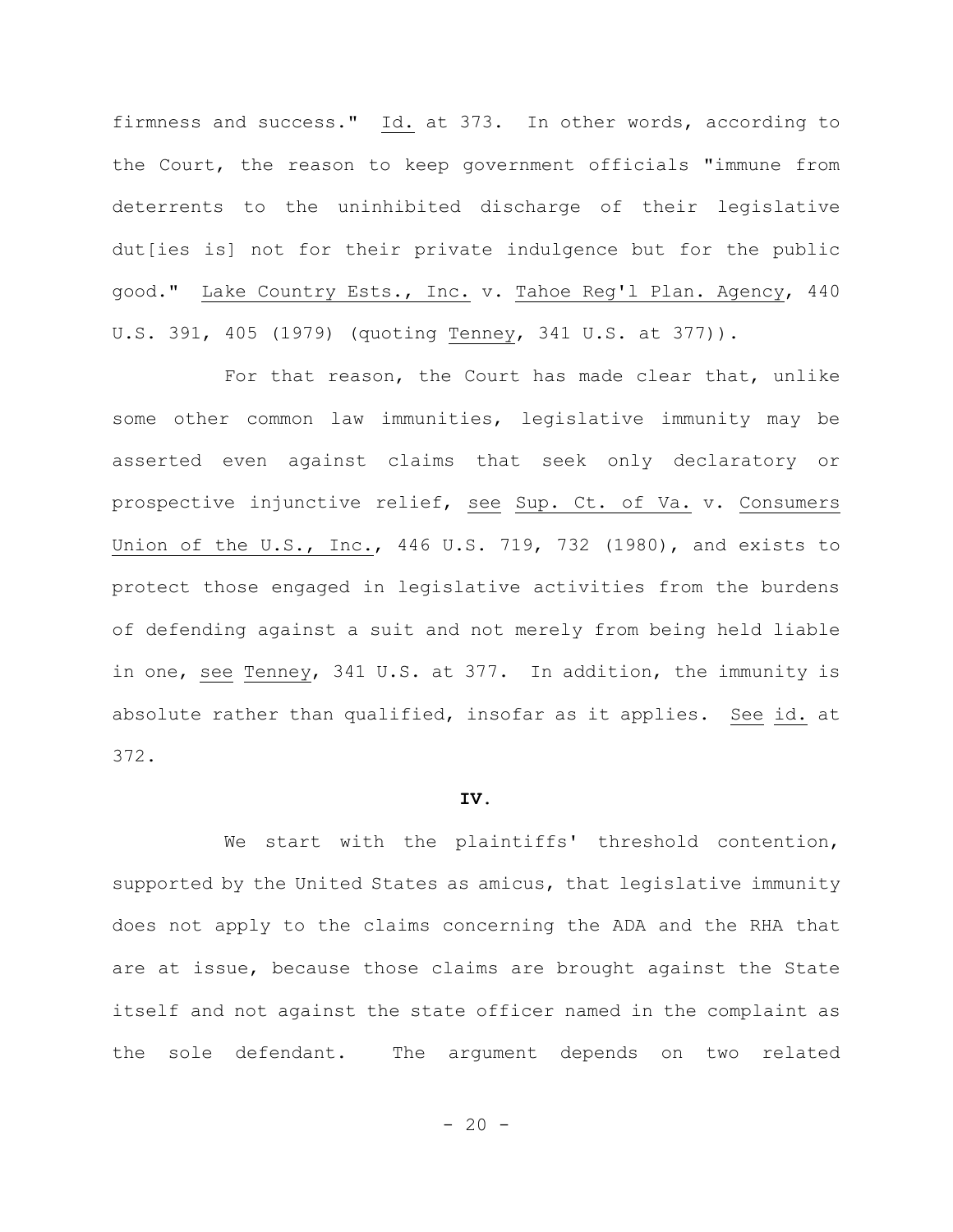firmness and success." Id. at 373. In other words, according to the Court, the reason to keep government officials "immune from deterrents to the uninhibited discharge of their legislative dut[ies is] not for their private indulgence but for the public good." Lake Country Ests., Inc. v. Tahoe Reg'l Plan. Agency, 440 U.S. 391, 405 (1979) (quoting Tenney, 341 U.S. at 377)).

For that reason, the Court has made clear that, unlike some other common law immunities, legislative immunity may be asserted even against claims that seek only declaratory or prospective injunctive relief, see Sup. Ct. of Va. v. Consumers Union of the U.S., Inc., 446 U.S. 719, 732 (1980), and exists to protect those engaged in legislative activities from the burdens of defending against a suit and not merely from being held liable in one, see Tenney, 341 U.S. at 377. In addition, the immunity is absolute rather than qualified, insofar as it applies. See id. at 372.

## IV.

We start with the plaintiffs' threshold contention, supported by the United States as amicus, that legislative immunity does not apply to the claims concerning the ADA and the RHA that are at issue, because those claims are brought against the State itself and not against the state officer named in the complaint as the sole defendant. The argument depends on two related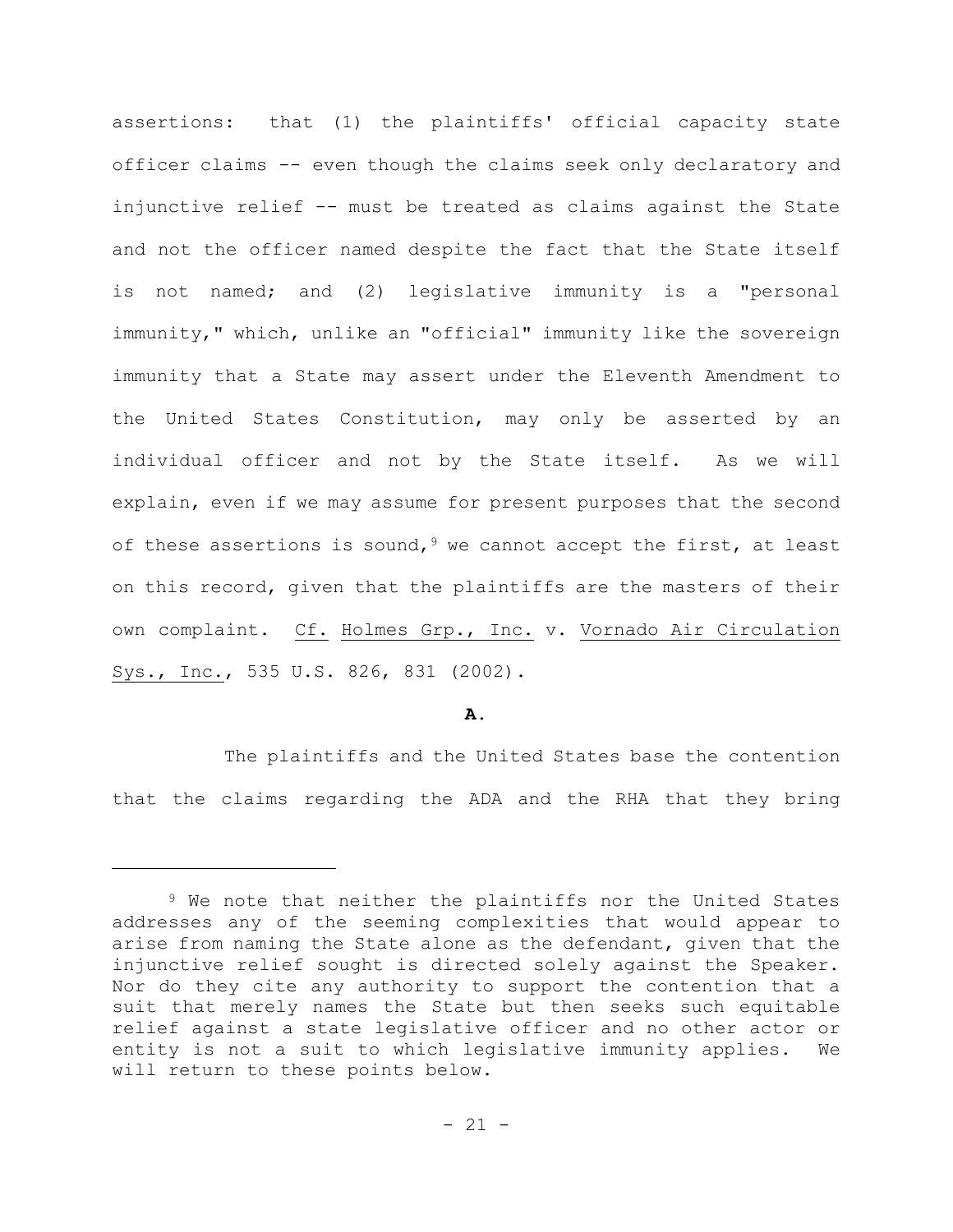assertions: that (1) the plaintiffs' official capacity state officer claims -- even though the claims seek only declaratory and injunctive relief -- must be treated as claims against the State and not the officer named despite the fact that the State itself is not named; and (2) legislative immunity is a "personal immunity," which, unlike an "official" immunity like the sovereign immunity that a State may assert under the Eleventh Amendment to the United States Constitution, may only be asserted by an individual officer and not by the State itself. As we will explain, even if we may assume for present purposes that the second of these assertions is sound,[9] we cannot accept the first, at least on this record, given that the plaintiffs are the masters of their own complaint. Cf. Holmes Grp., Inc. v. Vornado Air Circulation Sys., Inc., 535 U.S. 826, 831 (2002).

**A.**

The plaintiffs and the United States base the contention that the claims regarding the ADA and the RHA that they bring

---

[9] We note that neither the plaintiffs nor the United States addresses any of the seeming complexities that would appear to arise from naming the State alone as the defendant, given that the injunctive relief sought is directed solely against the Speaker. Nor do they cite any authority to support the contention that a suit that merely names the State but then seeks such equitable relief against a state legislative officer and no other actor or entity is not a suit to which legislative immunity applies. We will return to these points below.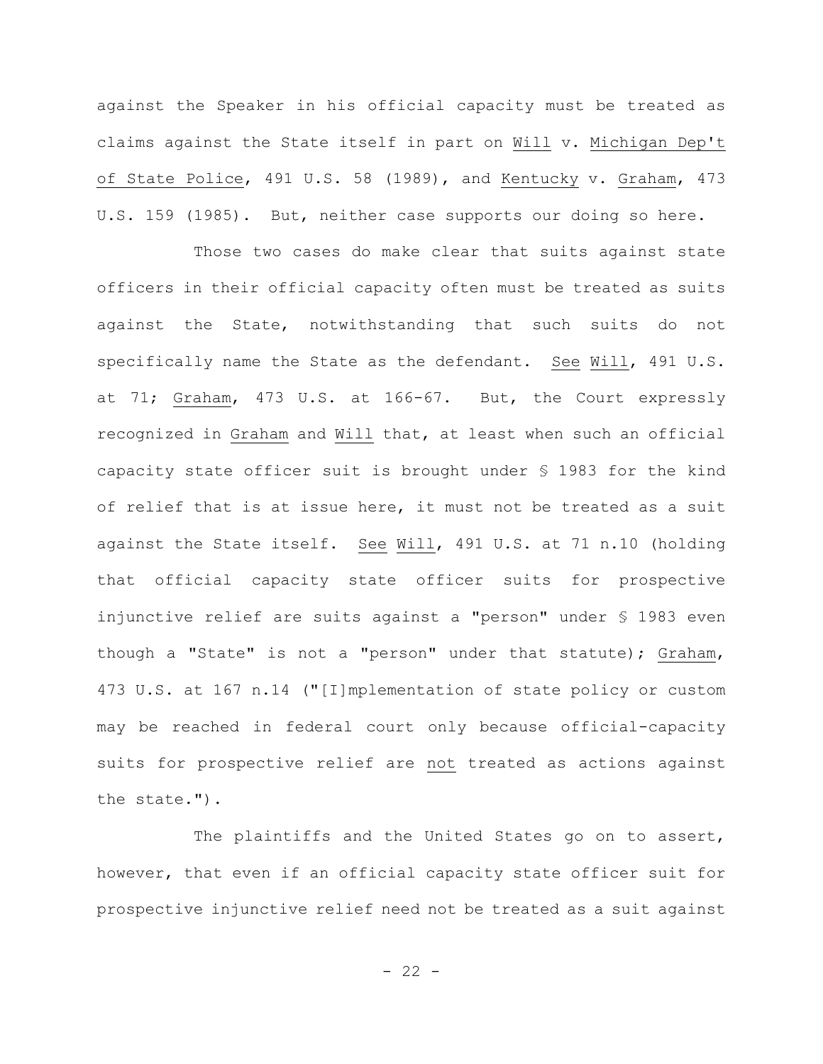against the Speaker in his official capacity must be treated as claims against the State itself in part on Will v. Michigan Dep't of State Police, 491 U.S. 58 (1989), and Kentucky v. Graham, 473 U.S. 159 (1985). But, neither case supports our doing so here.

Those two cases do make clear that suits against state officers in their official capacity often must be treated as suits against the State, notwithstanding that such suits do not specifically name the State as the defendant. See Will, 491 U.S. at 71; Graham, 473 U.S. at 166-67. But, the Court expressly recognized in Graham and Will that, at least when such an official capacity state officer suit is brought under § 1983 for the kind of relief that is at issue here, it must not be treated as a suit against the State itself. See Will, 491 U.S. at 71 n.10 (holding that official capacity state officer suits for prospective injunctive relief are suits against a "person" under § 1983 even though a "State" is not a "person" under that statute); Graham, 473 U.S. at 167 n.14 ("[I]mplementation of state policy or custom may be reached in federal court only because official-capacity suits for prospective relief are not treated as actions against the state.").

The plaintiffs and the United States go on to assert, however, that even if an official capacity state officer suit for prospective injunctive relief need not be treated as a suit against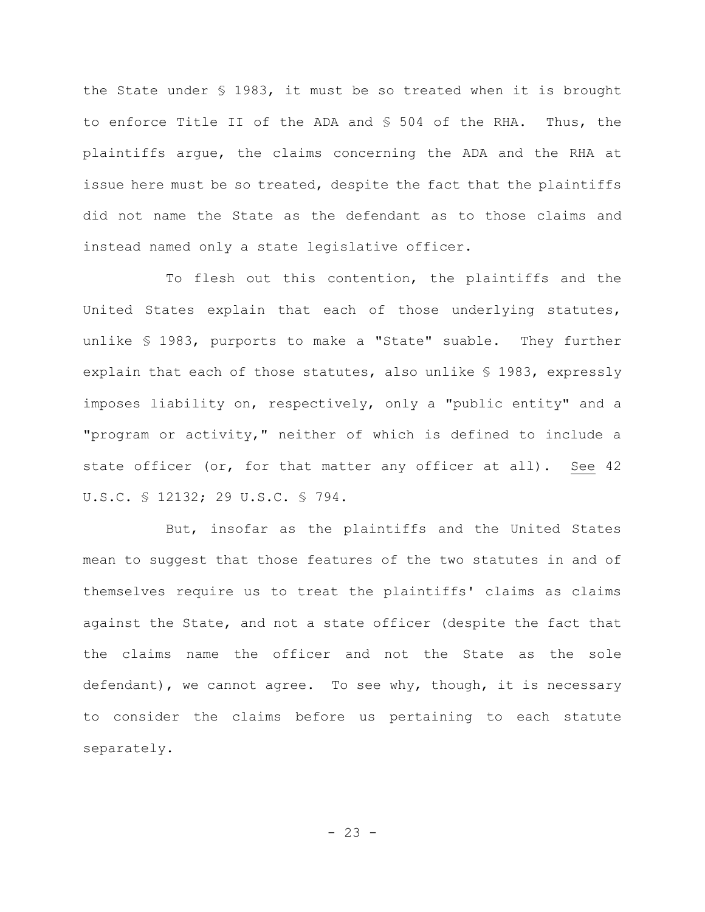the State under § 1983, it must be so treated when it is brought to enforce Title II of the ADA and § 504 of the RHA. Thus, the plaintiffs argue, the claims concerning the ADA and the RHA at issue here must be so treated, despite the fact that the plaintiffs did not name the State as the defendant as to those claims and instead named only a state legislative officer.

To flesh out this contention, the plaintiffs and the United States explain that each of those underlying statutes, unlike § 1983, purports to make a "State" suable. They further explain that each of those statutes, also unlike § 1983, expressly imposes liability on, respectively, only a "public entity" and a "program or activity," neither of which is defined to include a state officer (or, for that matter any officer at all). See 42 U.S.C. § 12132; 29 U.S.C. § 794.

But, insofar as the plaintiffs and the United States mean to suggest that those features of the two statutes in and of themselves require us to treat the plaintiffs' claims as claims against the State, and not a state officer (despite the fact that the claims name the officer and not the State as the sole defendant), we cannot agree. To see why, though, it is necessary to consider the claims before us pertaining to each statute separately.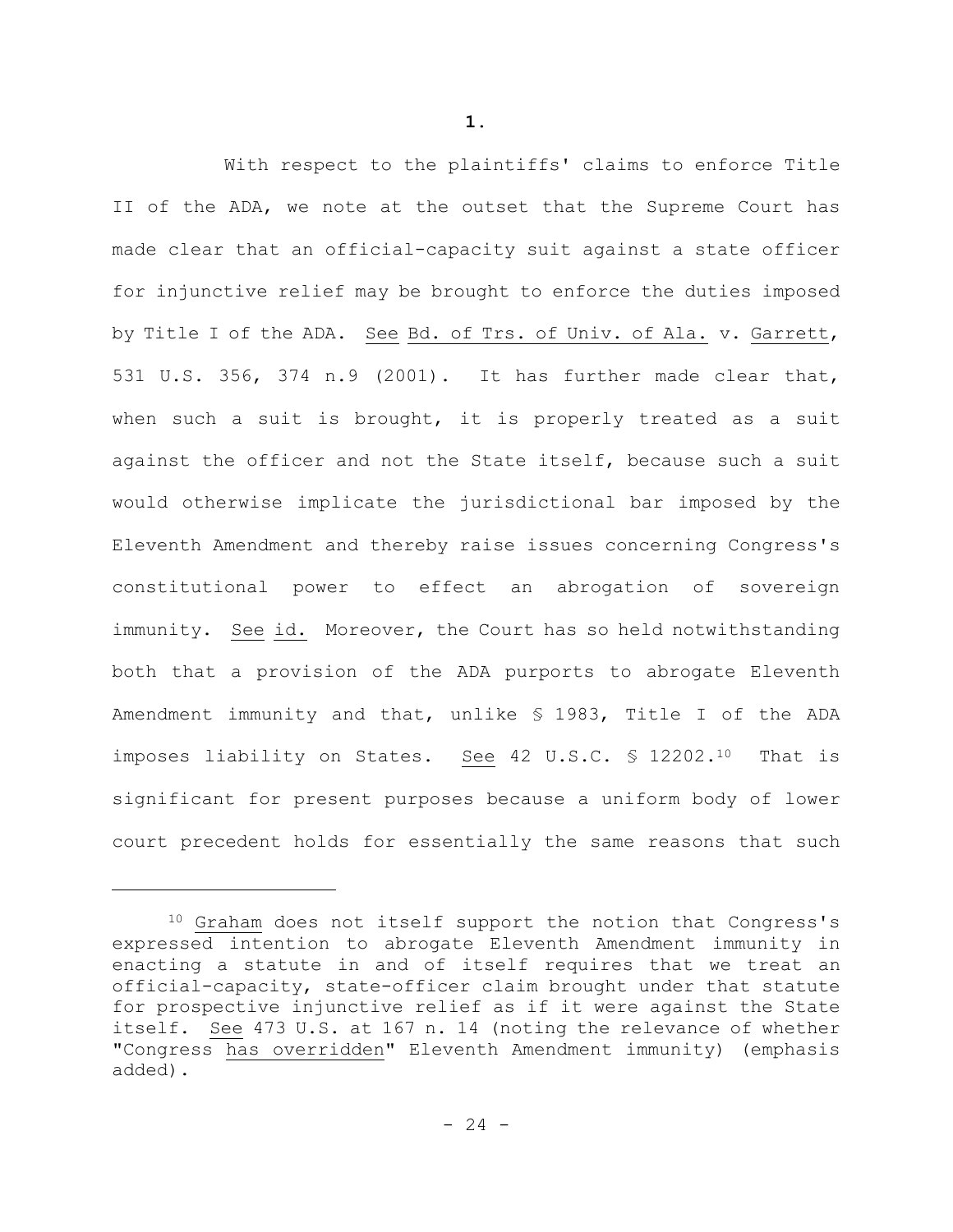**1.**

With respect to the plaintiffs' claims to enforce Title II of the ADA, we note at the outset that the Supreme Court has made clear that an official-capacity suit against a state officer for injunctive relief may be brought to enforce the duties imposed by Title I of the ADA. See Bd. of Trs. of Univ. of Ala. v. Garrett, 531 U.S. 356, 374 n.9 (2001). It has further made clear that, when such a suit is brought, it is properly treated as a suit against the officer and not the State itself, because such a suit would otherwise implicate the jurisdictional bar imposed by the Eleventh Amendment and thereby raise issues concerning Congress's constitutional power to effect an abrogation of sovereign immunity. See id. Moreover, the Court has so held notwithstanding both that a provision of the ADA purports to abrogate Eleventh Amendment immunity and that, unlike § 1983, Title I of the ADA imposes liability on States. See 42 U.S.C. § 12202.[10] That is significant for present purposes because a uniform body of lower court precedent holds for essentially the same reasons that such

[10] Graham does not itself support the notion that Congress's expressed intention to abrogate Eleventh Amendment immunity in enacting a statute in and of itself requires that we treat an official-capacity, state-officer claim brought under that statute for prospective injunctive relief as if it were against the State itself. See 473 U.S. at 167 n. 14 (noting the relevance of whether "Congress has overridden" Eleventh Amendment immunity) (emphasis added).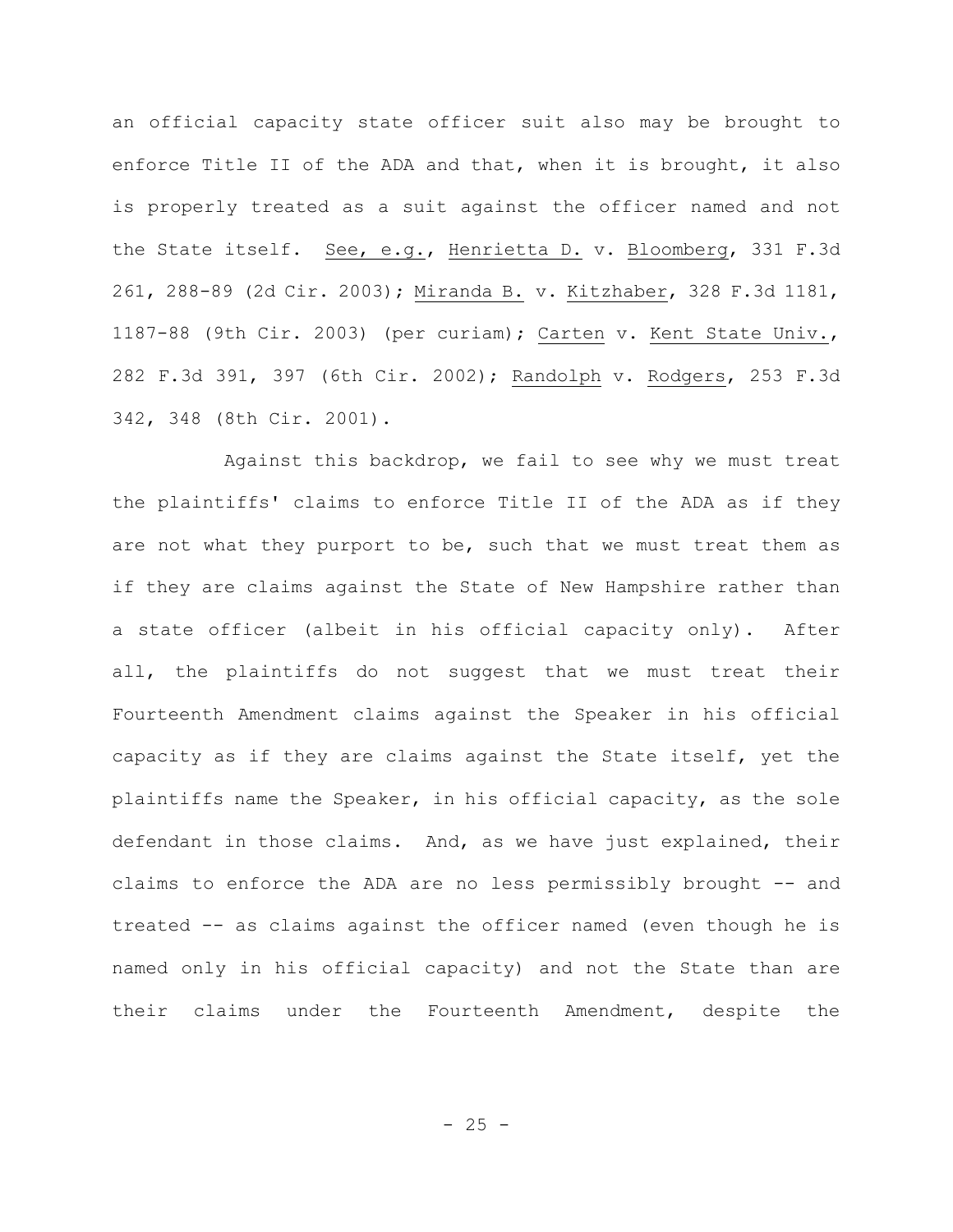an official capacity state officer suit also may be brought to enforce Title II of the ADA and that, when it is brought, it also is properly treated as a suit against the officer named and not the State itself. See, e.g., Henrietta D. v. Bloomberg, 331 F.3d 261, 288-89 (2d Cir. 2003); Miranda B. v. Kitzhaber, 328 F.3d 1181, 1187-88 (9th Cir. 2003) (per curiam); Carten v. Kent State Univ., 282 F.3d 391, 397 (6th Cir. 2002); Randolph v. Rodgers, 253 F.3d 342, 348 (8th Cir. 2001).

Against this backdrop, we fail to see why we must treat the plaintiffs' claims to enforce Title II of the ADA as if they are not what they purport to be, such that we must treat them as if they are claims against the State of New Hampshire rather than a state officer (albeit in his official capacity only). After all, the plaintiffs do not suggest that we must treat their Fourteenth Amendment claims against the Speaker in his official capacity as if they are claims against the State itself, yet the plaintiffs name the Speaker, in his official capacity, as the sole defendant in those claims. And, as we have just explained, their claims to enforce the ADA are no less permissibly brought -- and treated -- as claims against the officer named (even though he is named only in his official capacity) and not the State than are their claims under the Fourteenth Amendment, despite the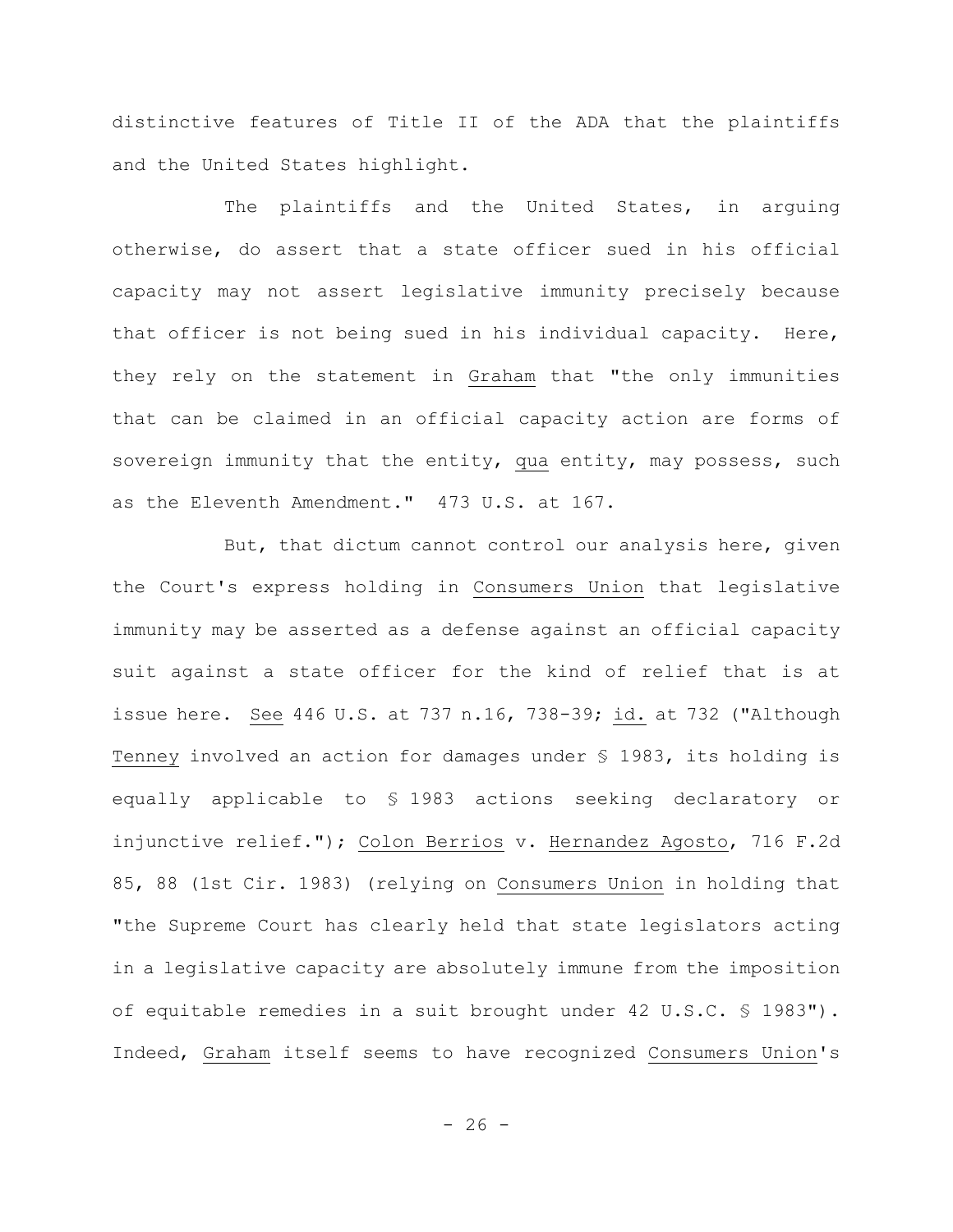distinctive features of Title II of the ADA that the plaintiffs and the United States highlight.

The plaintiffs and the United States, in arguing otherwise, do assert that a state officer sued in his official capacity may not assert legislative immunity precisely because that officer is not being sued in his individual capacity. Here, they rely on the statement in Graham that "the only immunities that can be claimed in an official capacity action are forms of sovereign immunity that the entity, qua entity, may possess, such as the Eleventh Amendment." 473 U.S. at 167.

But, that dictum cannot control our analysis here, given the Court's express holding in Consumers Union that legislative immunity may be asserted as a defense against an official capacity suit against a state officer for the kind of relief that is at issue here. See 446 U.S. at 737 n.16, 738-39; id. at 732 ("Although Tenney involved an action for damages under § 1983, its holding is equally applicable to § 1983 actions seeking declaratory or injunctive relief."); Colon Berrios v. Hernandez Agosto, 716 F.2d 85, 88 (1st Cir. 1983) (relying on Consumers Union in holding that "the Supreme Court has clearly held that state legislators acting in a legislative capacity are absolutely immune from the imposition of equitable remedies in a suit brought under 42 U.S.C. § 1983"). Indeed, Graham itself seems to have recognized Consumers Union's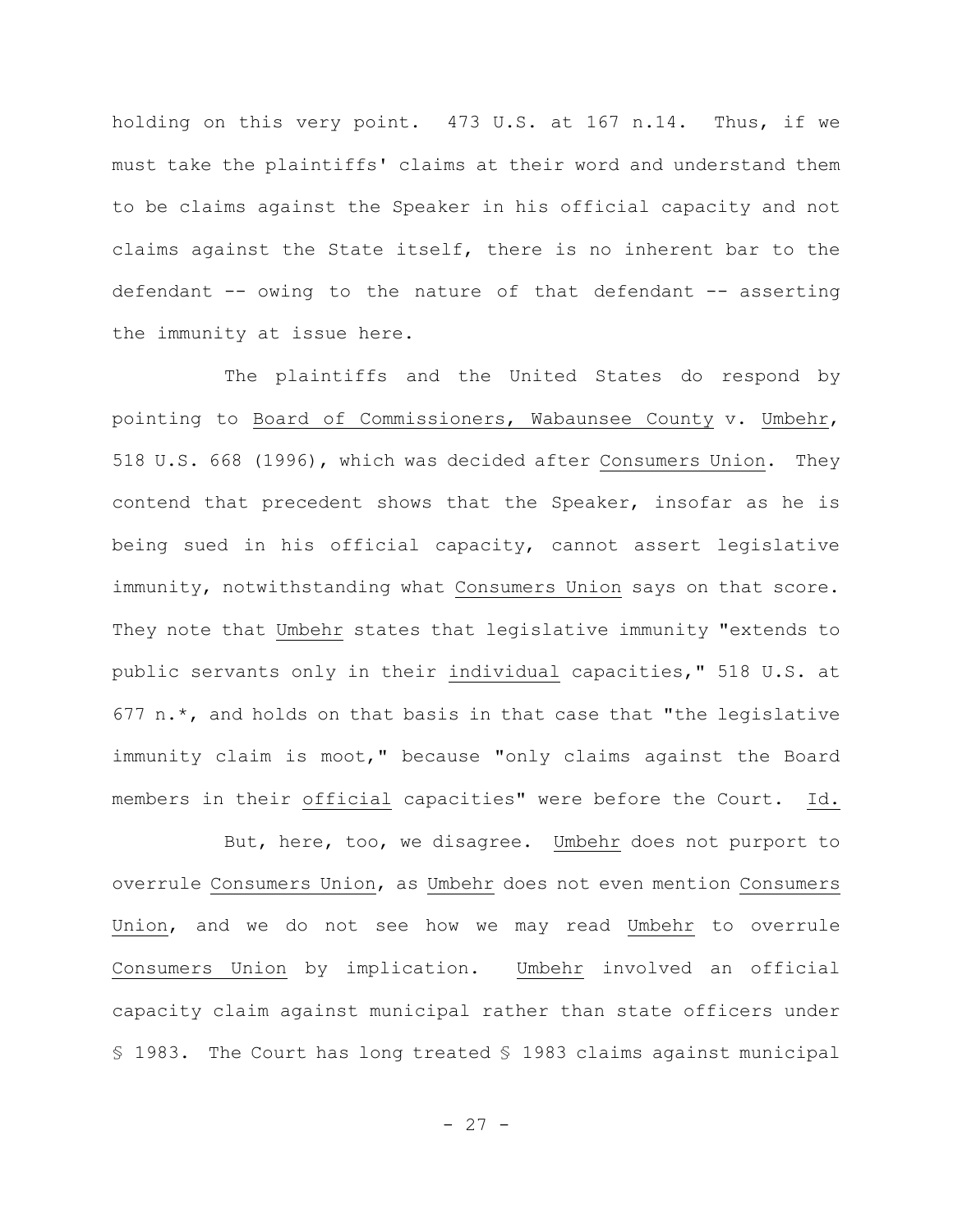holding on this very point. 473 U.S. at 167 n.14. Thus, if we must take the plaintiffs' claims at their word and understand them to be claims against the Speaker in his official capacity and not claims against the State itself, there is no inherent bar to the defendant -- owing to the nature of that defendant -- asserting the immunity at issue here.

The plaintiffs and the United States do respond by pointing to Board of Commissioners, Wabaunsee County v. Umbehr, 518 U.S. 668 (1996), which was decided after Consumers Union. They contend that precedent shows that the Speaker, insofar as he is being sued in his official capacity, cannot assert legislative immunity, notwithstanding what Consumers Union says on that score. They note that Umbehr states that legislative immunity "extends to public servants only in their individual capacities," 518 U.S. at 677 n.*, and holds on that basis in that case that "the legislative immunity claim is moot," because "only claims against the Board members in their official capacities" were before the Court. Id.

But, here, too, we disagree. Umbehr does not purport to overrule Consumers Union, as Umbehr does not even mention Consumers Union, and we do not see how we may read Umbehr to overrule Consumers Union by implication. Umbehr involved an official capacity claim against municipal rather than state officers under § 1983. The Court has long treated § 1983 claims against municipal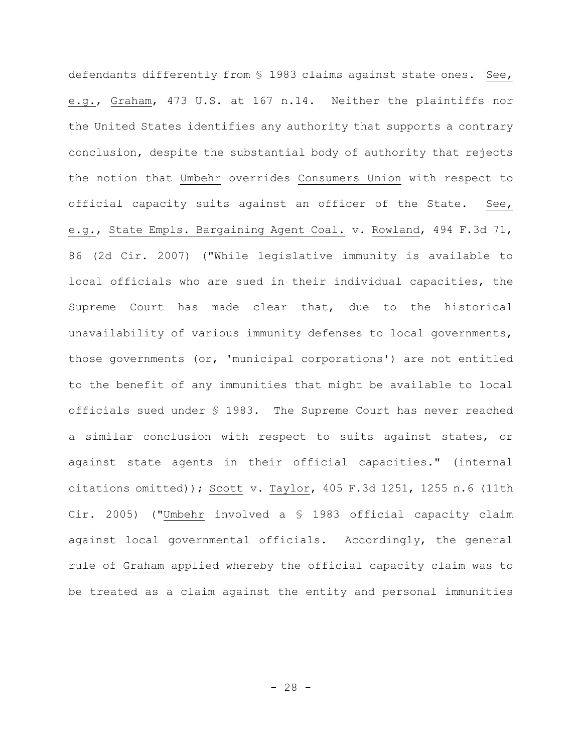defendants differently from § 1983 claims against state ones. See, e.g., Graham, 473 U.S. at 167 n.14. Neither the plaintiffs nor the United States identifies any authority that supports a contrary conclusion, despite the substantial body of authority that rejects the notion that Umbehr overrides Consumers Union with respect to official capacity suits against an officer of the State. See, e.g., State Empls. Bargaining Agent Coal. v. Rowland, 494 F.3d 71, 86 (2d Cir. 2007) ("While legislative immunity is available to local officials who are sued in their individual capacities, the Supreme Court has made clear that, due to the historical unavailability of various immunity defenses to local governments, those governments (or, 'municipal corporations') are not entitled to the benefit of any immunities that might be available to local officials sued under § 1983. The Supreme Court has never reached a similar conclusion with respect to suits against states, or against state agents in their official capacities." (internal citations omitted)); Scott v. Taylor, 405 F.3d 1251, 1255 n.6 (11th Cir. 2005) ("Umbehr involved a § 1983 official capacity claim against local governmental officials. Accordingly, the general rule of Graham applied whereby the official capacity claim was to be treated as a claim against the entity and personal immunities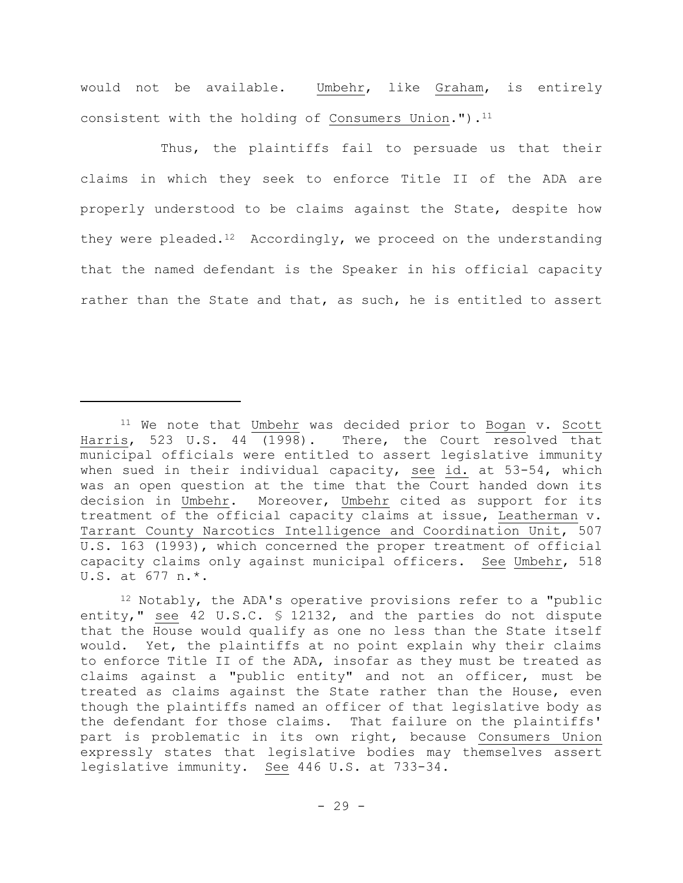would not be available. Umbehr, like Graham, is entirely consistent with the holding of Consumers Union.").[11]

Thus, the plaintiffs fail to persuade us that their claims in which they seek to enforce Title II of the ADA are properly understood to be claims against the State, despite how they were pleaded.[12] Accordingly, we proceed on the understanding that the named defendant is the Speaker in his official capacity rather than the State and that, as such, he is entitled to assert

---

[11] We note that Umbehr was decided prior to Bogan v. Scott Harris, 523 U.S. 44 (1998). There, the Court resolved that municipal officials were entitled to assert legislative immunity when sued in their individual capacity, see id. at 53-54, which was an open question at the time that the Court handed down its decision in Umbehr. Moreover, Umbehr cited as support for its treatment of the official capacity claims at issue, Leatherman v. Tarrant County Narcotics Intelligence and Coordination Unit, 507 U.S. 163 (1993), which concerned the proper treatment of official capacity claims only against municipal officers. See Umbehr, 518 U.S. at 677 n.*.

[12] Notably, the ADA's operative provisions refer to a "public entity," see 42 U.S.C. § 12132, and the parties do not dispute that the House would qualify as one no less than the State itself would. Yet, the plaintiffs at no point explain why their claims to enforce Title II of the ADA, insofar as they must be treated as claims against a "public entity" and not an officer, must be treated as claims against the State rather than the House, even though the plaintiffs named an officer of that legislative body as the defendant for those claims. That failure on the plaintiffs' part is problematic in its own right, because Consumers Union expressly states that legislative bodies may themselves assert legislative immunity. See 446 U.S. at 733-34.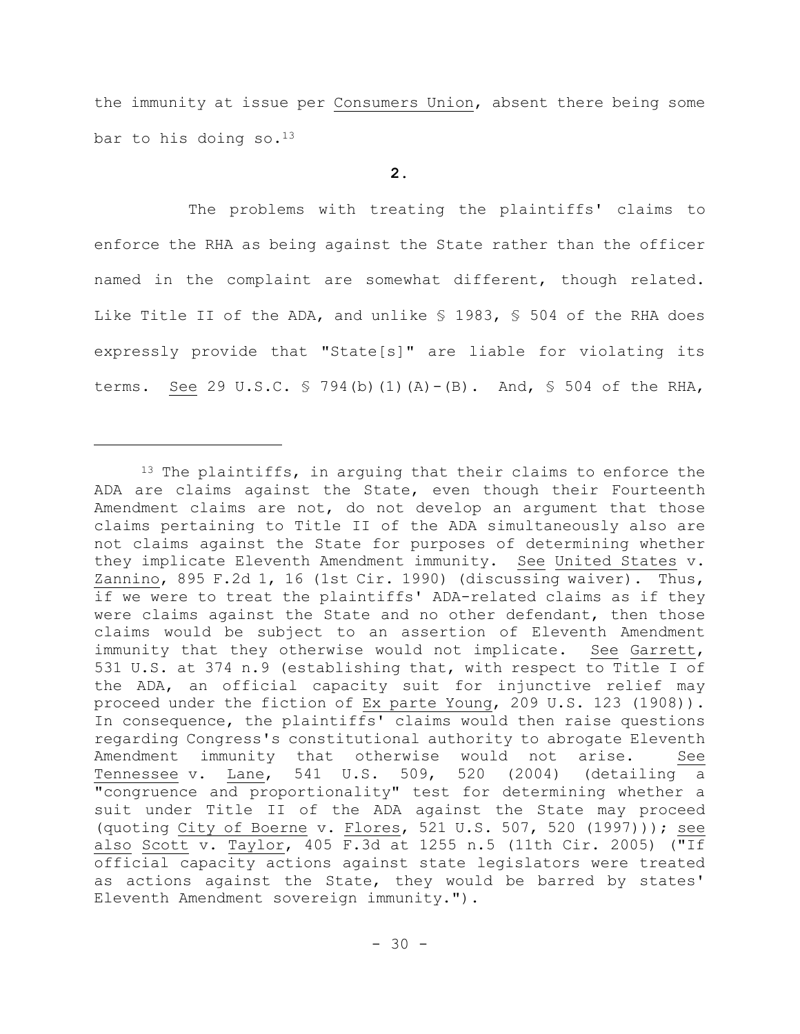the immunity at issue per Consumers Union, absent there being some bar to his doing so.[13]

**2.**

The problems with treating the plaintiffs' claims to enforce the RHA as being against the State rather than the officer named in the complaint are somewhat different, though related. Like Title II of the ADA, and unlike § 1983, § 504 of the RHA does expressly provide that "State[s]" are liable for violating its terms. See 29 U.S.C. § 794(b)(1)(A)-(B). And, § 504 of the RHA,

---

[13] The plaintiffs, in arguing that their claims to enforce the ADA are claims against the State, even though their Fourteenth Amendment claims are not, do not develop an argument that those claims pertaining to Title II of the ADA simultaneously also are not claims against the State for purposes of determining whether they implicate Eleventh Amendment immunity. See United States v. Zannino, 895 F.2d 1, 16 (1st Cir. 1990) (discussing waiver). Thus, if we were to treat the plaintiffs' ADA-related claims as if they were claims against the State and no other defendant, then those claims would be subject to an assertion of Eleventh Amendment immunity that they otherwise would not implicate. See Garrett, 531 U.S. at 374 n.9 (establishing that, with respect to Title I of the ADA, an official capacity suit for injunctive relief may proceed under the fiction of Ex parte Young, 209 U.S. 123 (1908)). In consequence, the plaintiffs' claims would then raise questions regarding Congress's constitutional authority to abrogate Eleventh Amendment immunity that otherwise would not arise. See Tennessee v. Lane, 541 U.S. 509, 520 (2004) (detailing a "congruence and proportionality" test for determining whether a suit under Title II of the ADA against the State may proceed (quoting City of Boerne v. Flores, 521 U.S. 507, 520 (1997))); see also Scott v. Taylor, 405 F.3d at 1255 n.5 (11th Cir. 2005) ("If official capacity actions against state legislators were treated as actions against the State, they would be barred by states' Eleventh Amendment sovereign immunity.").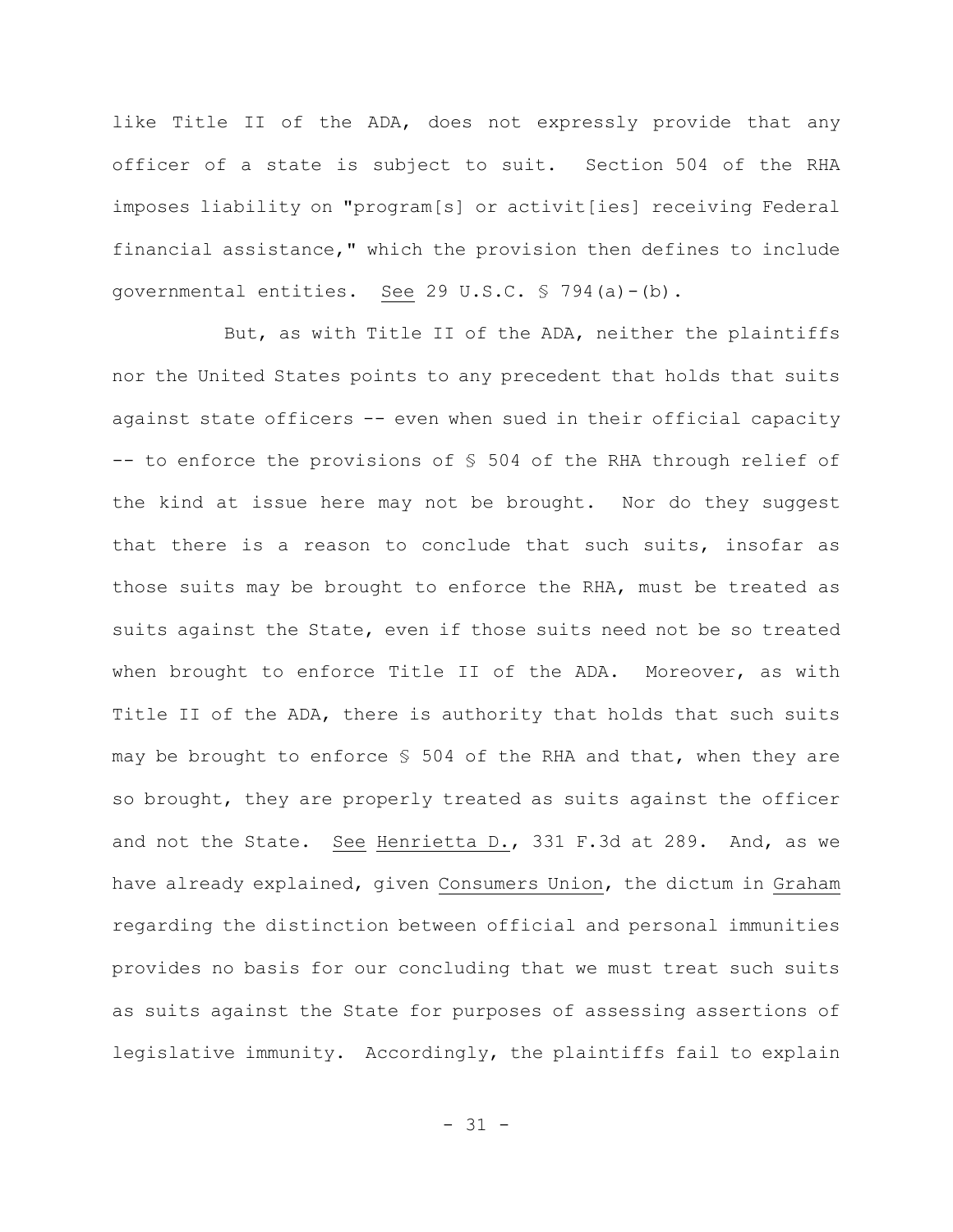like Title II of the ADA, does not expressly provide that any officer of a state is subject to suit. Section 504 of the RHA imposes liability on "program[s] or activit[ies] receiving Federal financial assistance," which the provision then defines to include governmental entities. See 29 U.S.C. § 794(a)-(b).

But, as with Title II of the ADA, neither the plaintiffs nor the United States points to any precedent that holds that suits against state officers -- even when sued in their official capacity -- to enforce the provisions of § 504 of the RHA through relief of the kind at issue here may not be brought. Nor do they suggest that there is a reason to conclude that such suits, insofar as those suits may be brought to enforce the RHA, must be treated as suits against the State, even if those suits need not be so treated when brought to enforce Title II of the ADA. Moreover, as with Title II of the ADA, there is authority that holds that such suits may be brought to enforce § 504 of the RHA and that, when they are so brought, they are properly treated as suits against the officer and not the State. See Henrietta D., 331 F.3d at 289. And, as we have already explained, given Consumers Union, the dictum in Graham regarding the distinction between official and personal immunities provides no basis for our concluding that we must treat such suits as suits against the State for purposes of assessing assertions of legislative immunity. Accordingly, the plaintiffs fail to explain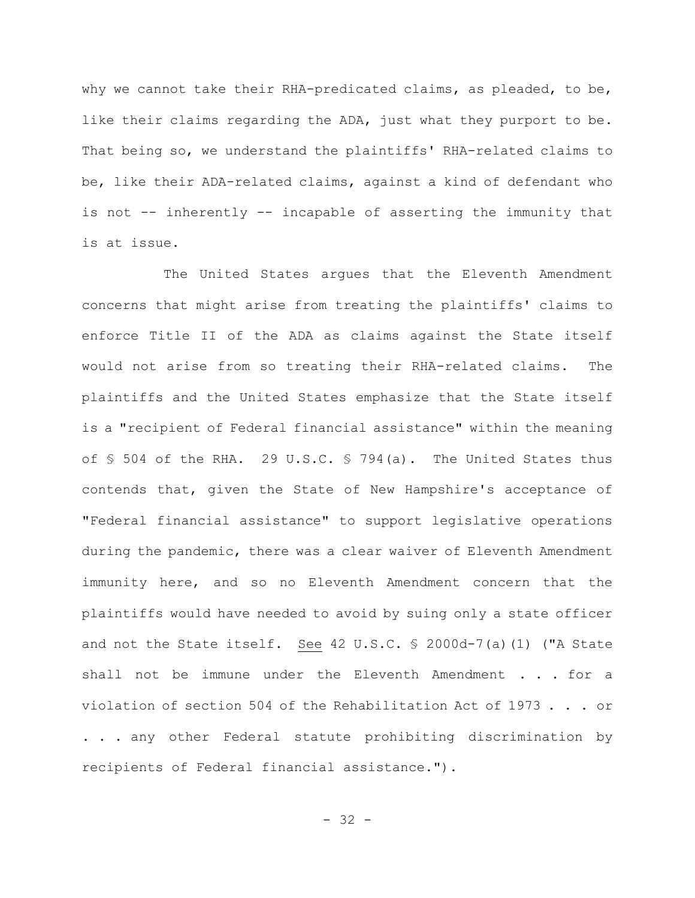why we cannot take their RHA-predicated claims, as pleaded, to be, like their claims regarding the ADA, just what they purport to be. That being so, we understand the plaintiffs' RHA-related claims to be, like their ADA-related claims, against a kind of defendant who is not -- inherently -- incapable of asserting the immunity that is at issue.

The United States argues that the Eleventh Amendment concerns that might arise from treating the plaintiffs' claims to enforce Title II of the ADA as claims against the State itself would not arise from so treating their RHA-related claims. The plaintiffs and the United States emphasize that the State itself is a "recipient of Federal financial assistance" within the meaning of § 504 of the RHA. 29 U.S.C. § 794(a). The United States thus contends that, given the State of New Hampshire's acceptance of "Federal financial assistance" to support legislative operations during the pandemic, there was a clear waiver of Eleventh Amendment immunity here, and so no Eleventh Amendment concern that the plaintiffs would have needed to avoid by suing only a state officer and not the State itself. See 42 U.S.C. § 2000d-7(a)(1) ("A State shall not be immune under the Eleventh Amendment . . . for a violation of section 504 of the Rehabilitation Act of 1973 . . . or . . . any other Federal statute prohibiting discrimination by recipients of Federal financial assistance.").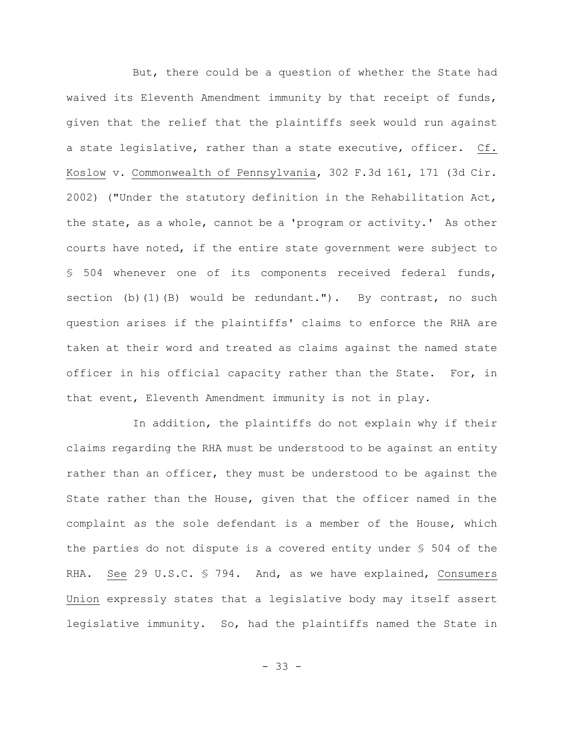But, there could be a question of whether the State had waived its Eleventh Amendment immunity by that receipt of funds, given that the relief that the plaintiffs seek would run against a state legislative, rather than a state executive, officer. Cf. Koslow v. Commonwealth of Pennsylvania, 302 F.3d 161, 171 (3d Cir. 2002) ("Under the statutory definition in the Rehabilitation Act, the state, as a whole, cannot be a 'program or activity.' As other courts have noted, if the entire state government were subject to § 504 whenever one of its components received federal funds, section (b)(1)(B) would be redundant."). By contrast, no such question arises if the plaintiffs' claims to enforce the RHA are taken at their word and treated as claims against the named state officer in his official capacity rather than the State. For, in that event, Eleventh Amendment immunity is not in play.

In addition, the plaintiffs do not explain why if their claims regarding the RHA must be understood to be against an entity rather than an officer, they must be understood to be against the State rather than the House, given that the officer named in the complaint as the sole defendant is a member of the House, which the parties do not dispute is a covered entity under § 504 of the RHA. See 29 U.S.C. § 794. And, as we have explained, Consumers Union expressly states that a legislative body may itself assert legislative immunity. So, had the plaintiffs named the State in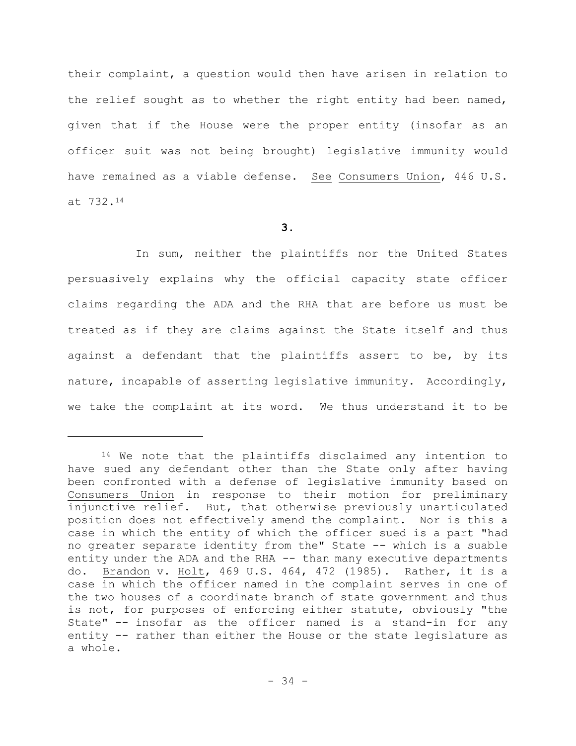their complaint, a question would then have arisen in relation to the relief sought as to whether the right entity had been named, given that if the House were the proper entity (insofar as an officer suit was not being brought) legislative immunity would have remained as a viable defense. See Consumers Union, 446 U.S. at 732.[14]

**3.**

In sum, neither the plaintiffs nor the United States persuasively explains why the official capacity state officer claims regarding the ADA and the RHA that are before us must be treated as if they are claims against the State itself and thus against a defendant that the plaintiffs assert to be, by its nature, incapable of asserting legislative immunity. Accordingly, we take the complaint at its word. We thus understand it to be

---

[14] We note that the plaintiffs disclaimed any intention to have sued any defendant other than the State only after having been confronted with a defense of legislative immunity based on Consumers Union in response to their motion for preliminary injunctive relief. But, that otherwise previously unarticulated position does not effectively amend the complaint. Nor is this a case in which the entity of which the officer sued is a part "had no greater separate identity from the" State -- which is a suable entity under the ADA and the RHA -- than many executive departments do. Brandon v. Holt, 469 U.S. 464, 472 (1985). Rather, it is a case in which the officer named in the complaint serves in one of the two houses of a coordinate branch of state government and thus is not, for purposes of enforcing either statute, obviously "the State" -- insofar as the officer named is a stand-in for any entity -- rather than either the House or the state legislature as a whole.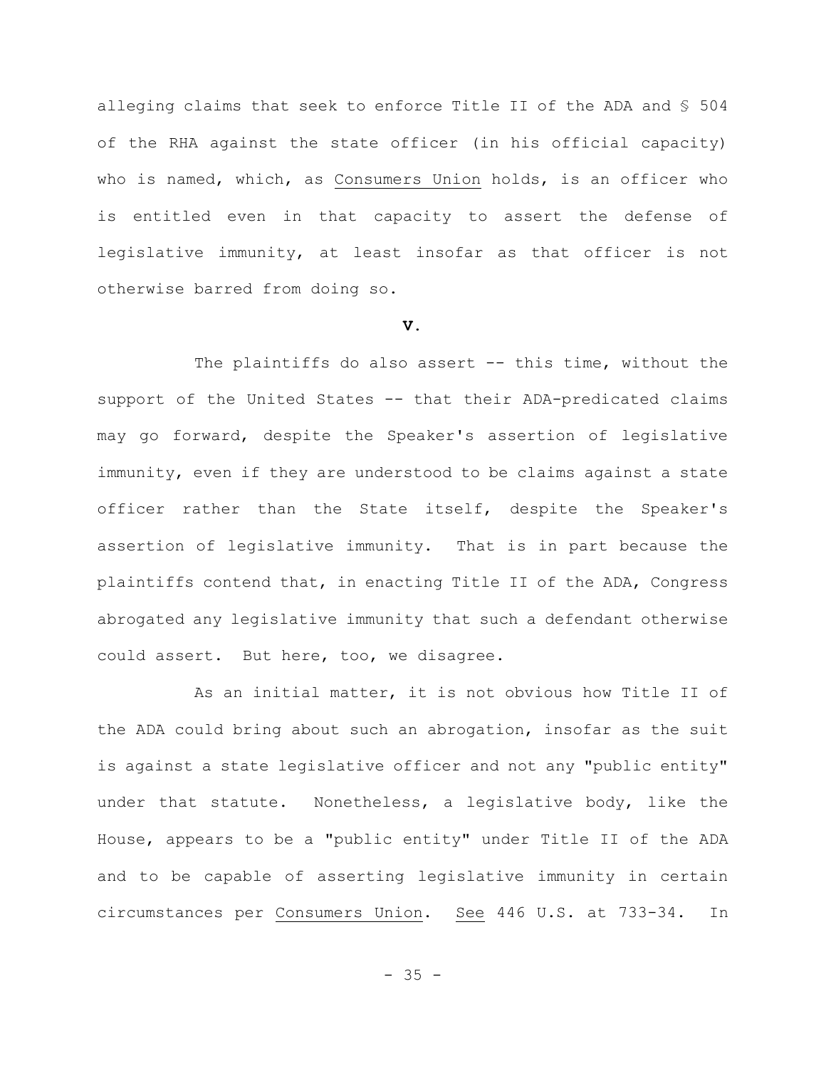alleging claims that seek to enforce Title II of the ADA and § 504 of the RHA against the state officer (in his official capacity) who is named, which, as Consumers Union holds, is an officer who is entitled even in that capacity to assert the defense of legislative immunity, at least insofar as that officer is not otherwise barred from doing so.

## V.

The plaintiffs do also assert -- this time, without the support of the United States -- that their ADA-predicated claims may go forward, despite the Speaker's assertion of legislative immunity, even if they are understood to be claims against a state officer rather than the State itself, despite the Speaker's assertion of legislative immunity. That is in part because the plaintiffs contend that, in enacting Title II of the ADA, Congress abrogated any legislative immunity that such a defendant otherwise could assert. But here, too, we disagree.

As an initial matter, it is not obvious how Title II of the ADA could bring about such an abrogation, insofar as the suit is against a state legislative officer and not any "public entity" under that statute. Nonetheless, a legislative body, like the House, appears to be a "public entity" under Title II of the ADA and to be capable of asserting legislative immunity in certain circumstances per Consumers Union. See 446 U.S. at 733-34. In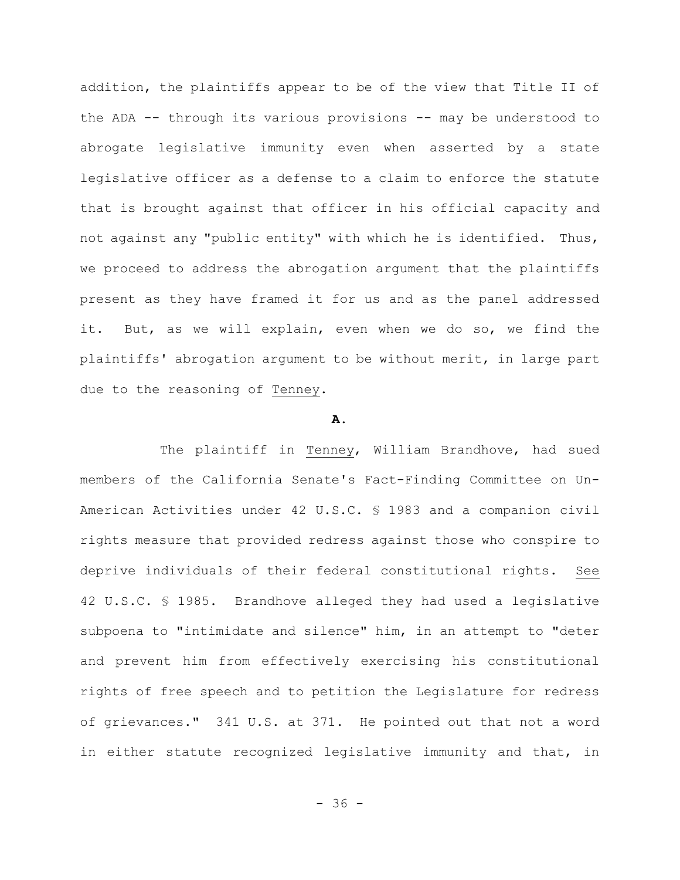addition, the plaintiffs appear to be of the view that Title II of the ADA -- through its various provisions -- may be understood to abrogate legislative immunity even when asserted by a state legislative officer as a defense to a claim to enforce the statute that is brought against that officer in his official capacity and not against any "public entity" with which he is identified. Thus, we proceed to address the abrogation argument that the plaintiffs present as they have framed it for us and as the panel addressed it. But, as we will explain, even when we do so, we find the plaintiffs' abrogation argument to be without merit, in large part due to the reasoning of Tenney.

**A.**

The plaintiff in Tenney, William Brandhove, had sued members of the California Senate's Fact-Finding Committee on Un-American Activities under 42 U.S.C. § 1983 and a companion civil rights measure that provided redress against those who conspire to deprive individuals of their federal constitutional rights. See 42 U.S.C. § 1985. Brandhove alleged they had used a legislative subpoena to "intimidate and silence" him, in an attempt to "deter and prevent him from effectively exercising his constitutional rights of free speech and to petition the Legislature for redress of grievances." 341 U.S. at 371. He pointed out that not a word in either statute recognized legislative immunity and that, in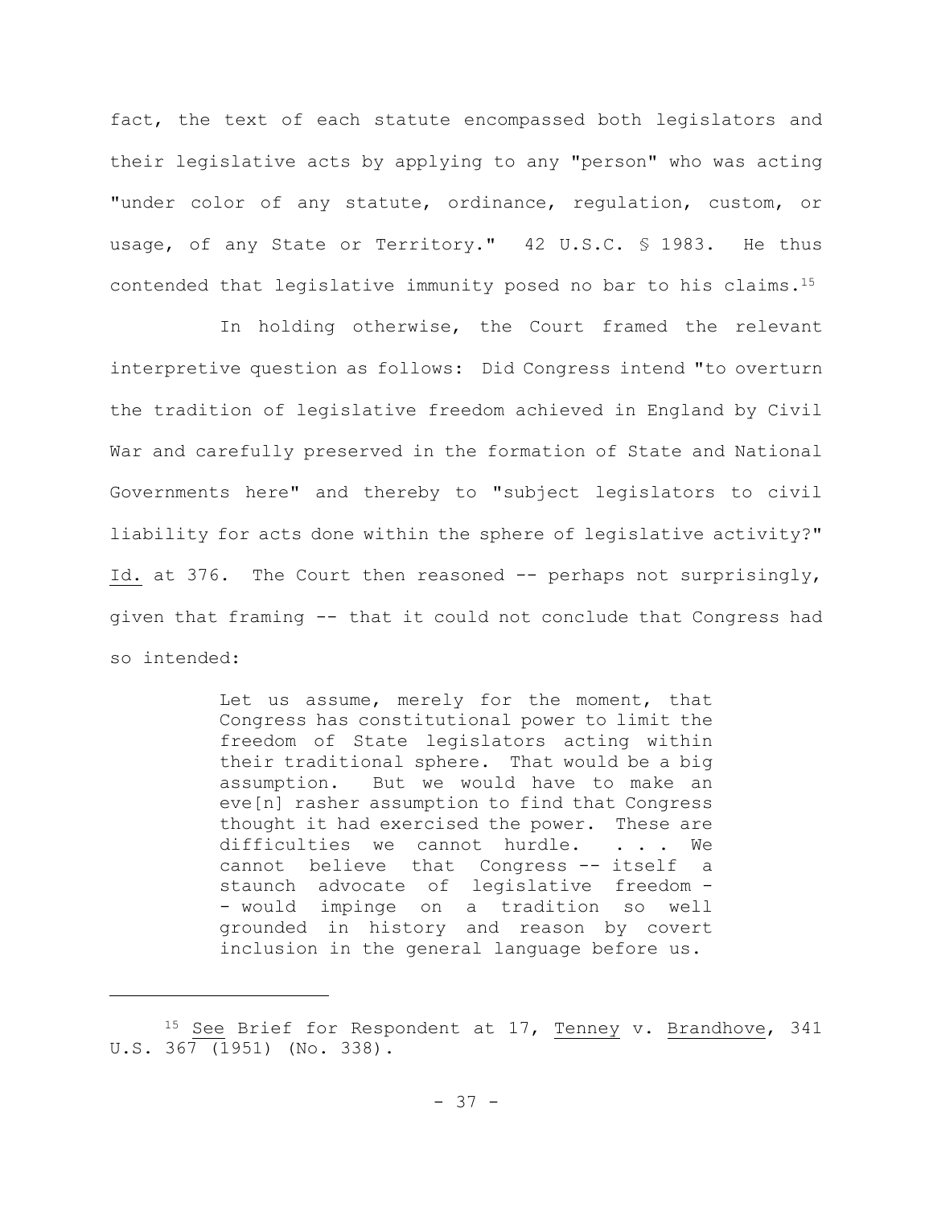fact, the text of each statute encompassed both legislators and their legislative acts by applying to any "person" who was acting "under color of any statute, ordinance, regulation, custom, or usage, of any State or Territory." 42 U.S.C. § 1983. He thus contended that legislative immunity posed no bar to his claims.[15]

In holding otherwise, the Court framed the relevant interpretive question as follows: Did Congress intend "to overturn the tradition of legislative freedom achieved in England by Civil War and carefully preserved in the formation of State and National Governments here" and thereby to "subject legislators to civil liability for acts done within the sphere of legislative activity?" Id. at 376. The Court then reasoned -- perhaps not surprisingly, given that framing -- that it could not conclude that Congress had so intended:

> Let us assume, merely for the moment, that Congress has constitutional power to limit the freedom of State legislators acting within their traditional sphere. That would be a big assumption. But we would have to make an eve[n] rasher assumption to find that Congress thought it had exercised the power. These are difficulties we cannot hurdle. . . . We cannot believe that Congress -- itself a staunch advocate of legislative freedom -- would impinge on a tradition so well grounded in history and reason by covert inclusion in the general language before us.

---

[15] See Brief for Respondent at 17, Tenney v. Brandhove, 341 U.S. 367 (1951) (No. 338).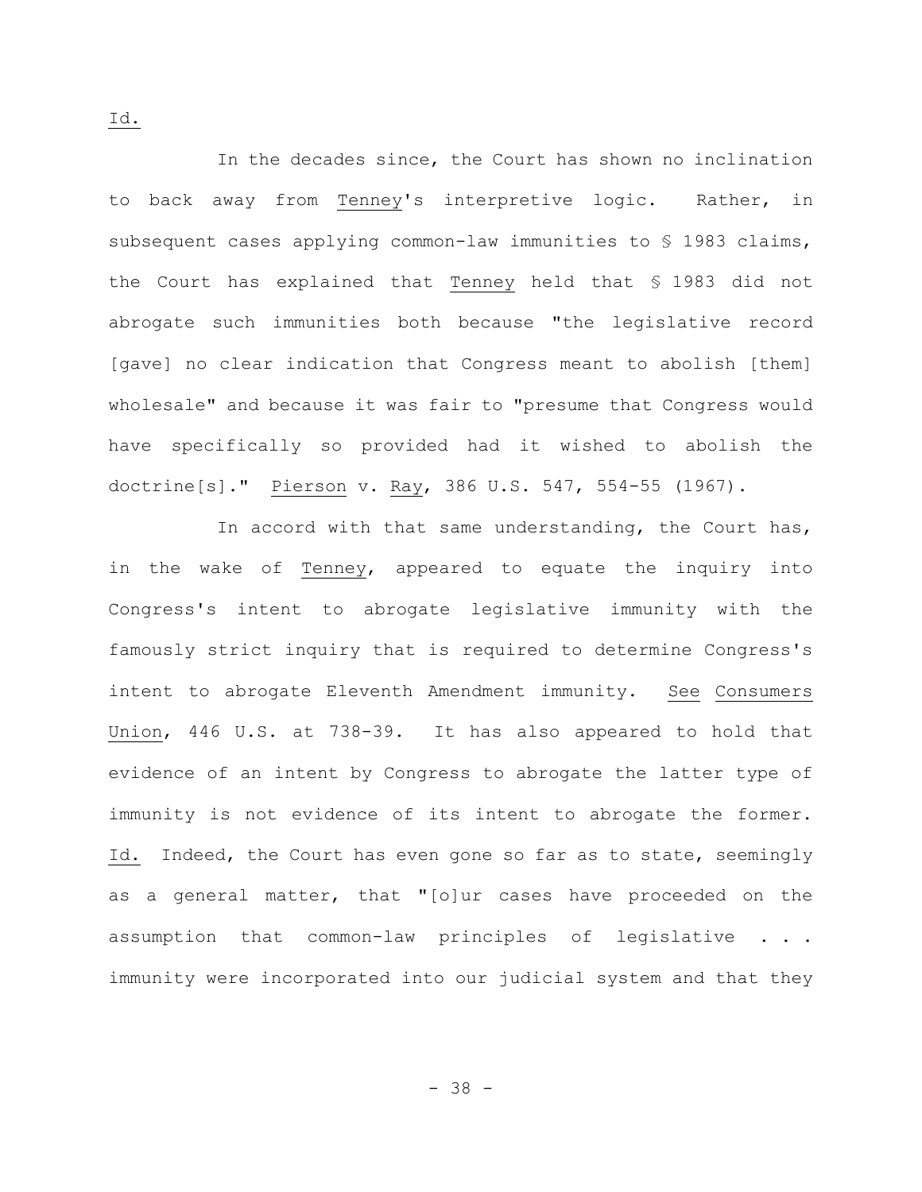_Id._

In the decades since, the Court has shown no inclination to back away from _Tenney_'s interpretive logic. Rather, in subsequent cases applying common-law immunities to § 1983 claims, the Court has explained that _Tenney_ held that § 1983 did not abrogate such immunities both because "the legislative record [gave] no clear indication that Congress meant to abolish [them] wholesale" and because it was fair to "presume that Congress would have specifically so provided had it wished to abolish the doctrine[s]." _Pierson_ v. _Ray_, 386 U.S. 547, 554-55 (1967).

In accord with that same understanding, the Court has, in the wake of _Tenney_, appeared to equate the inquiry into Congress's intent to abrogate legislative immunity with the famously strict inquiry that is required to determine Congress's intent to abrogate Eleventh Amendment immunity. _See_ _Consumers Union_, 446 U.S. at 738-39. It has also appeared to hold that evidence of an intent by Congress to abrogate the latter type of immunity is not evidence of its intent to abrogate the former. _Id._ Indeed, the Court has even gone so far as to state, seemingly as a general matter, that "[o]ur cases have proceeded on the assumption that common-law principles of legislative . . . immunity were incorporated into our judicial system and that they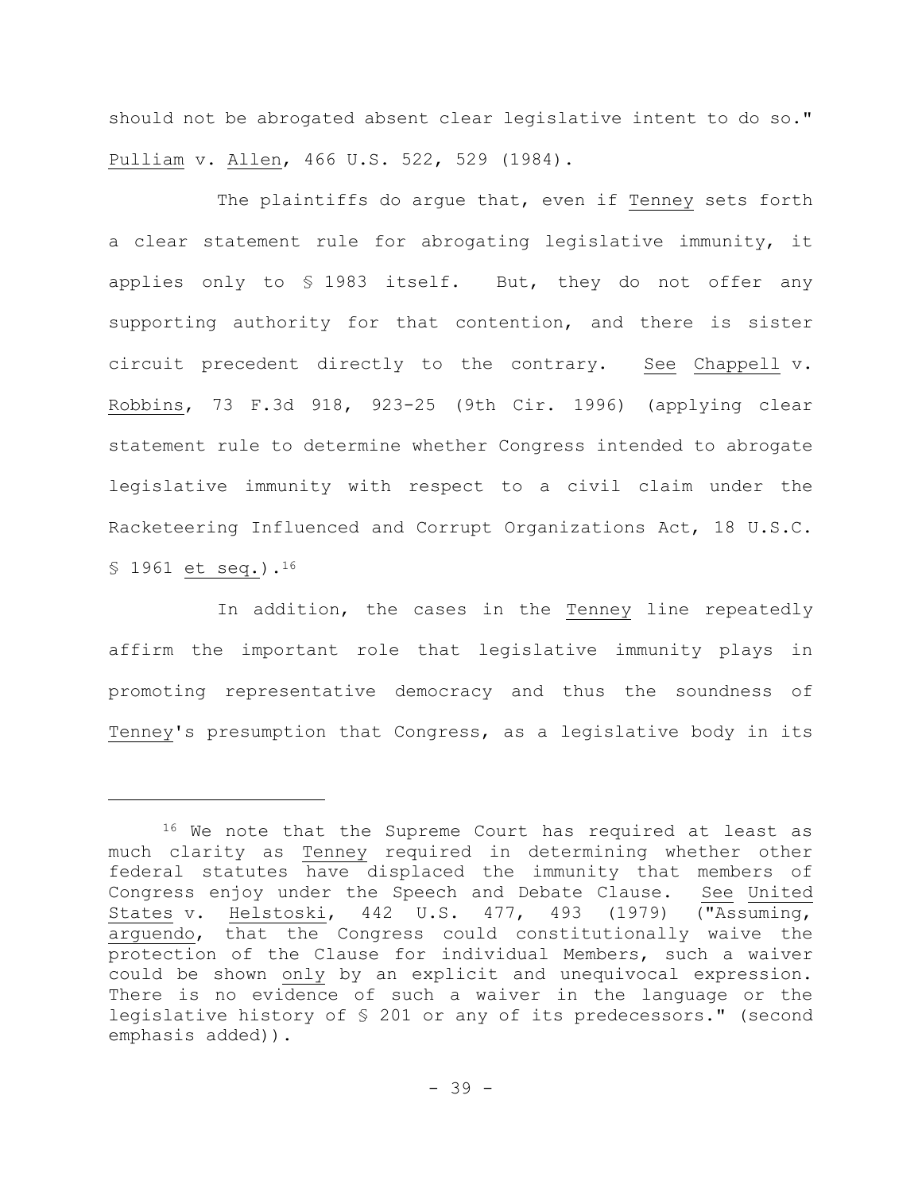should not be abrogated absent clear legislative intent to do so." Pulliam v. Allen, 466 U.S. 522, 529 (1984).

The plaintiffs do argue that, even if Tenney sets forth a clear statement rule for abrogating legislative immunity, it applies only to § 1983 itself. But, they do not offer any supporting authority for that contention, and there is sister circuit precedent directly to the contrary. See Chappell v. Robbins, 73 F.3d 918, 923-25 (9th Cir. 1996) (applying clear statement rule to determine whether Congress intended to abrogate legislative immunity with respect to a civil claim under the Racketeering Influenced and Corrupt Organizations Act, 18 U.S.C. § 1961 et seq.).[16]

In addition, the cases in the Tenney line repeatedly affirm the important role that legislative immunity plays in promoting representative democracy and thus the soundness of Tenney's presumption that Congress, as a legislative body in its

---

[16] We note that the Supreme Court has required at least as much clarity as Tenney required in determining whether other federal statutes have displaced the immunity that members of Congress enjoy under the Speech and Debate Clause. See United States v. Helstoski, 442 U.S. 477, 493 (1979) ("Assuming, arguendo, that the Congress could constitutionally waive the protection of the Clause for individual Members, such a waiver could be shown only by an explicit and unequivocal expression. There is no evidence of such a waiver in the language or the legislative history of § 201 or any of its predecessors." (second emphasis added)).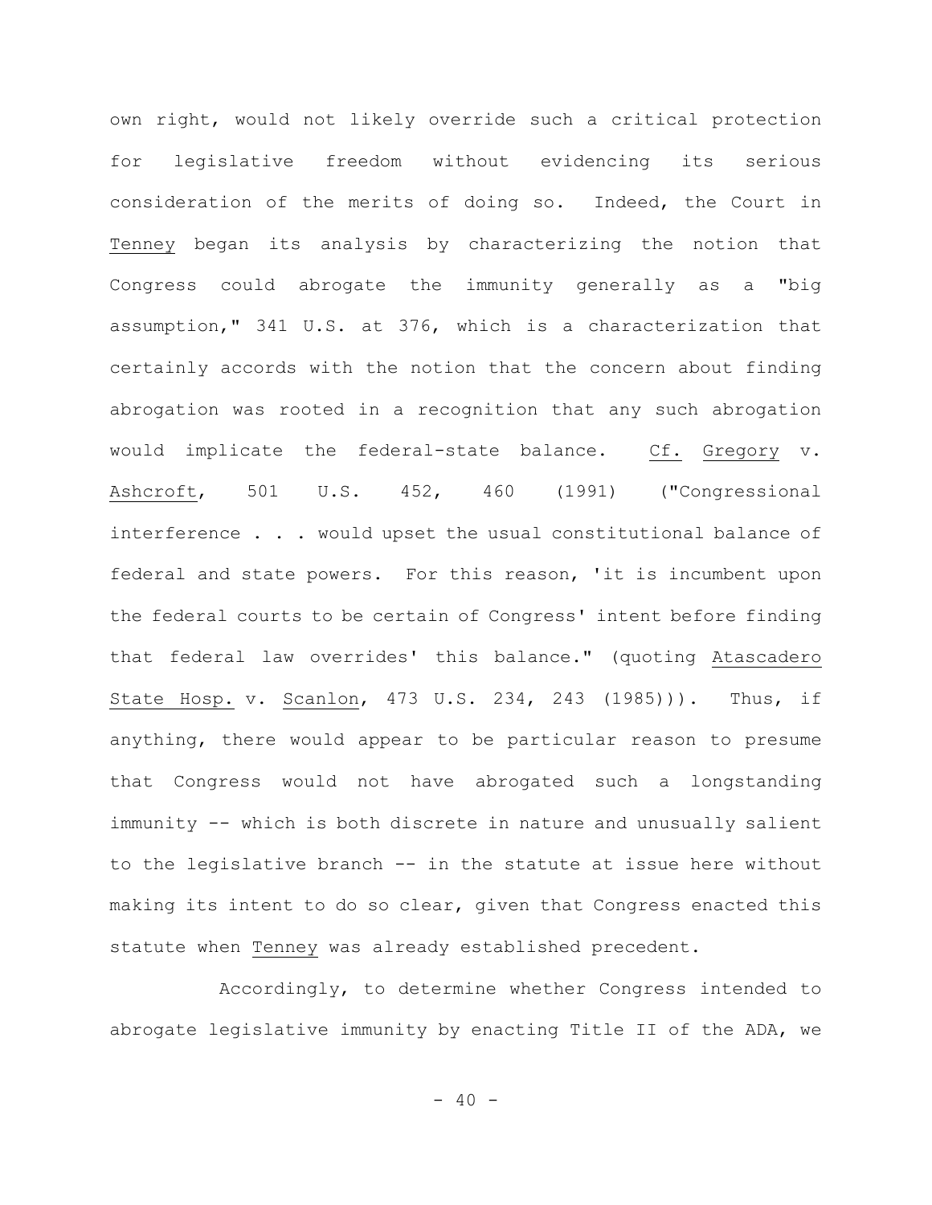own right, would not likely override such a critical protection for legislative freedom without evidencing its serious consideration of the merits of doing so. Indeed, the Court in Tenney began its analysis by characterizing the notion that Congress could abrogate the immunity generally as a "big assumption," 341 U.S. at 376, which is a characterization that certainly accords with the notion that the concern about finding abrogation was rooted in a recognition that any such abrogation would implicate the federal-state balance. Cf. Gregory v. Ashcroft, 501 U.S. 452, 460 (1991) ("Congressional interference . . . would upset the usual constitutional balance of federal and state powers. For this reason, 'it is incumbent upon the federal courts to be certain of Congress' intent before finding that federal law overrides' this balance." (quoting Atascadero State Hosp. v. Scanlon, 473 U.S. 234, 243 (1985))). Thus, if anything, there would appear to be particular reason to presume that Congress would not have abrogated such a longstanding immunity -- which is both discrete in nature and unusually salient to the legislative branch -- in the statute at issue here without making its intent to do so clear, given that Congress enacted this statute when Tenney was already established precedent.

Accordingly, to determine whether Congress intended to abrogate legislative immunity by enacting Title II of the ADA, we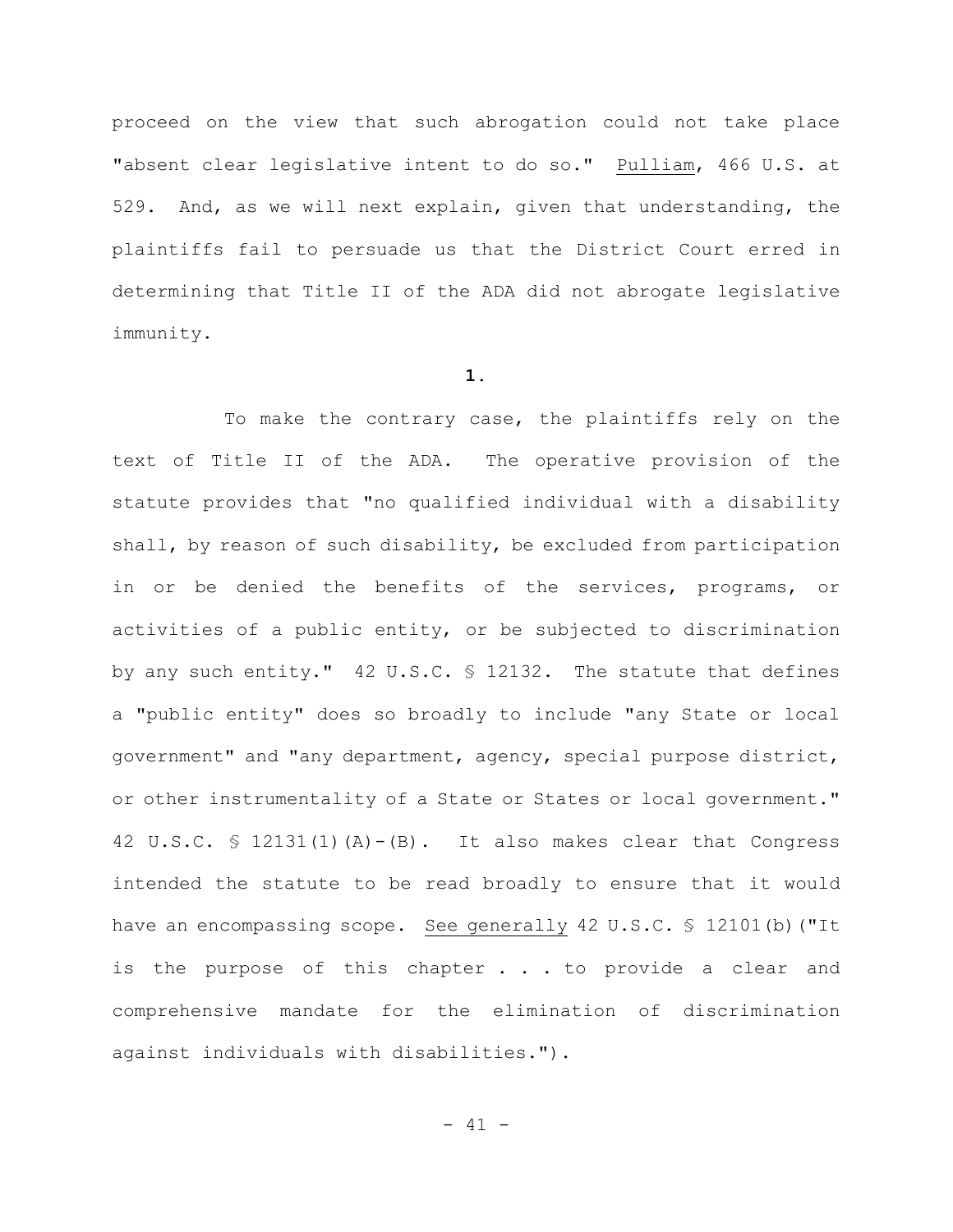proceed on the view that such abrogation could not take place "absent clear legislative intent to do so." Pulliam, 466 U.S. at 529. And, as we will next explain, given that understanding, the plaintiffs fail to persuade us that the District Court erred in determining that Title II of the ADA did not abrogate legislative immunity.

**1.**

To make the contrary case, the plaintiffs rely on the text of Title II of the ADA. The operative provision of the statute provides that "no qualified individual with a disability shall, by reason of such disability, be excluded from participation in or be denied the benefits of the services, programs, or activities of a public entity, or be subjected to discrimination by any such entity." 42 U.S.C. § 12132. The statute that defines a "public entity" does so broadly to include "any State or local government" and "any department, agency, special purpose district, or other instrumentality of a State or States or local government." 42 U.S.C. § 12131(1)(A)-(B). It also makes clear that Congress intended the statute to be read broadly to ensure that it would have an encompassing scope. See generally 42 U.S.C. § 12101(b)("It is the purpose of this chapter . . . to provide a clear and comprehensive mandate for the elimination of discrimination against individuals with disabilities.").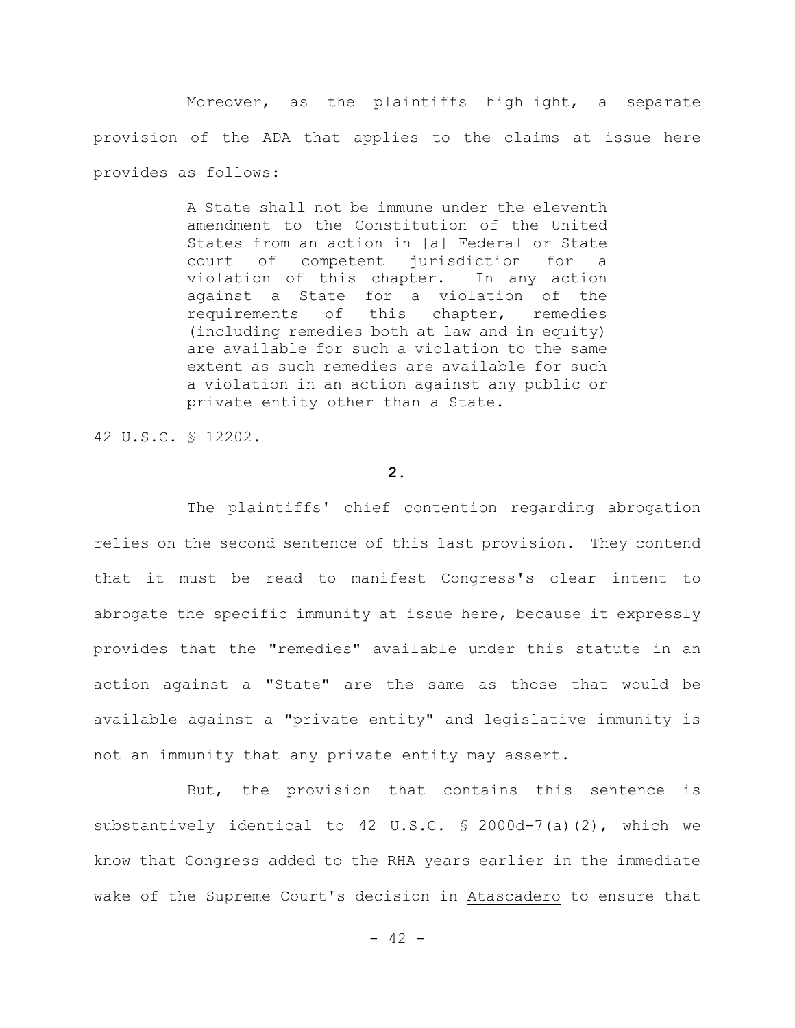Moreover, as the plaintiffs highlight, a separate provision of the ADA that applies to the claims at issue here provides as follows:

> A State shall not be immune under the eleventh amendment to the Constitution of the United States from an action in [a] Federal or State court of competent jurisdiction for a violation of this chapter. In any action against a State for a violation of the requirements of this chapter, remedies (including remedies both at law and in equity) are available for such a violation to the same extent as such remedies are available for such a violation in an action against any public or private entity other than a State.

42 U.S.C. § 12202.

**2.**

The plaintiffs' chief contention regarding abrogation relies on the second sentence of this last provision. They contend that it must be read to manifest Congress's clear intent to abrogate the specific immunity at issue here, because it expressly provides that the "remedies" available under this statute in an action against a "State" are the same as those that would be available against a "private entity" and legislative immunity is not an immunity that any private entity may assert.

But, the provision that contains this sentence is substantively identical to 42 U.S.C. § 2000d-7(a)(2), which we know that Congress added to the RHA years earlier in the immediate wake of the Supreme Court's decision in Atascadero to ensure that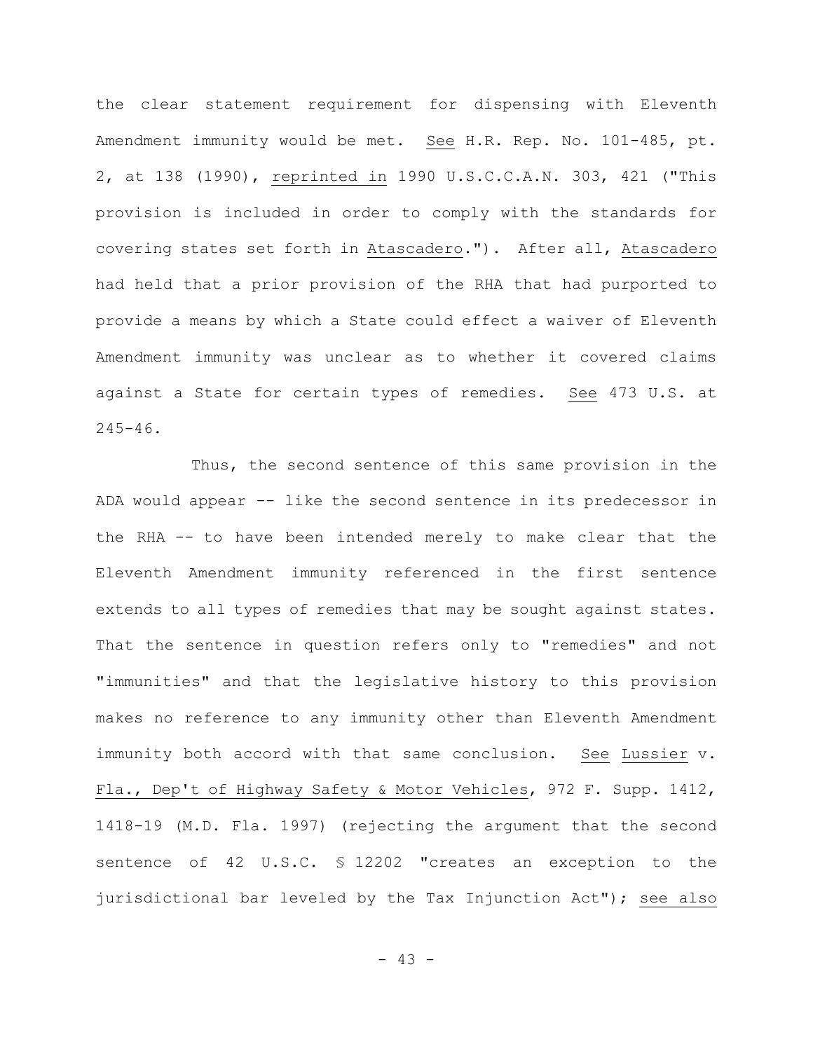the clear statement requirement for dispensing with Eleventh Amendment immunity would be met. _See_ H.R. Rep. No. 101-485, pt. 2, at 138 (1990), _reprinted in_ 1990 U.S.C.C.A.N. 303, 421 ("This provision is included in order to comply with the standards for covering states set forth in _Atascadero_."). After all, _Atascadero_ had held that a prior provision of the RHA that had purported to provide a means by which a State could effect a waiver of Eleventh Amendment immunity was unclear as to whether it covered claims against a State for certain types of remedies. _See_ 473 U.S. at 245-46.

Thus, the second sentence of this same provision in the ADA would appear -- like the second sentence in its predecessor in the RHA -- to have been intended merely to make clear that the Eleventh Amendment immunity referenced in the first sentence extends to all types of remedies that may be sought against states. That the sentence in question refers only to "remedies" and not "immunities" and that the legislative history to this provision makes no reference to any immunity other than Eleventh Amendment immunity both accord with that same conclusion. _See_ _Lussier_ v. _Fla., Dep't of Highway Safety & Motor Vehicles_, 972 F. Supp. 1412, 1418-19 (M.D. Fla. 1997) (rejecting the argument that the second sentence of 42 U.S.C. § 12202 "creates an exception to the jurisdictional bar leveled by the Tax Injunction Act"); _see also_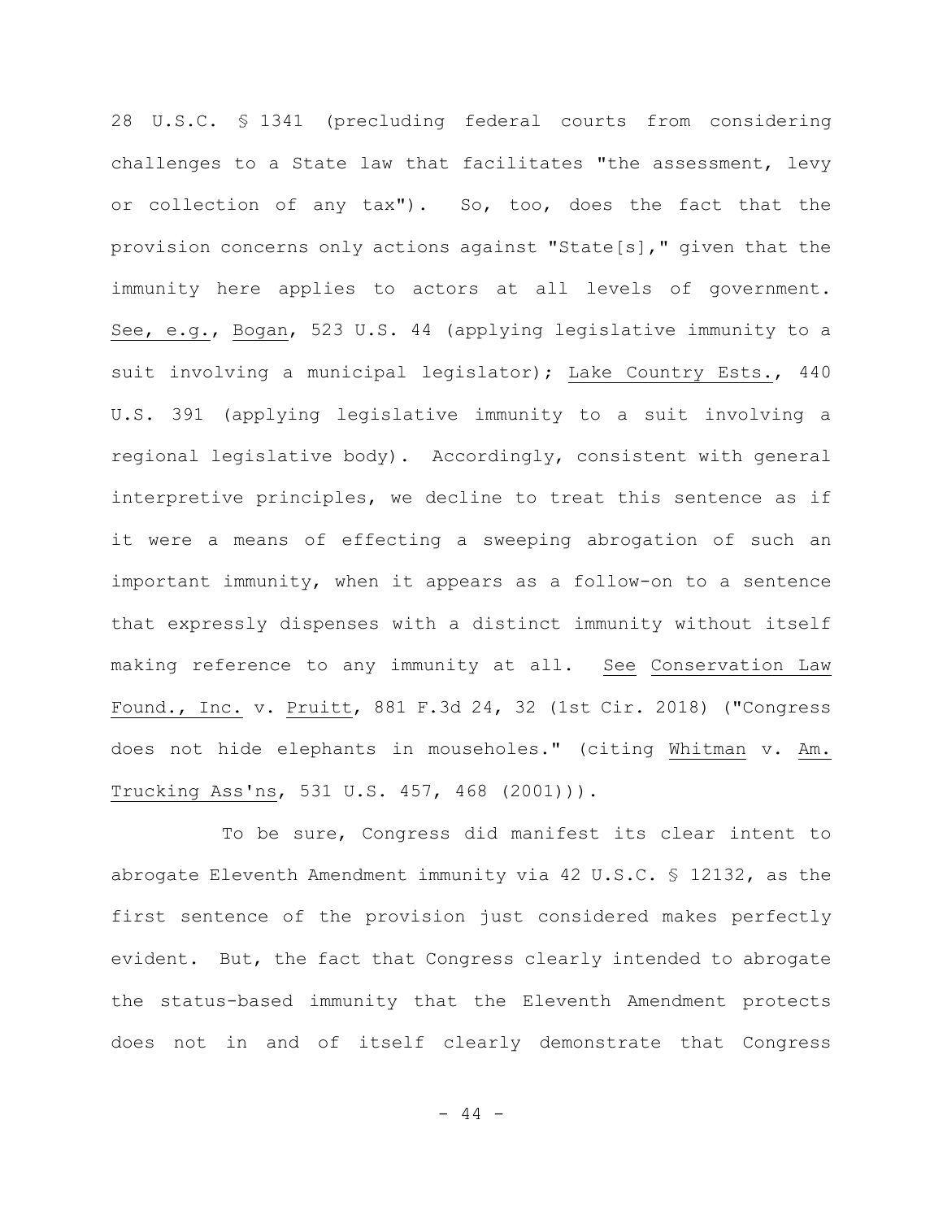28 U.S.C. § 1341 (precluding federal courts from considering challenges to a State law that facilitates "the assessment, levy or collection of any tax"). So, too, does the fact that the provision concerns only actions against "State[s]," given that the immunity here applies to actors at all levels of government. See, e.g., Bogan, 523 U.S. 44 (applying legislative immunity to a suit involving a municipal legislator); Lake Country Ests., 440 U.S. 391 (applying legislative immunity to a suit involving a regional legislative body). Accordingly, consistent with general interpretive principles, we decline to treat this sentence as if it were a means of effecting a sweeping abrogation of such an important immunity, when it appears as a follow-on to a sentence that expressly dispenses with a distinct immunity without itself making reference to any immunity at all. See Conservation Law Found., Inc. v. Pruitt, 881 F.3d 24, 32 (1st Cir. 2018) ("Congress does not hide elephants in mouseholes." (citing Whitman v. Am. Trucking Ass'ns, 531 U.S. 457, 468 (2001))).

To be sure, Congress did manifest its clear intent to abrogate Eleventh Amendment immunity via 42 U.S.C. § 12132, as the first sentence of the provision just considered makes perfectly evident. But, the fact that Congress clearly intended to abrogate the status-based immunity that the Eleventh Amendment protects does not in and of itself clearly demonstrate that Congress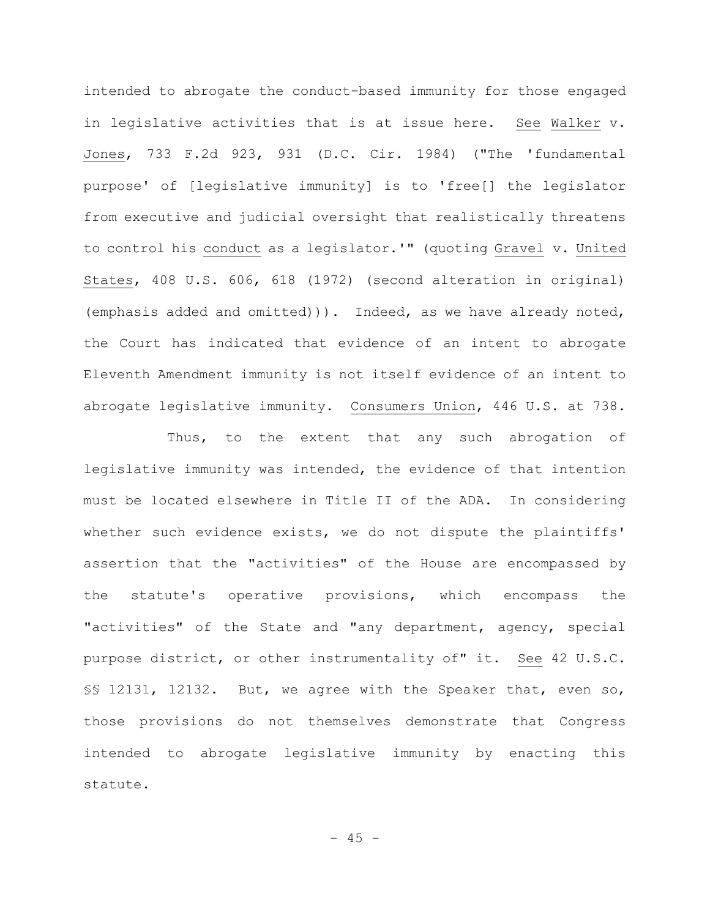intended to abrogate the conduct-based immunity for those engaged in legislative activities that is at issue here. See Walker v. Jones, 733 F.2d 923, 931 (D.C. Cir. 1984) ("The 'fundamental purpose' of [legislative immunity] is to 'free[] the legislator from executive and judicial oversight that realistically threatens to control his conduct as a legislator.'" (quoting Gravel v. United States, 408 U.S. 606, 618 (1972) (second alteration in original) (emphasis added and omitted))). Indeed, as we have already noted, the Court has indicated that evidence of an intent to abrogate Eleventh Amendment immunity is not itself evidence of an intent to abrogate legislative immunity. Consumers Union, 446 U.S. at 738.

Thus, to the extent that any such abrogation of legislative immunity was intended, the evidence of that intention must be located elsewhere in Title II of the ADA. In considering whether such evidence exists, we do not dispute the plaintiffs' assertion that the "activities" of the House are encompassed by the statute's operative provisions, which encompass the "activities" of the State and "any department, agency, special purpose district, or other instrumentality of" it. See 42 U.S.C. §§ 12131, 12132. But, we agree with the Speaker that, even so, those provisions do not themselves demonstrate that Congress intended to abrogate legislative immunity by enacting this statute.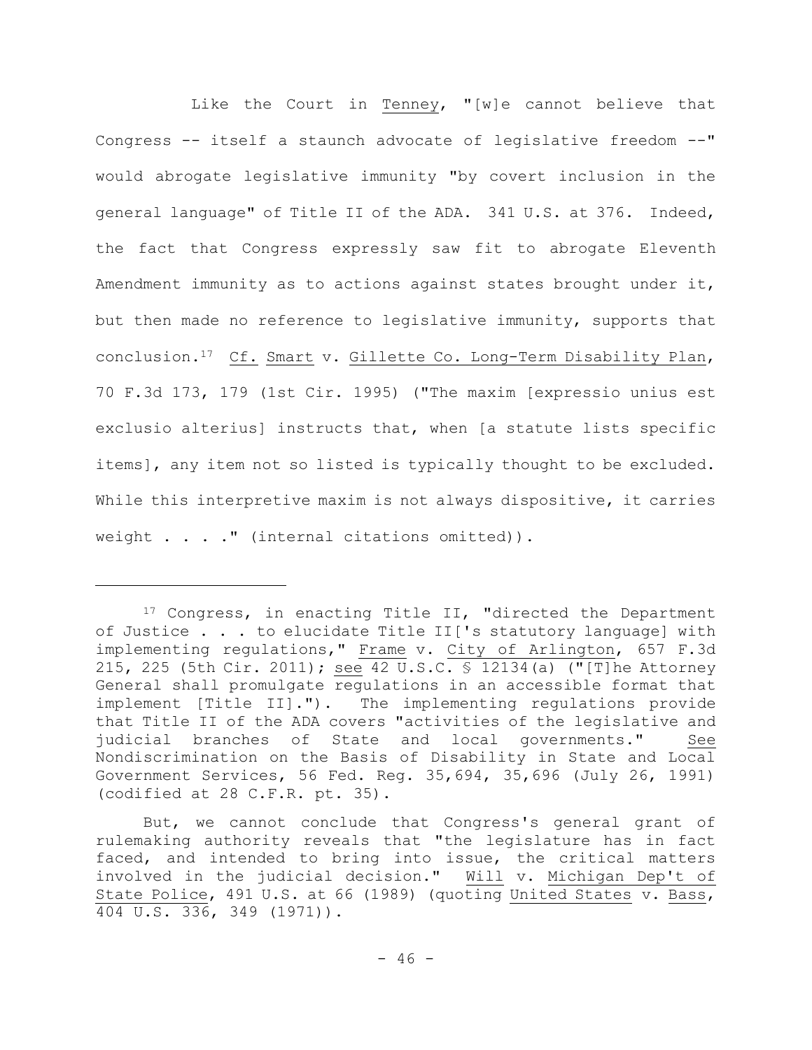Like the Court in Tenney, "[w]e cannot believe that Congress -- itself a staunch advocate of legislative freedom --" would abrogate legislative immunity "by covert inclusion in the general language" of Title II of the ADA. 341 U.S. at 376. Indeed, the fact that Congress expressly saw fit to abrogate Eleventh Amendment immunity as to actions against states brought under it, but then made no reference to legislative immunity, supports that conclusion.[17] Cf. Smart v. Gillette Co. Long-Term Disability Plan, 70 F.3d 173, 179 (1st Cir. 1995) ("The maxim [expressio unius est exclusio alterius] instructs that, when [a statute lists specific items], any item not so listed is typically thought to be excluded. While this interpretive maxim is not always dispositive, it carries weight . . . ." (internal citations omitted)).

---

[17] Congress, in enacting Title II, "directed the Department of Justice . . . to elucidate Title II['s statutory language] with implementing regulations," Frame v. City of Arlington, 657 F.3d 215, 225 (5th Cir. 2011); see 42 U.S.C. § 12134(a) ("[T]he Attorney General shall promulgate regulations in an accessible format that implement [Title II]."). The implementing regulations provide that Title II of the ADA covers "activities of the legislative and judicial branches of State and local governments." See Nondiscrimination on the Basis of Disability in State and Local Government Services, 56 Fed. Reg. 35,694, 35,696 (July 26, 1991) (codified at 28 C.F.R. pt. 35).

But, we cannot conclude that Congress's general grant of rulemaking authority reveals that "the legislature has in fact faced, and intended to bring into issue, the critical matters involved in the judicial decision." Will v. Michigan Dep't of State Police, 491 U.S. at 66 (1989) (quoting United States v. Bass, 404 U.S. 336, 349 (1971)).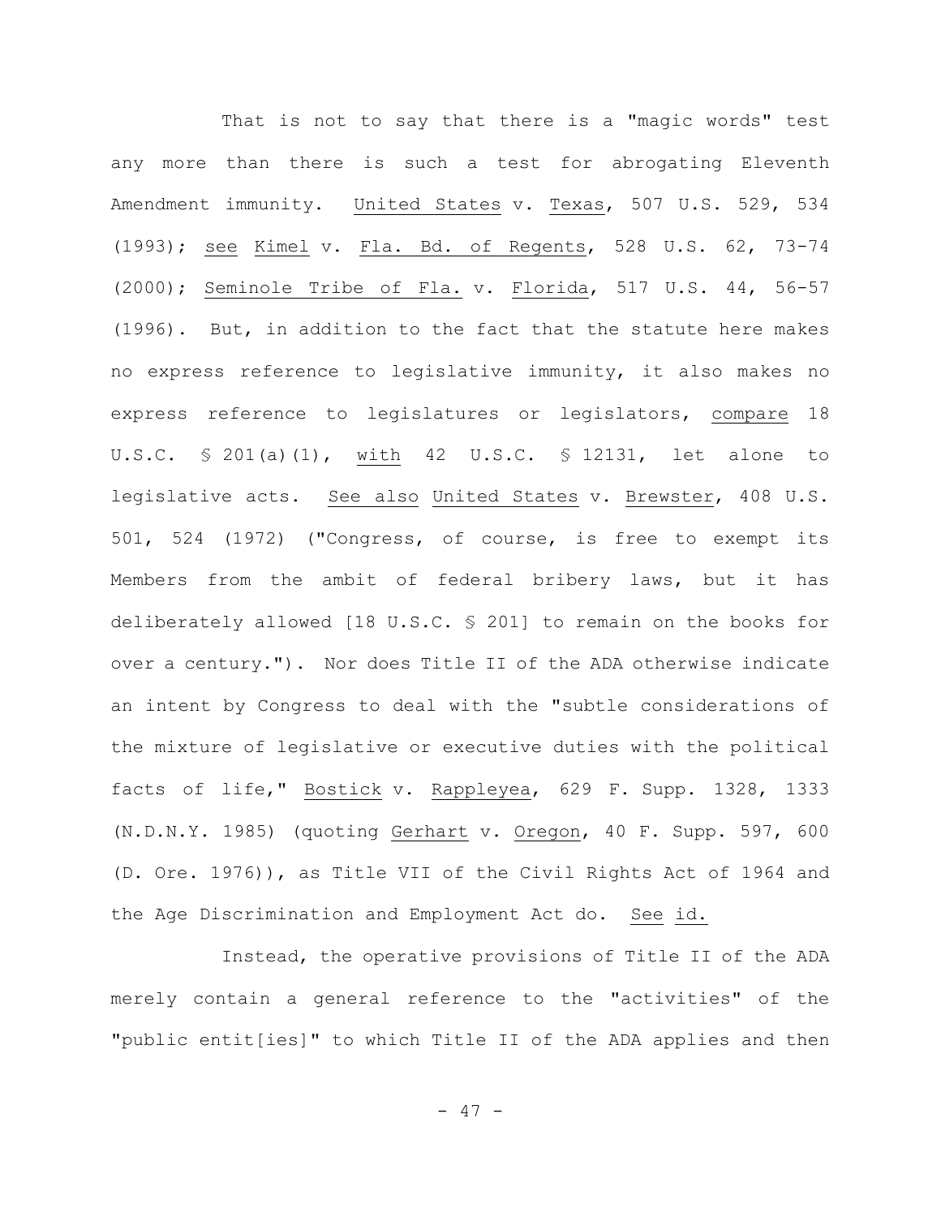That is not to say that there is a "magic words" test any more than there is such a test for abrogating Eleventh Amendment immunity. United States v. Texas, 507 U.S. 529, 534 (1993); see Kimel v. Fla. Bd. of Regents, 528 U.S. 62, 73-74 (2000); Seminole Tribe of Fla. v. Florida, 517 U.S. 44, 56-57 (1996). But, in addition to the fact that the statute here makes no express reference to legislative immunity, it also makes no express reference to legislatures or legislators, compare 18 U.S.C. § 201(a)(1), with 42 U.S.C. § 12131, let alone to legislative acts. See also United States v. Brewster, 408 U.S. 501, 524 (1972) ("Congress, of course, is free to exempt its Members from the ambit of federal bribery laws, but it has deliberately allowed [18 U.S.C. § 201] to remain on the books for over a century."). Nor does Title II of the ADA otherwise indicate an intent by Congress to deal with the "subtle considerations of the mixture of legislative or executive duties with the political facts of life," Bostick v. Rappleyea, 629 F. Supp. 1328, 1333 (N.D.N.Y. 1985) (quoting Gerhart v. Oregon, 40 F. Supp. 597, 600 (D. Ore. 1976)), as Title VII of the Civil Rights Act of 1964 and the Age Discrimination and Employment Act do. See id.

Instead, the operative provisions of Title II of the ADA merely contain a general reference to the "activities" of the "public entit[ies]" to which Title II of the ADA applies and then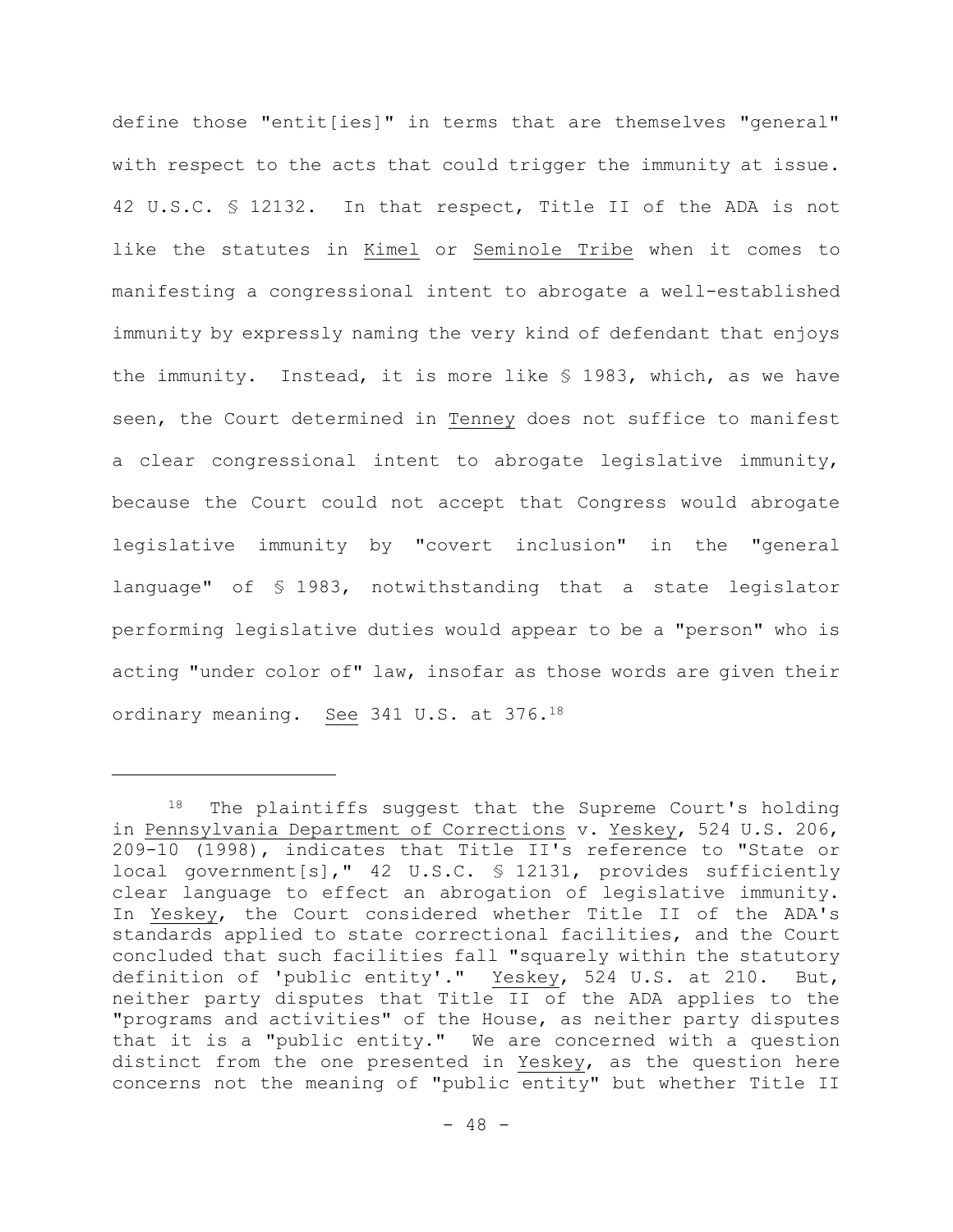define those "entit[ies]" in terms that are themselves "general" with respect to the acts that could trigger the immunity at issue. 42 U.S.C. § 12132. In that respect, Title II of the ADA is not like the statutes in Kimel or Seminole Tribe when it comes to manifesting a congressional intent to abrogate a well-established immunity by expressly naming the very kind of defendant that enjoys the immunity. Instead, it is more like § 1983, which, as we have seen, the Court determined in Tenney does not suffice to manifest a clear congressional intent to abrogate legislative immunity, because the Court could not accept that Congress would abrogate legislative immunity by "covert inclusion" in the "general language" of § 1983, notwithstanding that a state legislator performing legislative duties would appear to be a "person" who is acting "under color of" law, insofar as those words are given their ordinary meaning. See 341 U.S. at 376.[18]

---

[18] The plaintiffs suggest that the Supreme Court's holding in Pennsylvania Department of Corrections v. Yeskey, 524 U.S. 206, 209-10 (1998), indicates that Title II's reference to "State or local government[s]," 42 U.S.C. § 12131, provides sufficiently clear language to effect an abrogation of legislative immunity. In Yeskey, the Court considered whether Title II of the ADA's standards applied to state correctional facilities, and the Court concluded that such facilities fall "squarely within the statutory definition of 'public entity'." Yeskey, 524 U.S. at 210. But, neither party disputes that Title II of the ADA applies to the "programs and activities" of the House, as neither party disputes that it is a "public entity." We are concerned with a question distinct from the one presented in Yeskey, as the question here concerns not the meaning of "public entity" but whether Title II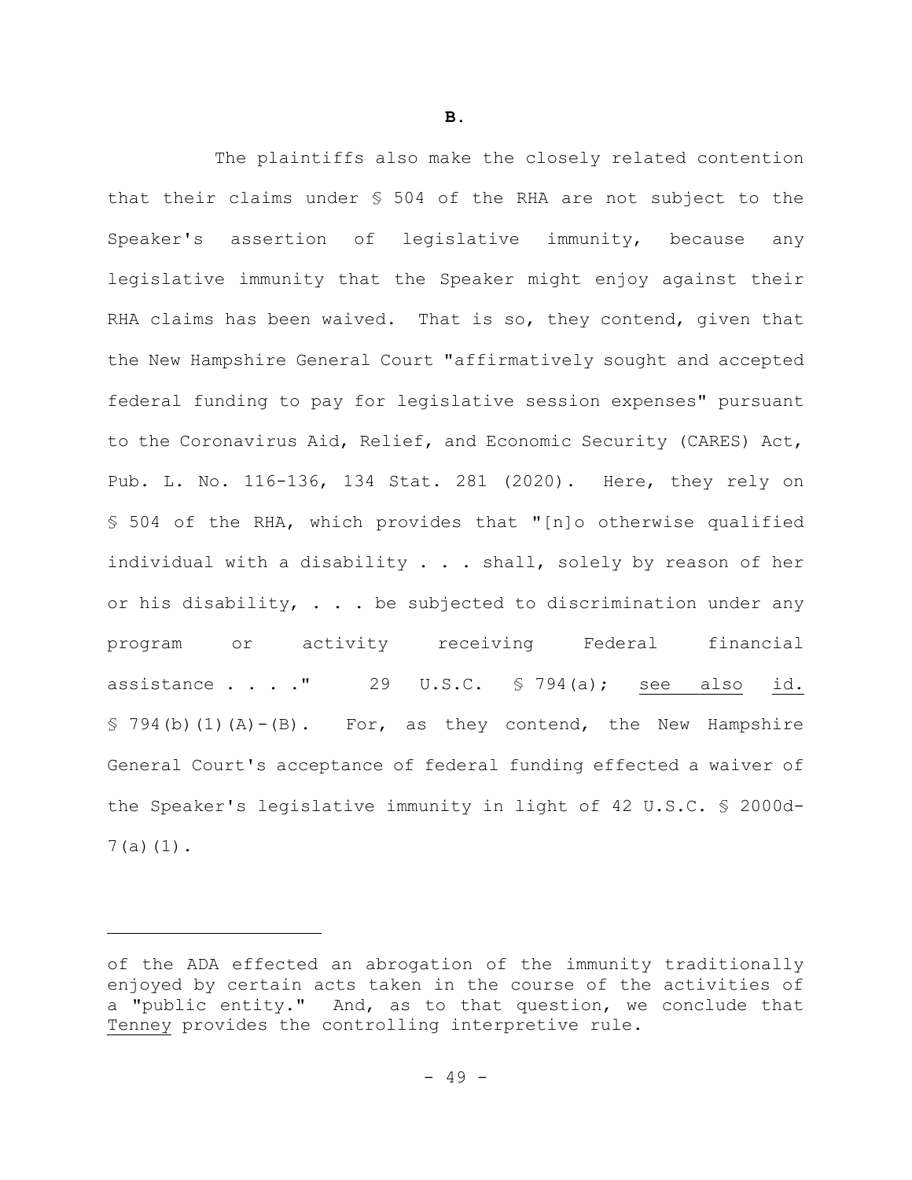**B.**

The plaintiffs also make the closely related contention that their claims under § 504 of the RHA are not subject to the Speaker's assertion of legislative immunity, because any legislative immunity that the Speaker might enjoy against their RHA claims has been waived. That is so, they contend, given that the New Hampshire General Court "affirmatively sought and accepted federal funding to pay for legislative session expenses" pursuant to the Coronavirus Aid, Relief, and Economic Security (CARES) Act, Pub. L. No. 116-136, 134 Stat. 281 (2020). Here, they rely on § 504 of the RHA, which provides that "[n]o otherwise qualified individual with a disability . . . shall, solely by reason of her or his disability, . . . be subjected to discrimination under any program or activity receiving Federal financial assistance . . . ." 29 U.S.C. § 794(a); see also id. § 794(b)(1)(A)-(B). For, as they contend, the New Hampshire General Court's acceptance of federal funding effected a waiver of the Speaker's legislative immunity in light of 42 U.S.C. § 2000d-7(a)(1).

---

of the ADA effected an abrogation of the immunity traditionally enjoyed by certain acts taken in the course of the activities of a "public entity." And, as to that question, we conclude that Tenney provides the controlling interpretive rule.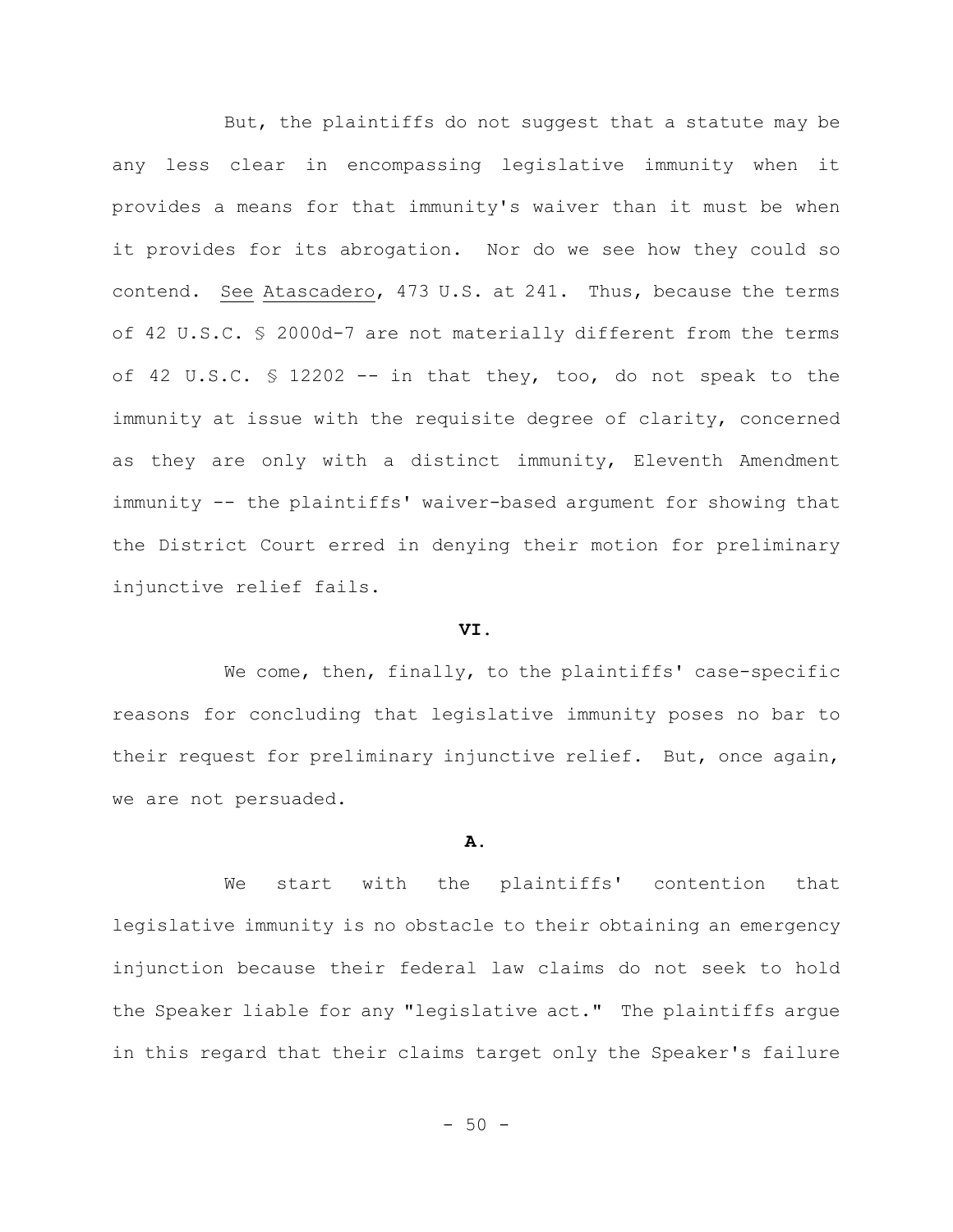But, the plaintiffs do not suggest that a statute may be any less clear in encompassing legislative immunity when it provides a means for that immunity's waiver than it must be when it provides for its abrogation. Nor do we see how they could so contend. See Atascadero, 473 U.S. at 241. Thus, because the terms of 42 U.S.C. § 2000d-7 are not materially different from the terms of 42 U.S.C. § 12202 -- in that they, too, do not speak to the immunity at issue with the requisite degree of clarity, concerned as they are only with a distinct immunity, Eleventh Amendment immunity -- the plaintiffs' waiver-based argument for showing that the District Court erred in denying their motion for preliminary injunctive relief fails.

## VI.

We come, then, finally, to the plaintiffs' case-specific reasons for concluding that legislative immunity poses no bar to their request for preliminary injunctive relief. But, once again, we are not persuaded.

### A.

We start with the plaintiffs' contention that legislative immunity is no obstacle to their obtaining an emergency injunction because their federal law claims do not seek to hold the Speaker liable for any "legislative act." The plaintiffs argue in this regard that their claims target only the Speaker's failure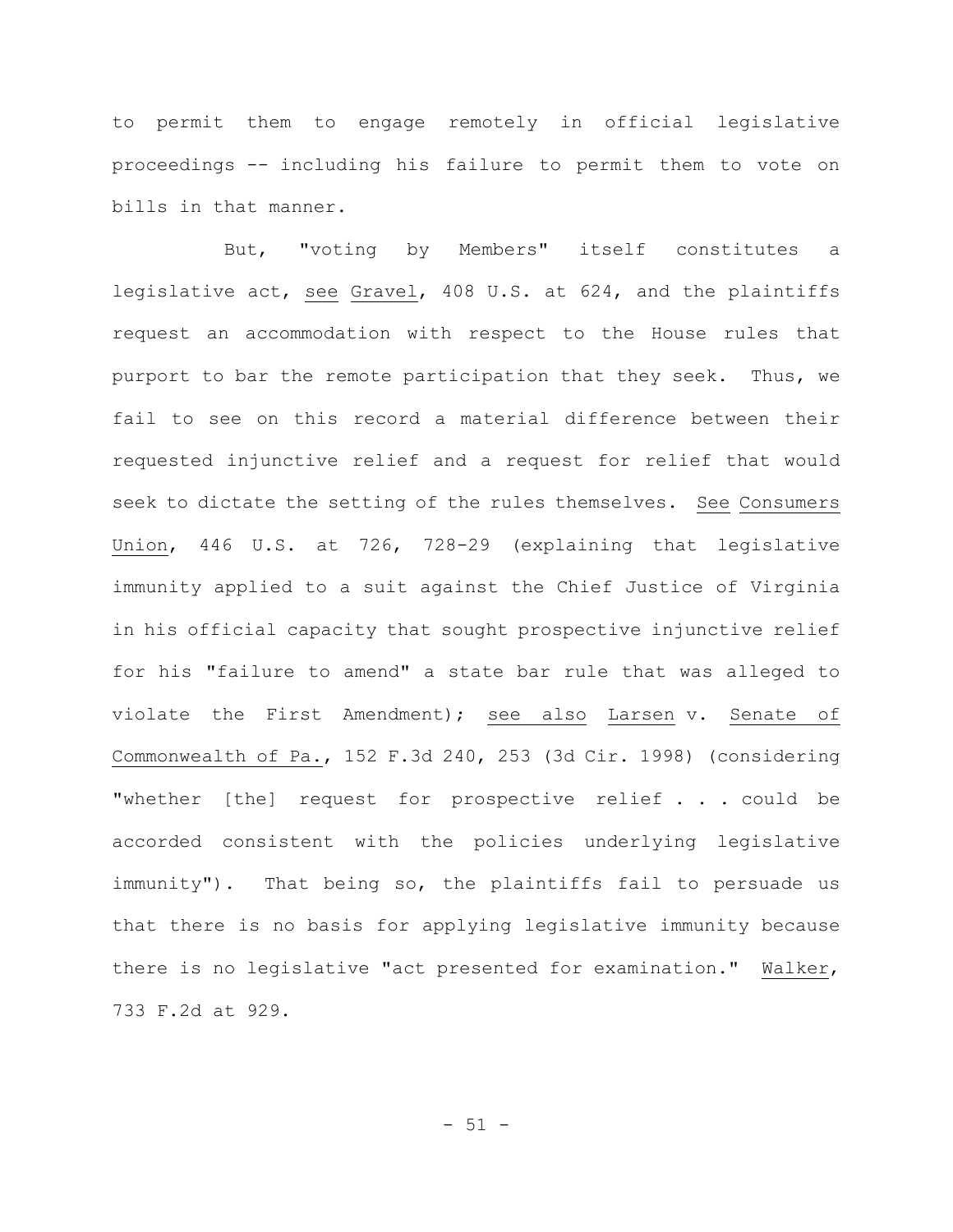to permit them to engage remotely in official legislative proceedings -- including his failure to permit them to vote on bills in that manner.

But, "voting by Members" itself constitutes a legislative act, _see_ _Gravel_, 408 U.S. at 624, and the plaintiffs request an accommodation with respect to the House rules that purport to bar the remote participation that they seek. Thus, we fail to see on this record a material difference between their requested injunctive relief and a request for relief that would seek to dictate the setting of the rules themselves. _See_ _Consumers Union_, 446 U.S. at 726, 728-29 (explaining that legislative immunity applied to a suit against the Chief Justice of Virginia in his official capacity that sought prospective injunctive relief for his "failure to amend" a state bar rule that was alleged to violate the First Amendment); _see also_ _Larsen_ v. _Senate of Commonwealth of Pa._, 152 F.3d 240, 253 (3d Cir. 1998) (considering "whether [the] request for prospective relief . . . could be accorded consistent with the policies underlying legislative immunity"). That being so, the plaintiffs fail to persuade us that there is no basis for applying legislative immunity because there is no legislative "act presented for examination." _Walker_, 733 F.2d at 929.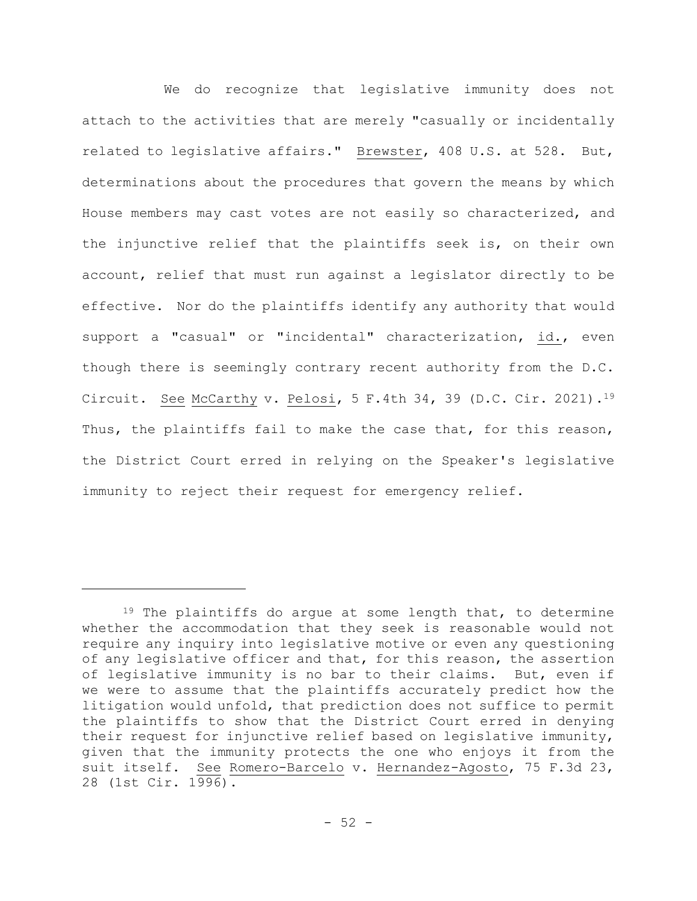We do recognize that legislative immunity does not attach to the activities that are merely "casually or incidentally related to legislative affairs." Brewster, 408 U.S. at 528. But, determinations about the procedures that govern the means by which House members may cast votes are not easily so characterized, and the injunctive relief that the plaintiffs seek is, on their own account, relief that must run against a legislator directly to be effective. Nor do the plaintiffs identify any authority that would support a "casual" or "incidental" characterization, id., even though there is seemingly contrary recent authority from the D.C. Circuit. See McCarthy v. Pelosi, 5 F.4th 34, 39 (D.C. Cir. 2021).[19] Thus, the plaintiffs fail to make the case that, for this reason, the District Court erred in relying on the Speaker's legislative immunity to reject their request for emergency relief.

---

[19] The plaintiffs do argue at some length that, to determine whether the accommodation that they seek is reasonable would not require any inquiry into legislative motive or even any questioning of any legislative officer and that, for this reason, the assertion of legislative immunity is no bar to their claims. But, even if we were to assume that the plaintiffs accurately predict how the litigation would unfold, that prediction does not suffice to permit the plaintiffs to show that the District Court erred in denying their request for injunctive relief based on legislative immunity, given that the immunity protects the one who enjoys it from the suit itself. See Romero-Barcelo v. Hernandez-Agosto, 75 F.3d 23, 28 (1st Cir. 1996).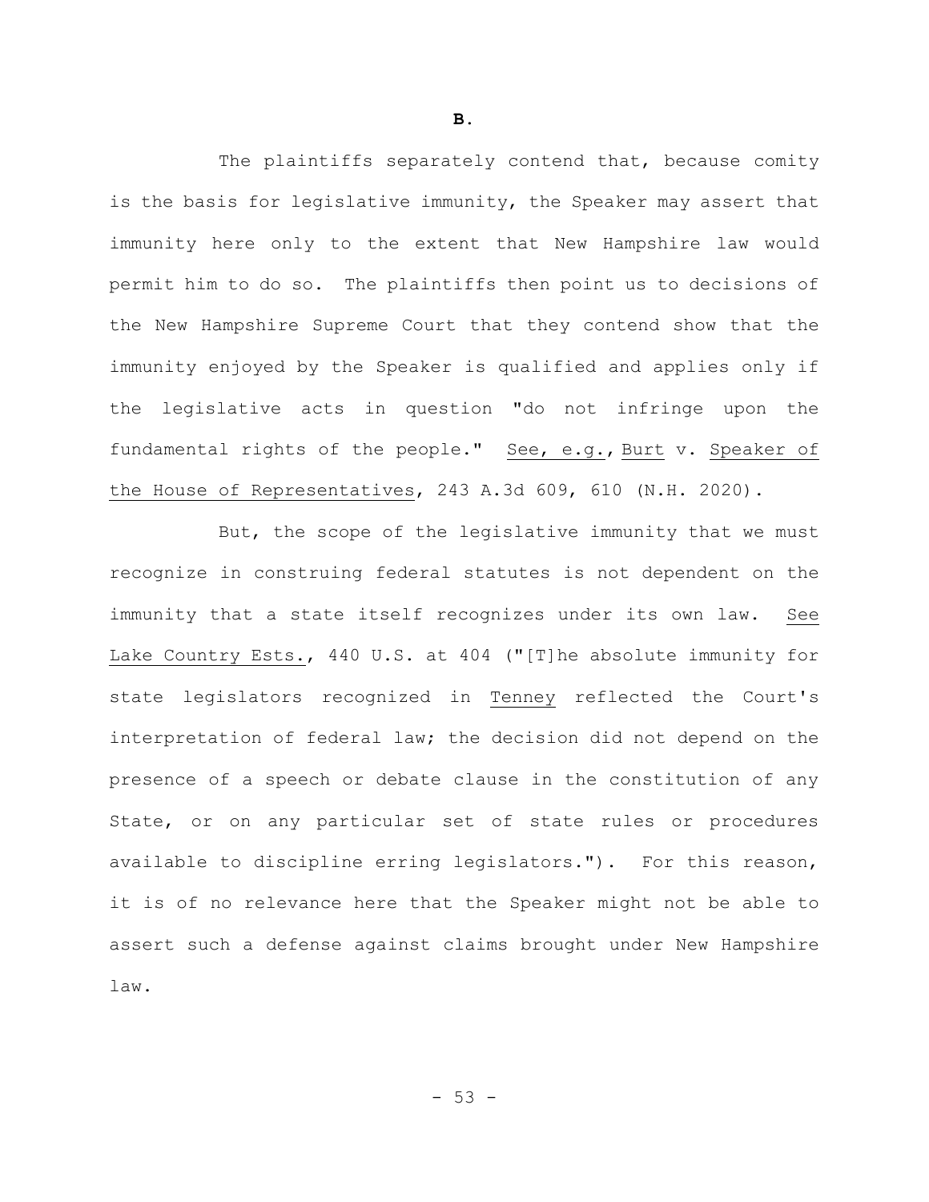**B.**

The plaintiffs separately contend that, because comity is the basis for legislative immunity, the Speaker may assert that immunity here only to the extent that New Hampshire law would permit him to do so. The plaintiffs then point us to decisions of the New Hampshire Supreme Court that they contend show that the immunity enjoyed by the Speaker is qualified and applies only if the legislative acts in question "do not infringe upon the fundamental rights of the people." See, e.g., Burt v. Speaker of the House of Representatives, 243 A.3d 609, 610 (N.H. 2020).

But, the scope of the legislative immunity that we must recognize in construing federal statutes is not dependent on the immunity that a state itself recognizes under its own law. See Lake Country Ests., 440 U.S. at 404 ("[T]he absolute immunity for state legislators recognized in Tenney reflected the Court's interpretation of federal law; the decision did not depend on the presence of a speech or debate clause in the constitution of any State, or on any particular set of state rules or procedures available to discipline erring legislators."). For this reason, it is of no relevance here that the Speaker might not be able to assert such a defense against claims brought under New Hampshire law.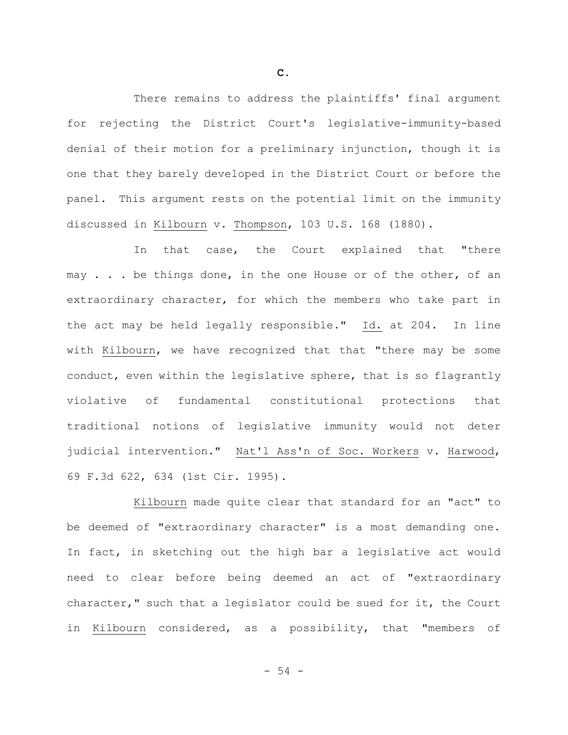## C.

There remains to address the plaintiffs' final argument for rejecting the District Court's legislative-immunity-based denial of their motion for a preliminary injunction, though it is one that they barely developed in the District Court or before the panel. This argument rests on the potential limit on the immunity discussed in Kilbourn v. Thompson, 103 U.S. 168 (1880).

In that case, the Court explained that "there may . . . be things done, in the one House or of the other, of an extraordinary character, for which the members who take part in the act may be held legally responsible." Id. at 204. In line with Kilbourn, we have recognized that that "there may be some conduct, even within the legislative sphere, that is so flagrantly violative of fundamental constitutional protections that traditional notions of legislative immunity would not deter judicial intervention." Nat'l Ass'n of Soc. Workers v. Harwood, 69 F.3d 622, 634 (1st Cir. 1995).

Kilbourn made quite clear that standard for an "act" to be deemed of "extraordinary character" is a most demanding one. In fact, in sketching out the high bar a legislative act would need to clear before being deemed an act of "extraordinary character," such that a legislator could be sued for it, the Court in Kilbourn considered, as a possibility, that "members of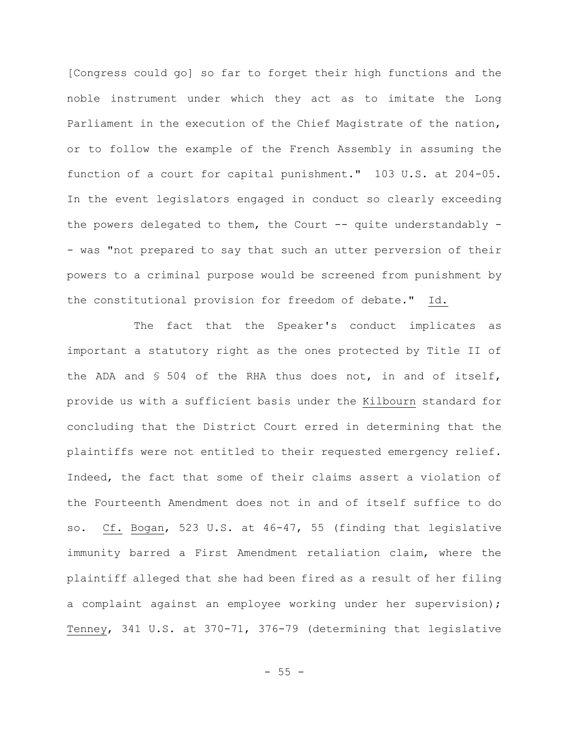[Congress could go] so far to forget their high functions and the noble instrument under which they act as to imitate the Long Parliament in the execution of the Chief Magistrate of the nation, or to follow the example of the French Assembly in assuming the function of a court for capital punishment." 103 U.S. at 204-05. In the event legislators engaged in conduct so clearly exceeding the powers delegated to them, the Court -- quite understandably -- was "not prepared to say that such an utter perversion of their powers to a criminal purpose would be screened from punishment by the constitutional provision for freedom of debate." Id.

The fact that the Speaker's conduct implicates as important a statutory right as the ones protected by Title II of the ADA and § 504 of the RHA thus does not, in and of itself, provide us with a sufficient basis under the Kilbourn standard for concluding that the District Court erred in determining that the plaintiffs were not entitled to their requested emergency relief. Indeed, the fact that some of their claims assert a violation of the Fourteenth Amendment does not in and of itself suffice to do so. Cf. Bogan, 523 U.S. at 46-47, 55 (finding that legislative immunity barred a First Amendment retaliation claim, where the plaintiff alleged that she had been fired as a result of her filing a complaint against an employee working under her supervision); Tenney, 341 U.S. at 370-71, 376-79 (determining that legislative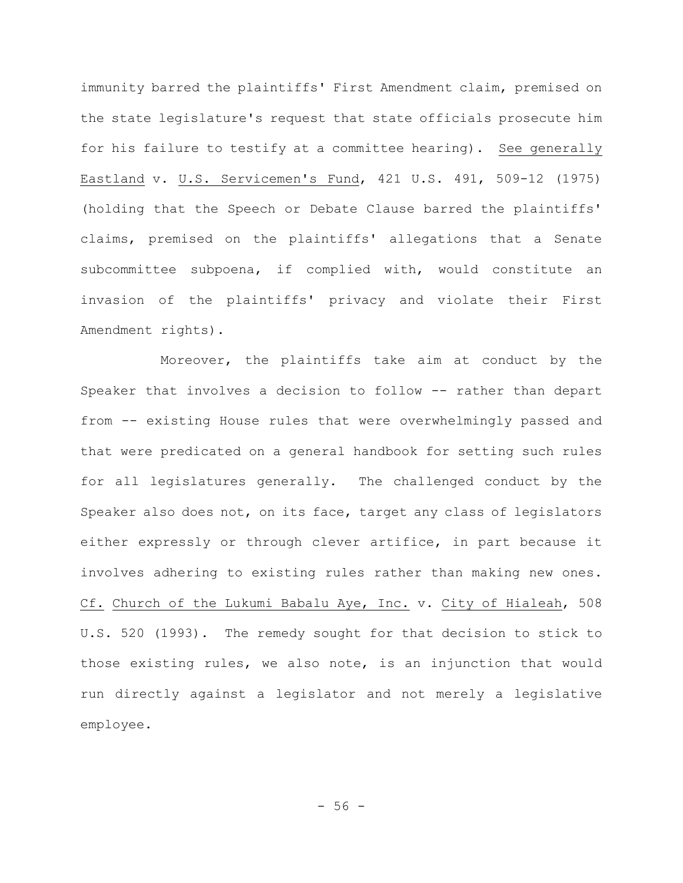immunity barred the plaintiffs' First Amendment claim, premised on the state legislature's request that state officials prosecute him for his failure to testify at a committee hearing). See generally Eastland v. U.S. Servicemen's Fund, 421 U.S. 491, 509-12 (1975) (holding that the Speech or Debate Clause barred the plaintiffs' claims, premised on the plaintiffs' allegations that a Senate subcommittee subpoena, if complied with, would constitute an invasion of the plaintiffs' privacy and violate their First Amendment rights).

Moreover, the plaintiffs take aim at conduct by the Speaker that involves a decision to follow -- rather than depart from -- existing House rules that were overwhelmingly passed and that were predicated on a general handbook for setting such rules for all legislatures generally. The challenged conduct by the Speaker also does not, on its face, target any class of legislators either expressly or through clever artifice, in part because it involves adhering to existing rules rather than making new ones. Cf. Church of the Lukumi Babalu Aye, Inc. v. City of Hialeah, 508 U.S. 520 (1993). The remedy sought for that decision to stick to those existing rules, we also note, is an injunction that would run directly against a legislator and not merely a legislative employee.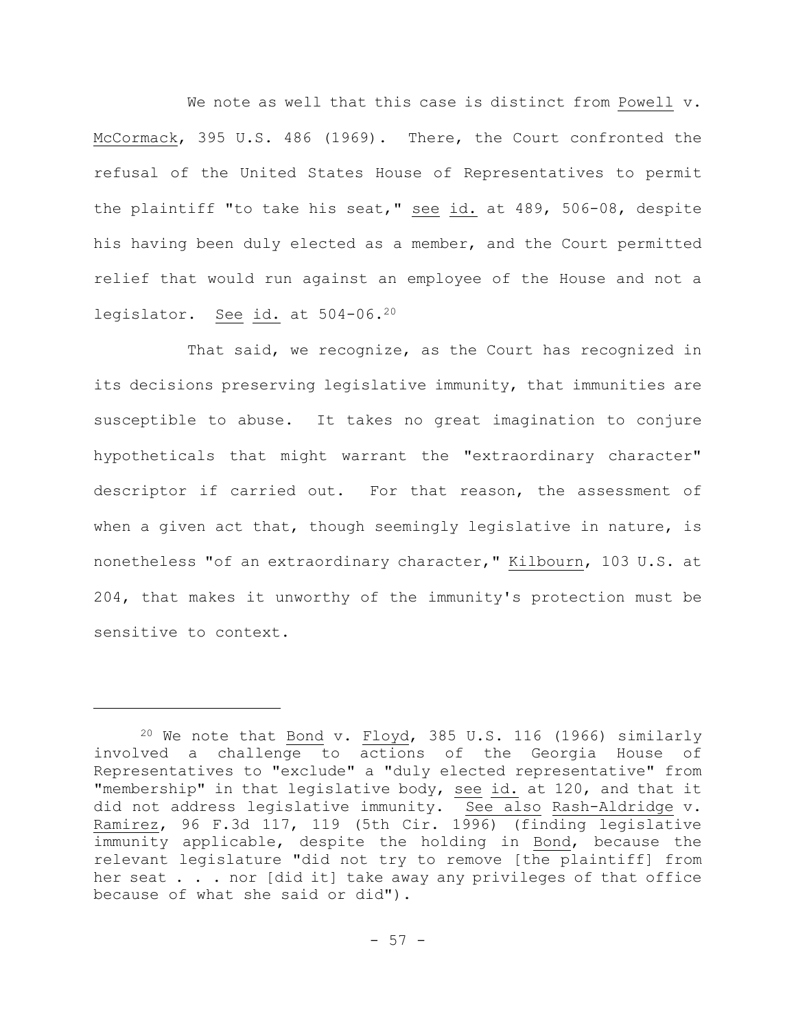We note as well that this case is distinct from Powell v. McCormack, 395 U.S. 486 (1969). There, the Court confronted the refusal of the United States House of Representatives to permit the plaintiff "to take his seat," see id. at 489, 506-08, despite his having been duly elected as a member, and the Court permitted relief that would run against an employee of the House and not a legislator. See id. at 504-06.[20]

That said, we recognize, as the Court has recognized in its decisions preserving legislative immunity, that immunities are susceptible to abuse. It takes no great imagination to conjure hypotheticals that might warrant the "extraordinary character" descriptor if carried out. For that reason, the assessment of when a given act that, though seemingly legislative in nature, is nonetheless "of an extraordinary character," Kilbourn, 103 U.S. at 204, that makes it unworthy of the immunity's protection must be sensitive to context.

---

[20] We note that Bond v. Floyd, 385 U.S. 116 (1966) similarly involved a challenge to actions of the Georgia House of Representatives to "exclude" a "duly elected representative" from "membership" in that legislative body, see id. at 120, and that it did not address legislative immunity. See also Rash-Aldridge v. Ramirez, 96 F.3d 117, 119 (5th Cir. 1996) (finding legislative immunity applicable, despite the holding in Bond, because the relevant legislature "did not try to remove [the plaintiff] from her seat . . . nor [did it] take away any privileges of that office because of what she said or did").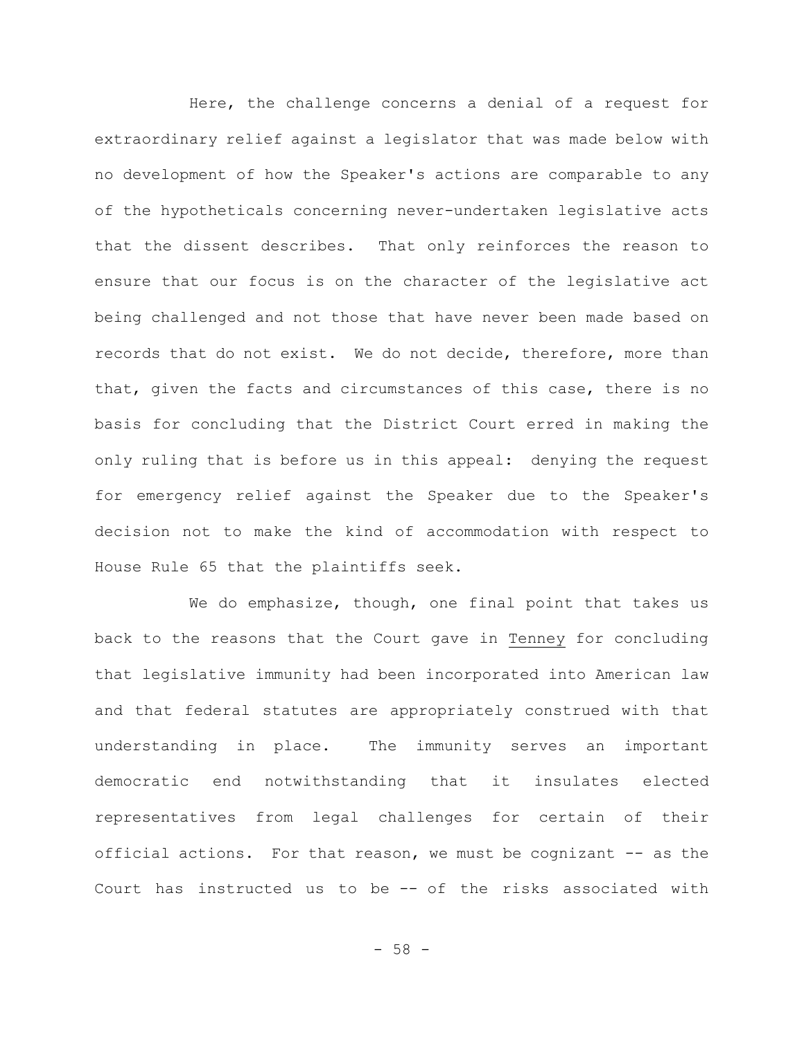Here, the challenge concerns a denial of a request for extraordinary relief against a legislator that was made below with no development of how the Speaker's actions are comparable to any of the hypotheticals concerning never-undertaken legislative acts that the dissent describes. That only reinforces the reason to ensure that our focus is on the character of the legislative act being challenged and not those that have never been made based on records that do not exist. We do not decide, therefore, more than that, given the facts and circumstances of this case, there is no basis for concluding that the District Court erred in making the only ruling that is before us in this appeal: denying the request for emergency relief against the Speaker due to the Speaker's decision not to make the kind of accommodation with respect to House Rule 65 that the plaintiffs seek.

We do emphasize, though, one final point that takes us back to the reasons that the Court gave in Tenney for concluding that legislative immunity had been incorporated into American law and that federal statutes are appropriately construed with that understanding in place. The immunity serves an important democratic end notwithstanding that it insulates elected representatives from legal challenges for certain of their official actions. For that reason, we must be cognizant -- as the Court has instructed us to be -- of the risks associated with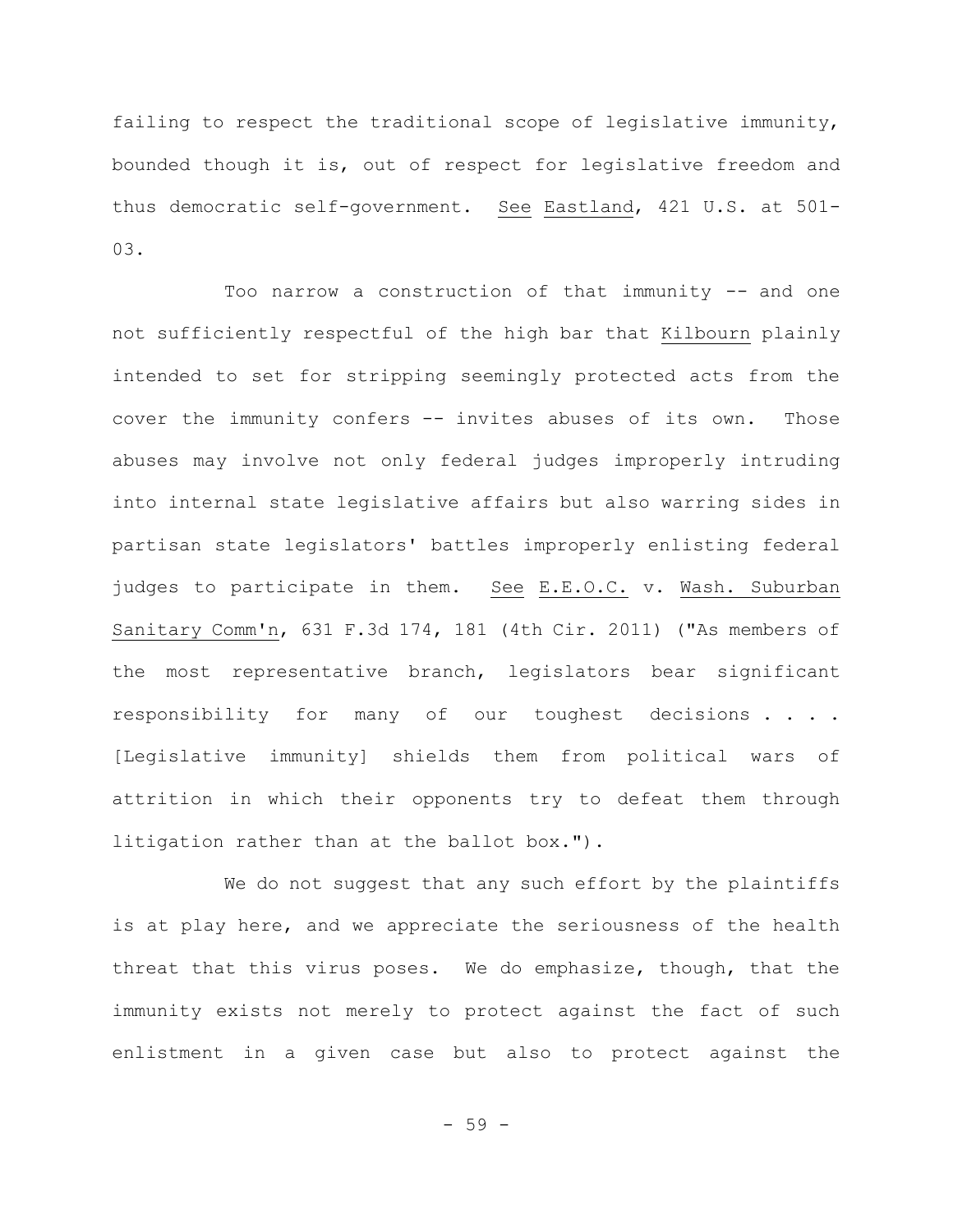failing to respect the traditional scope of legislative immunity, bounded though it is, out of respect for legislative freedom and thus democratic self-government. See Eastland, 421 U.S. at 501-03.

Too narrow a construction of that immunity -- and one not sufficiently respectful of the high bar that Kilbourn plainly intended to set for stripping seemingly protected acts from the cover the immunity confers -- invites abuses of its own. Those abuses may involve not only federal judges improperly intruding into internal state legislative affairs but also warring sides in partisan state legislators' battles improperly enlisting federal judges to participate in them. See E.E.O.C. v. Wash. Suburban Sanitary Comm'n, 631 F.3d 174, 181 (4th Cir. 2011) ("As members of the most representative branch, legislators bear significant responsibility for many of our toughest decisions . . . . [Legislative immunity] shields them from political wars of attrition in which their opponents try to defeat them through litigation rather than at the ballot box.").

We do not suggest that any such effort by the plaintiffs is at play here, and we appreciate the seriousness of the health threat that this virus poses. We do emphasize, though, that the immunity exists not merely to protect against the fact of such enlistment in a given case but also to protect against the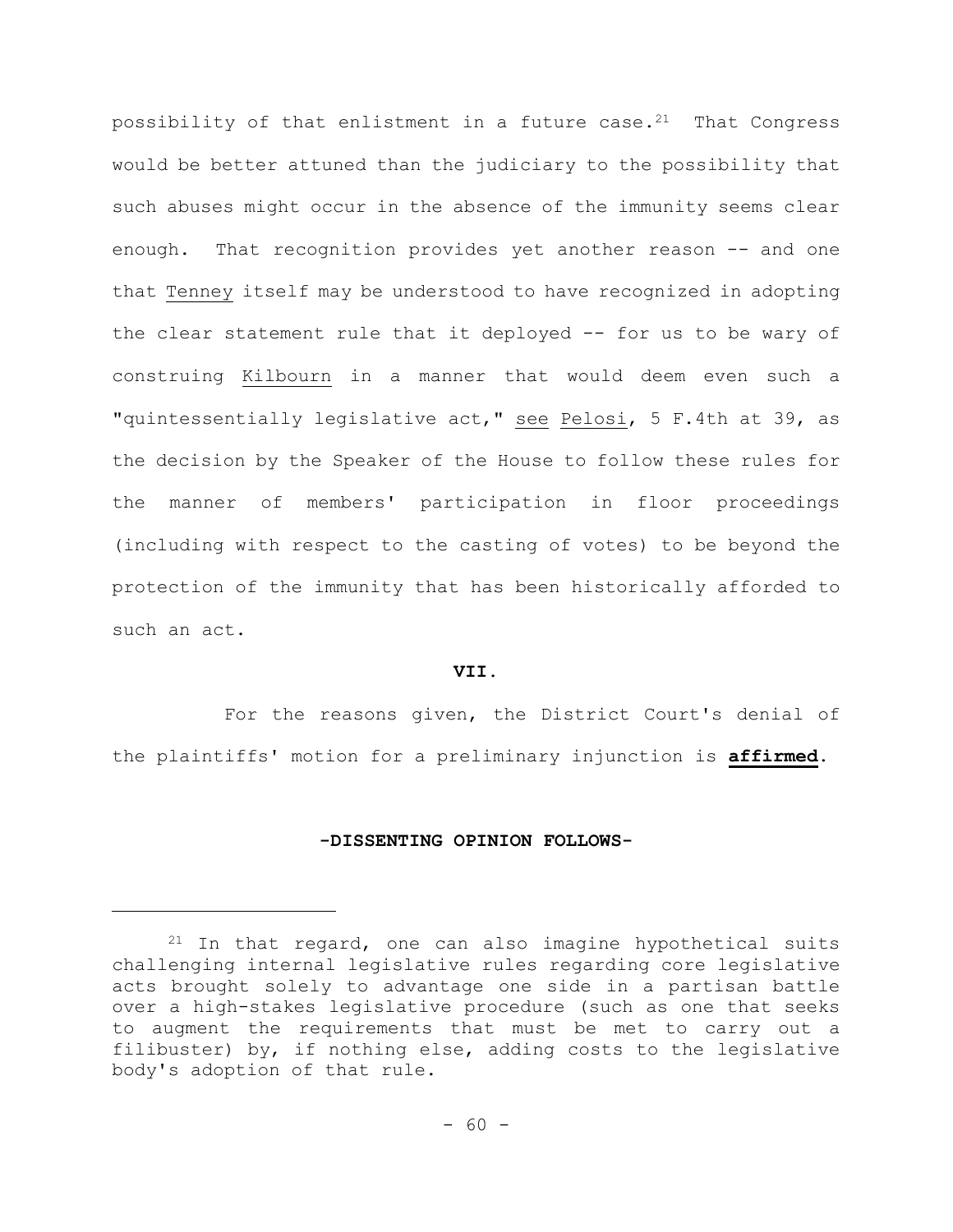possibility of that enlistment in a future case.[21] That Congress would be better attuned than the judiciary to the possibility that such abuses might occur in the absence of the immunity seems clear enough. That recognition provides yet another reason -- and one that Tenney itself may be understood to have recognized in adopting the clear statement rule that it deployed -- for us to be wary of construing Kilbourn in a manner that would deem even such a "quintessentially legislative act," see Pelosi, 5 F.4th at 39, as the decision by the Speaker of the House to follow these rules for the manner of members' participation in floor proceedings (including with respect to the casting of votes) to be beyond the protection of the immunity that has been historically afforded to such an act.

## VII.

For the reasons given, the District Court's denial of the plaintiffs' motion for a preliminary injunction is **affirmed**.

**-DISSENTING OPINION FOLLOWS-**

---

[21] In that regard, one can also imagine hypothetical suits challenging internal legislative rules regarding core legislative acts brought solely to advantage one side in a partisan battle over a high-stakes legislative procedure (such as one that seeks to augment the requirements that must be met to carry out a filibuster) by, if nothing else, adding costs to the legislative body's adoption of that rule.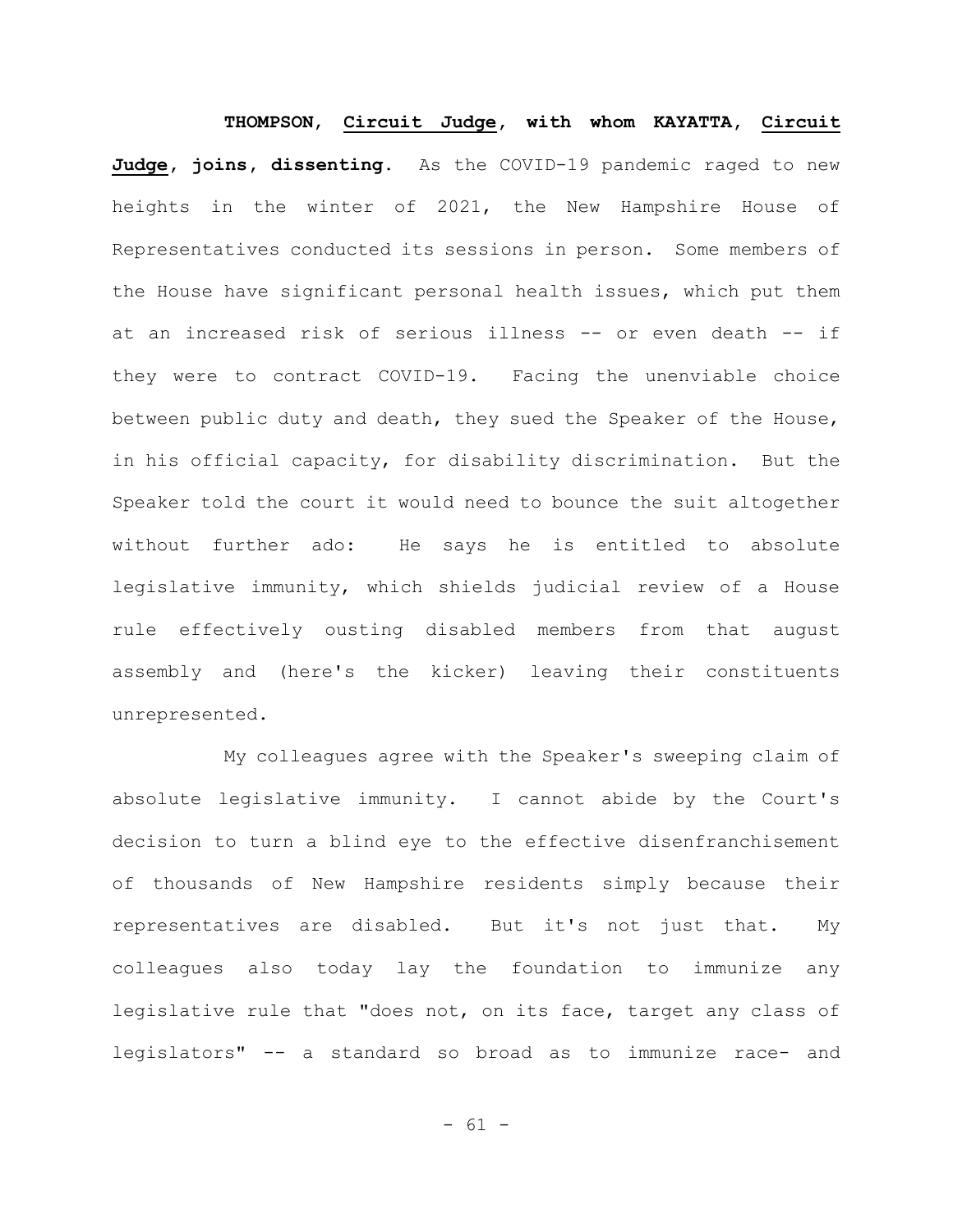**THOMPSON, *Circuit Judge*, with whom KAYATTA, *Circuit Judge*, joins, dissenting.** As the COVID-19 pandemic raged to new heights in the winter of 2021, the New Hampshire House of Representatives conducted its sessions in person. Some members of the House have significant personal health issues, which put them at an increased risk of serious illness -- or even death -- if they were to contract COVID-19. Facing the unenviable choice between public duty and death, they sued the Speaker of the House, in his official capacity, for disability discrimination. But the Speaker told the court it would need to bounce the suit altogether without further ado: He says he is entitled to absolute legislative immunity, which shields judicial review of a House rule effectively ousting disabled members from that august assembly and (here's the kicker) leaving their constituents unrepresented.

My colleagues agree with the Speaker's sweeping claim of absolute legislative immunity. I cannot abide by the Court's decision to turn a blind eye to the effective disenfranchisement of thousands of New Hampshire residents simply because their representatives are disabled. But it's not just that. My colleagues also today lay the foundation to immunize any legislative rule that "does not, on its face, target any class of legislators" -- a standard so broad as to immunize race- and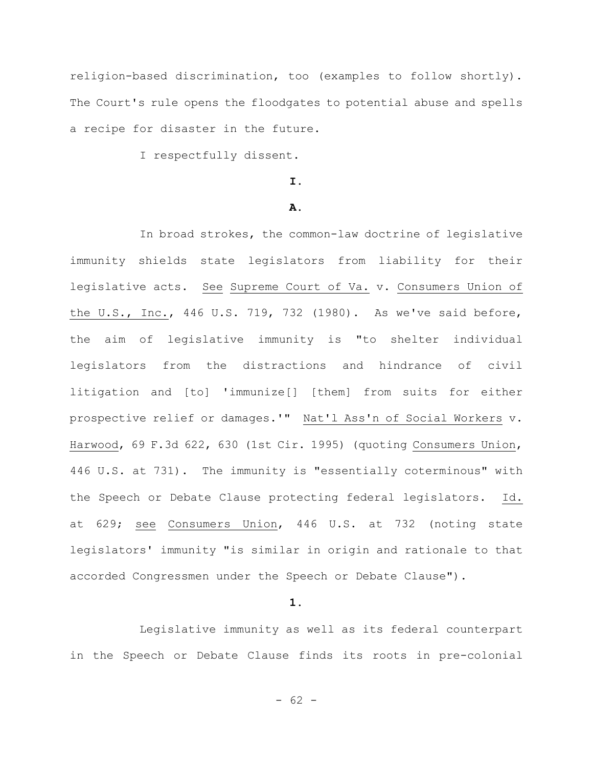religion-based discrimination, too (examples to follow shortly). The Court's rule opens the floodgates to potential abuse and spells a recipe for disaster in the future.

I respectfully dissent.

**I.**

**A.**

In broad strokes, the common-law doctrine of legislative immunity shields state legislators from liability for their legislative acts. See Supreme Court of Va. v. Consumers Union of the U.S., Inc., 446 U.S. 719, 732 (1980). As we've said before, the aim of legislative immunity is "to shelter individual legislators from the distractions and hindrance of civil litigation and [to] 'immunize[] [them] from suits for either prospective relief or damages.'" Nat'l Ass'n of Social Workers v. Harwood, 69 F.3d 622, 630 (1st Cir. 1995) (quoting Consumers Union, 446 U.S. at 731). The immunity is "essentially coterminous" with the Speech or Debate Clause protecting federal legislators. Id. at 629; see Consumers Union, 446 U.S. at 732 (noting state legislators' immunity "is similar in origin and rationale to that accorded Congressmen under the Speech or Debate Clause").

**1.**

Legislative immunity as well as its federal counterpart in the Speech or Debate Clause finds its roots in pre-colonial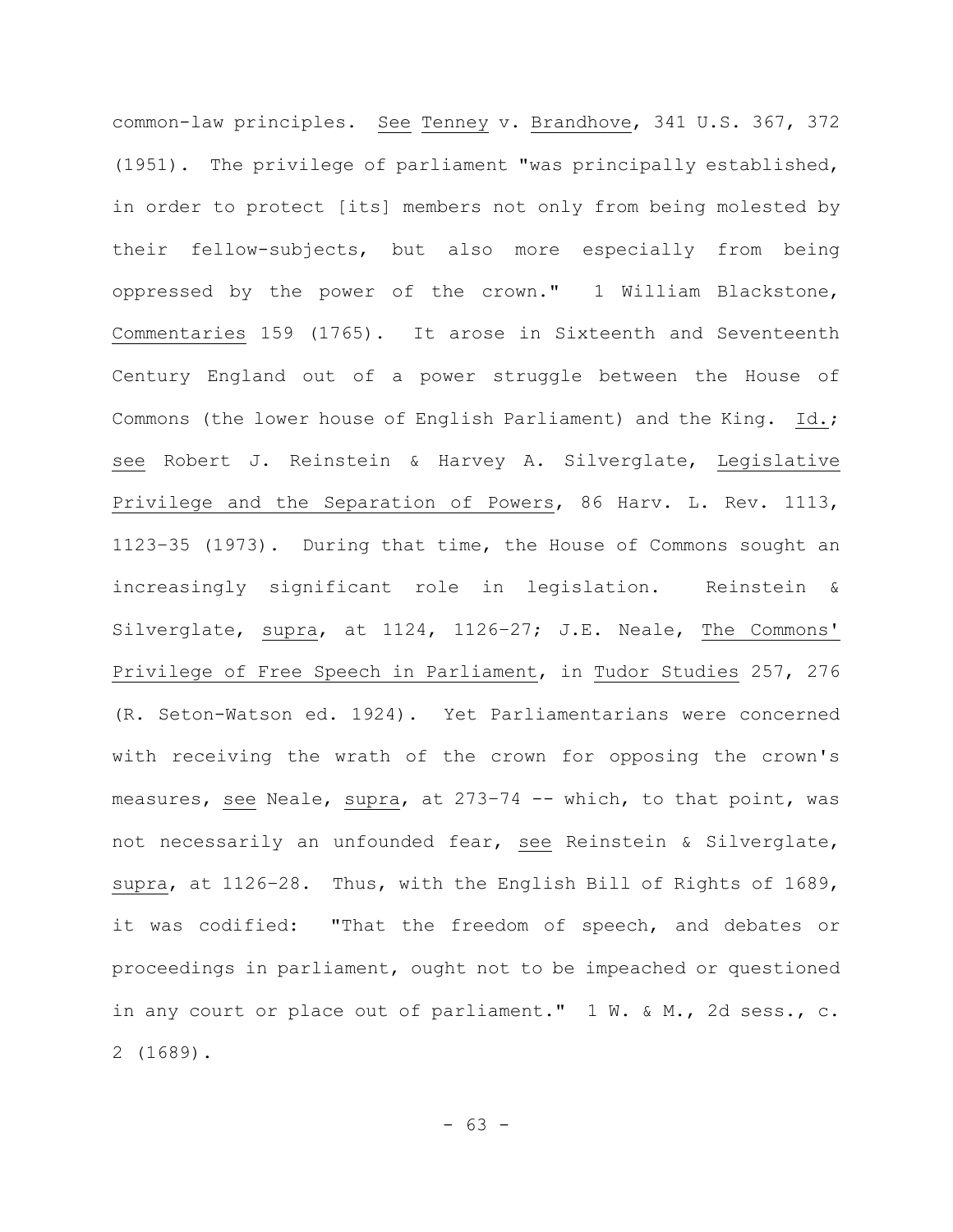common-law principles. *See* *Tenney* v. *Brandhove*, 341 U.S. 367, 372 (1951). The privilege of parliament "was principally established, in order to protect [its] members not only from being molested by their fellow-subjects, but also more especially from being oppressed by the power of the crown." 1 William Blackstone, *Commentaries* 159 (1765). It arose in Sixteenth and Seventeenth Century England out of a power struggle between the House of Commons (the lower house of English Parliament) and the King. *Id.*; *see* Robert J. Reinstein & Harvey A. Silverglate, *Legislative Privilege and the Separation of Powers*, 86 Harv. L. Rev. 1113, 1123–35 (1973). During that time, the House of Commons sought an increasingly significant role in legislation. Reinstein & Silverglate, *supra*, at 1124, 1126–27; J.E. Neale, *The Commons' Privilege of Free Speech in Parliament*, in *Tudor Studies* 257, 276 (R. Seton-Watson ed. 1924). Yet Parliamentarians were concerned with receiving the wrath of the crown for opposing the crown's measures, *see* Neale, *supra*, at 273–74 -- which, to that point, was not necessarily an unfounded fear, *see* Reinstein & Silverglate, *supra*, at 1126–28. Thus, with the English Bill of Rights of 1689, it was codified: "That the freedom of speech, and debates or proceedings in parliament, ought not to be impeached or questioned in any court or place out of parliament." 1 W. & M., 2d sess., c. 2 (1689).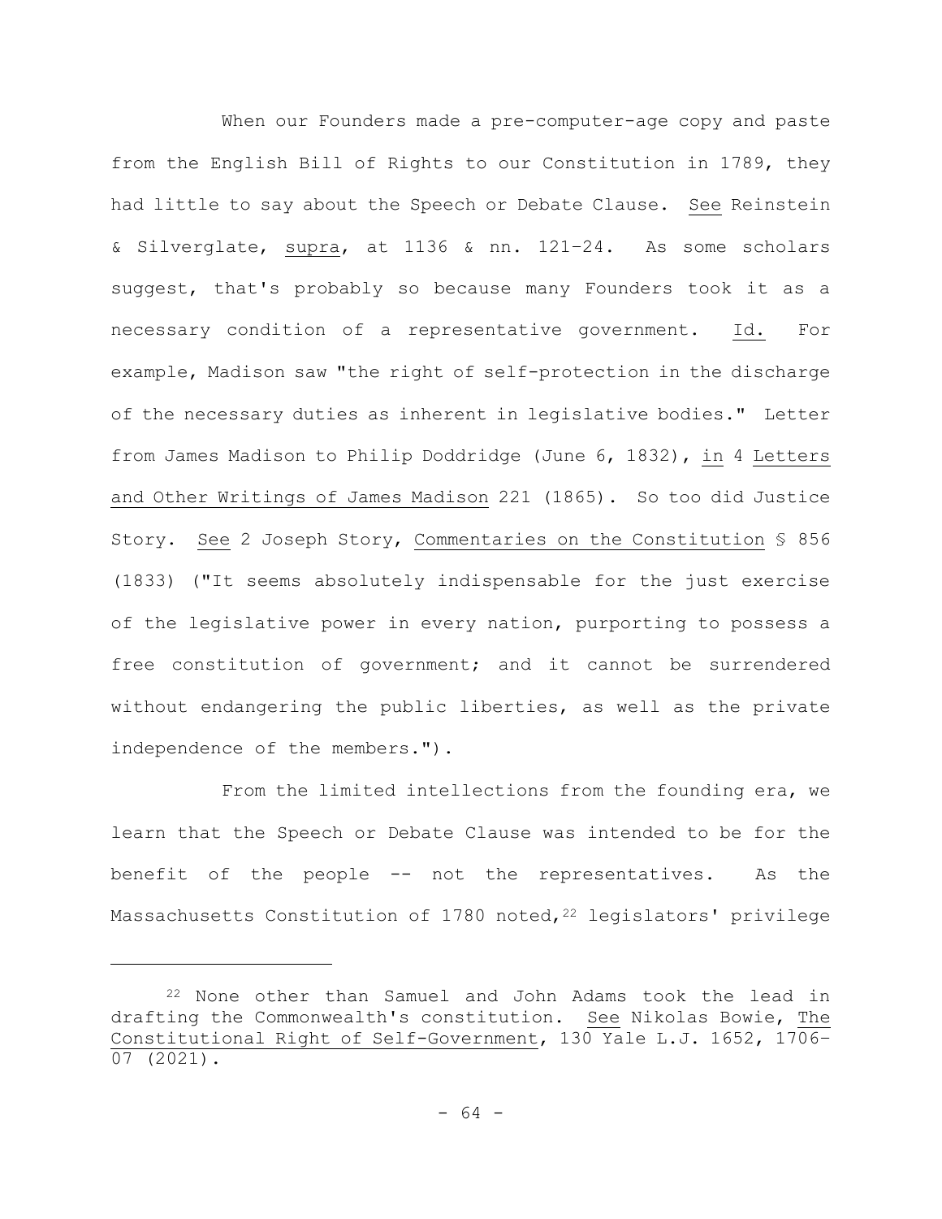When our Founders made a pre-computer-age copy and paste from the English Bill of Rights to our Constitution in 1789, they had little to say about the Speech or Debate Clause. See Reinstein & Silverglate, supra, at 1136 & nn. 121–24. As some scholars suggest, that's probably so because many Founders took it as a necessary condition of a representative government. Id. For example, Madison saw "the right of self-protection in the discharge of the necessary duties as inherent in legislative bodies." Letter from James Madison to Philip Doddridge (June 6, 1832), in 4 Letters and Other Writings of James Madison 221 (1865). So too did Justice Story. See 2 Joseph Story, Commentaries on the Constitution § 856 (1833) ("It seems absolutely indispensable for the just exercise of the legislative power in every nation, purporting to possess a free constitution of government; and it cannot be surrendered without endangering the public liberties, as well as the private independence of the members.").

From the limited intellections from the founding era, we learn that the Speech or Debate Clause was intended to be for the benefit of the people -- not the representatives. As the Massachusetts Constitution of 1780 noted,[22] legislators' privilege

[22] None other than Samuel and John Adams took the lead in drafting the Commonwealth's constitution. See Nikolas Bowie, The Constitutional Right of Self-Government, 130 Yale L.J. 1652, 1706–07 (2021).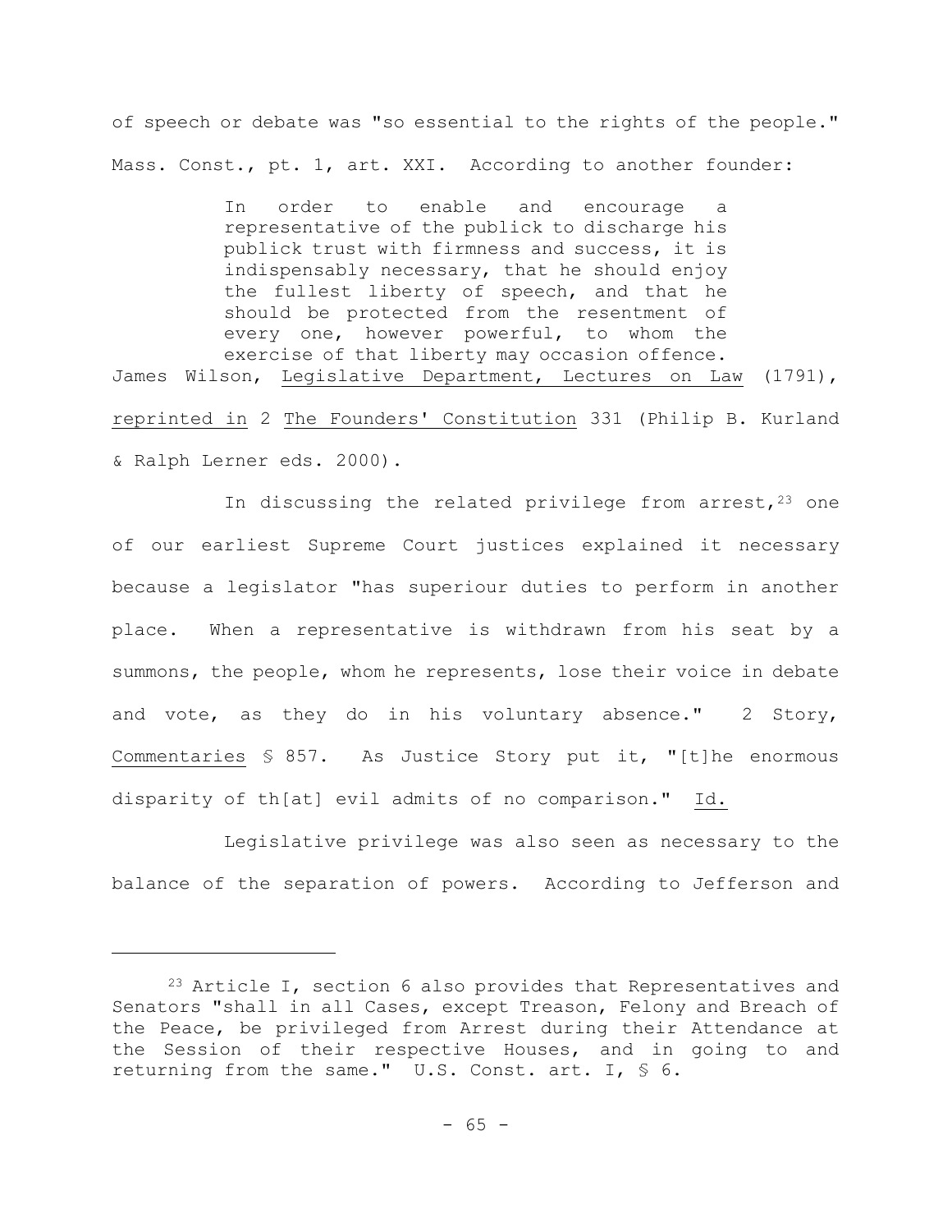of speech or debate was "so essential to the rights of the people." Mass. Const., pt. 1, art. XXI. According to another founder:

> In order to enable and encourage a representative of the publick to discharge his publick trust with firmness and success, it is indispensably necessary, that he should enjoy the fullest liberty of speech, and that he should be protected from the resentment of every one, however powerful, to whom the exercise of that liberty may occasion offence.

James Wilson, Legislative Department, Lectures on Law (1791), reprinted in 2 The Founders' Constitution 331 (Philip B. Kurland & Ralph Lerner eds. 2000).

In discussing the related privilege from arrest,[23] one of our earliest Supreme Court justices explained it necessary because a legislator "has superiour duties to perform in another place. When a representative is withdrawn from his seat by a summons, the people, whom he represents, lose their voice in debate and vote, as they do in his voluntary absence." 2 Story, Commentaries § 857. As Justice Story put it, "[t]he enormous disparity of th[at] evil admits of no comparison." Id.

Legislative privilege was also seen as necessary to the balance of the separation of powers. According to Jefferson and

---

[23] Article I, section 6 also provides that Representatives and Senators "shall in all Cases, except Treason, Felony and Breach of the Peace, be privileged from Arrest during their Attendance at the Session of their respective Houses, and in going to and returning from the same." U.S. Const. art. I, § 6.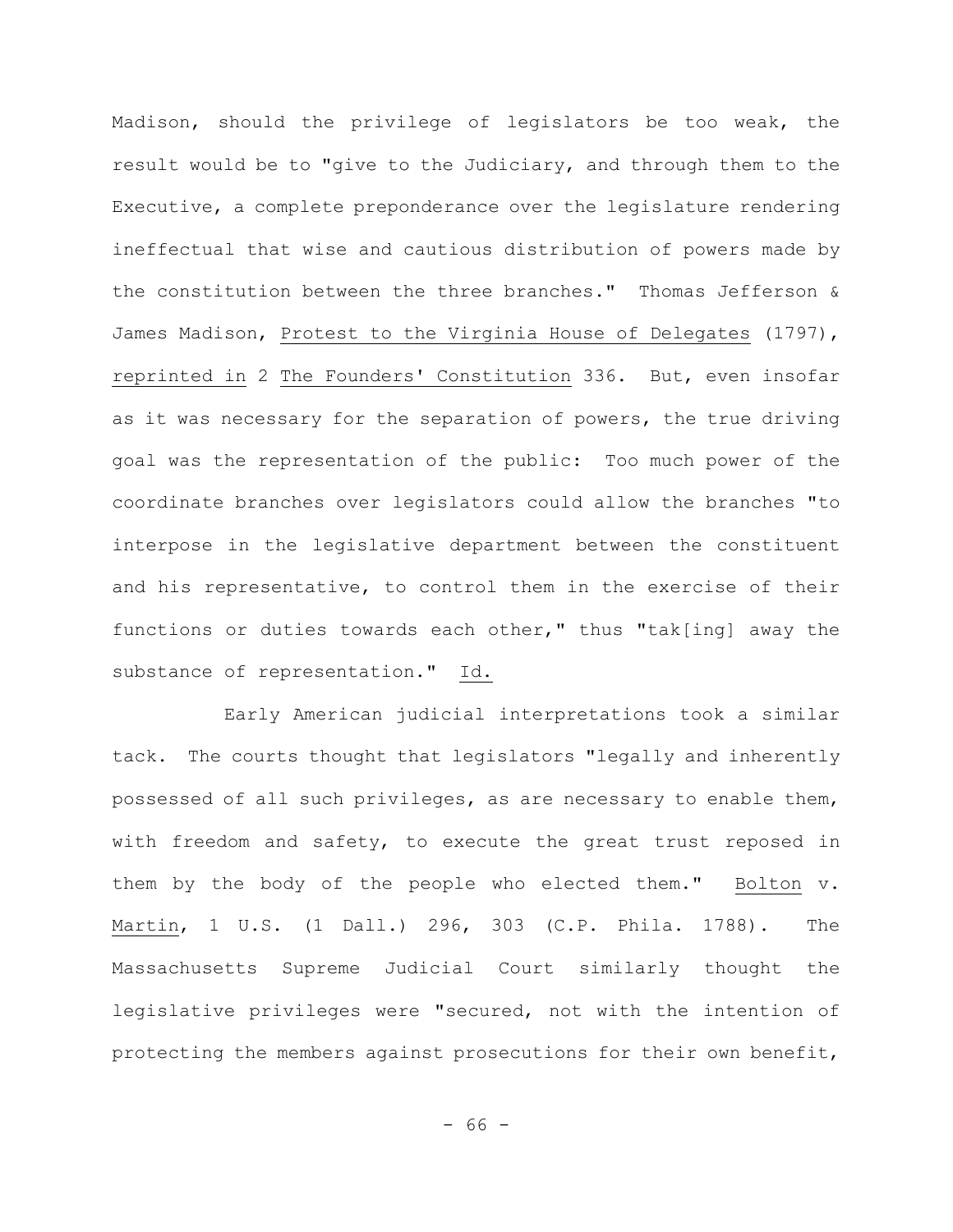Madison, should the privilege of legislators be too weak, the result would be to "give to the Judiciary, and through them to the Executive, a complete preponderance over the legislature rendering ineffectual that wise and cautious distribution of powers made by the constitution between the three branches." Thomas Jefferson & James Madison, Protest to the Virginia House of Delegates (1797), reprinted in 2 The Founders' Constitution 336. But, even insofar as it was necessary for the separation of powers, the true driving goal was the representation of the public: Too much power of the coordinate branches over legislators could allow the branches "to interpose in the legislative department between the constituent and his representative, to control them in the exercise of their functions or duties towards each other," thus "tak[ing] away the substance of representation." Id.

Early American judicial interpretations took a similar tack. The courts thought that legislators "legally and inherently possessed of all such privileges, as are necessary to enable them, with freedom and safety, to execute the great trust reposed in them by the body of the people who elected them." Bolton v. Martin, 1 U.S. (1 Dall.) 296, 303 (C.P. Phila. 1788). The Massachusetts Supreme Judicial Court similarly thought the legislative privileges were "secured, not with the intention of protecting the members against prosecutions for their own benefit,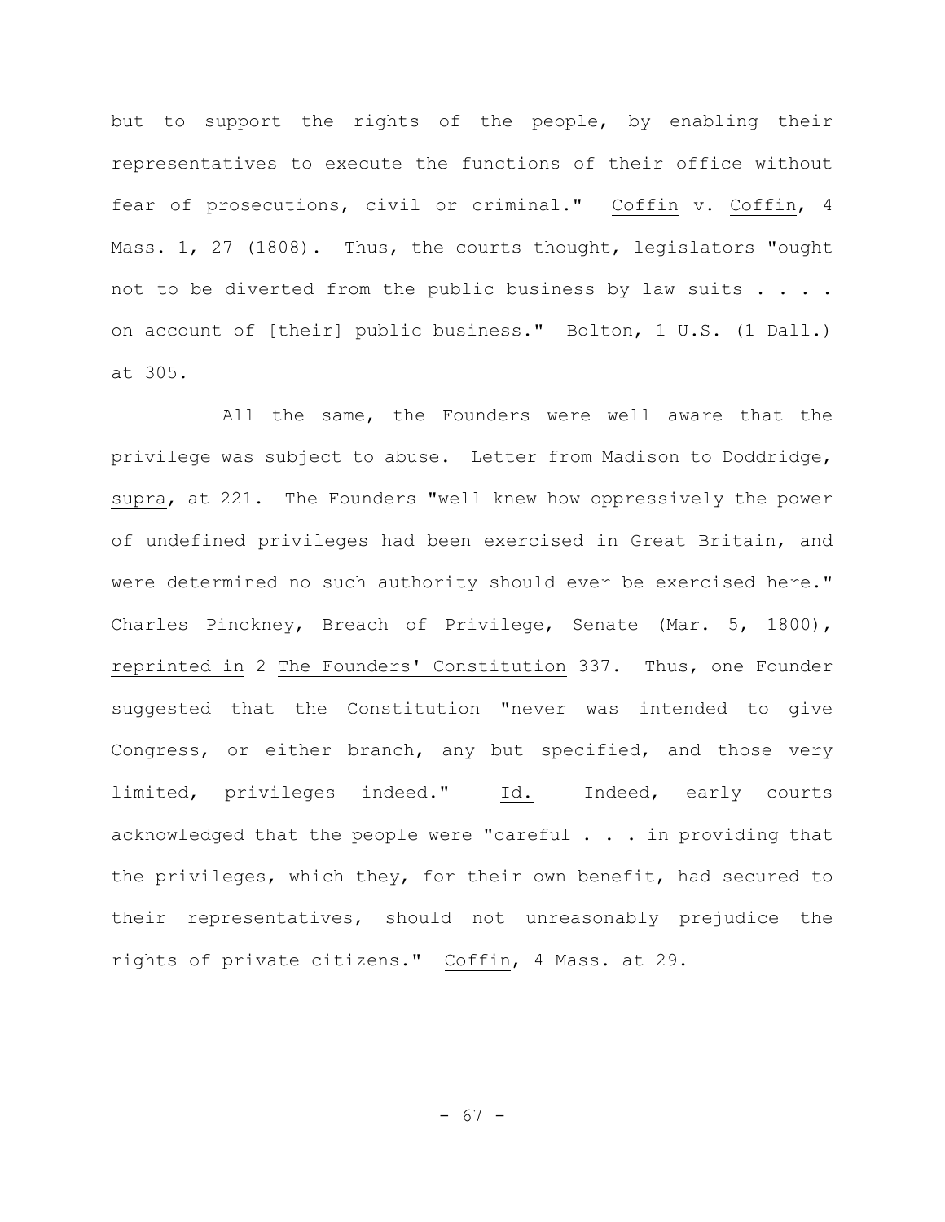but to support the rights of the people, by enabling their representatives to execute the functions of their office without fear of prosecutions, civil or criminal." Coffin v. Coffin, 4 Mass. 1, 27 (1808). Thus, the courts thought, legislators "ought not to be diverted from the public business by law suits . . . . on account of [their] public business." Bolton, 1 U.S. (1 Dall.) at 305.

All the same, the Founders were well aware that the privilege was subject to abuse. Letter from Madison to Doddridge, supra, at 221. The Founders "well knew how oppressively the power of undefined privileges had been exercised in Great Britain, and were determined no such authority should ever be exercised here." Charles Pinckney, Breach of Privilege, Senate (Mar. 5, 1800), reprinted in 2 The Founders' Constitution 337. Thus, one Founder suggested that the Constitution "never was intended to give Congress, or either branch, any but specified, and those very limited, privileges indeed." Id. Indeed, early courts acknowledged that the people were "careful . . . in providing that the privileges, which they, for their own benefit, had secured to their representatives, should not unreasonably prejudice the rights of private citizens." Coffin, 4 Mass. at 29.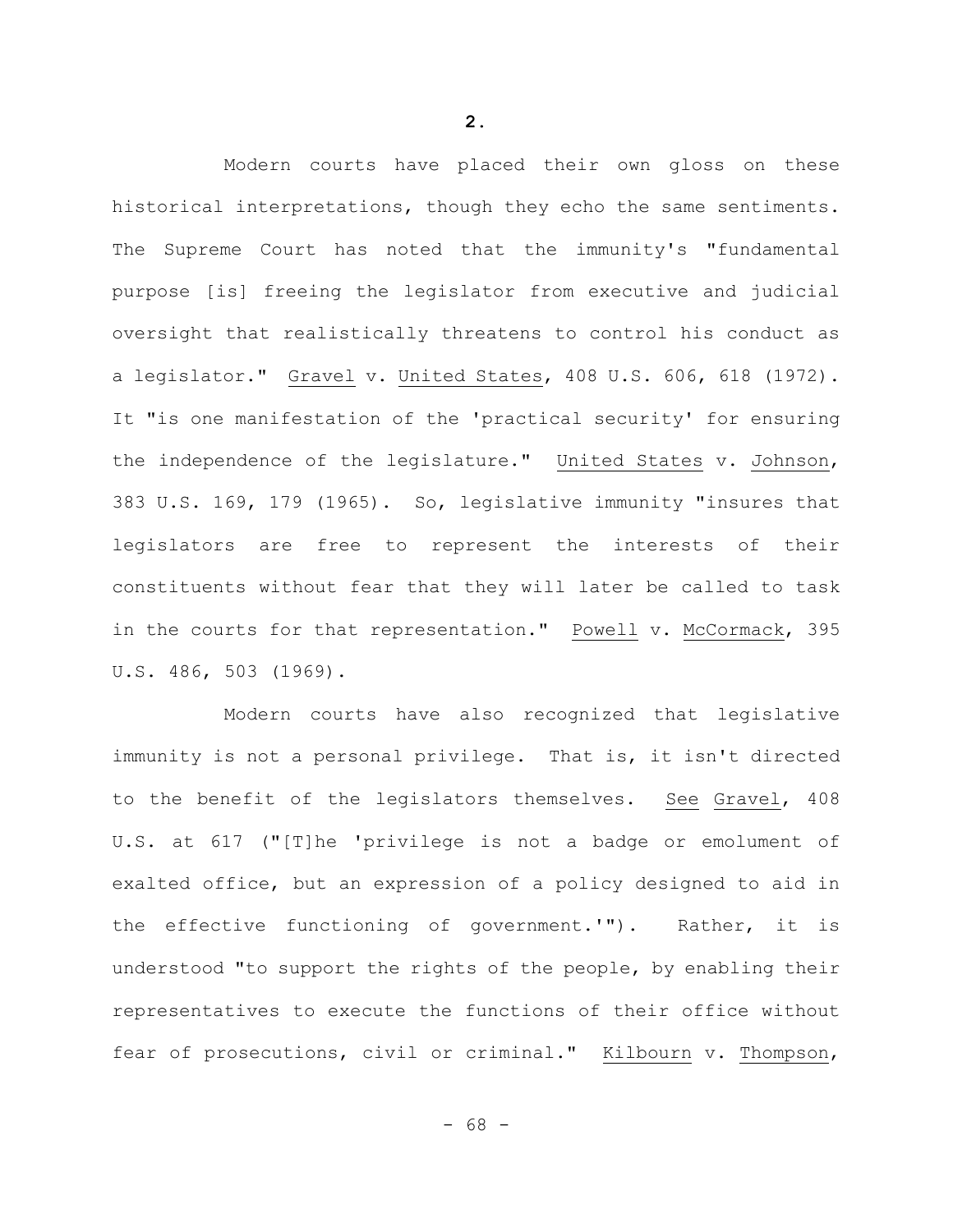**2.**

Modern courts have placed their own gloss on these historical interpretations, though they echo the same sentiments. The Supreme Court has noted that the immunity's "fundamental purpose [is] freeing the legislator from executive and judicial oversight that realistically threatens to control his conduct as a legislator." Gravel v. United States, 408 U.S. 606, 618 (1972). It "is one manifestation of the 'practical security' for ensuring the independence of the legislature." United States v. Johnson, 383 U.S. 169, 179 (1965). So, legislative immunity "insures that legislators are free to represent the interests of their constituents without fear that they will later be called to task in the courts for that representation." Powell v. McCormack, 395 U.S. 486, 503 (1969).

Modern courts have also recognized that legislative immunity is not a personal privilege. That is, it isn't directed to the benefit of the legislators themselves. See Gravel, 408 U.S. at 617 ("[T]he 'privilege is not a badge or emolument of exalted office, but an expression of a policy designed to aid in the effective functioning of government.'"). Rather, it is understood "to support the rights of the people, by enabling their representatives to execute the functions of their office without fear of prosecutions, civil or criminal." Kilbourn v. Thompson,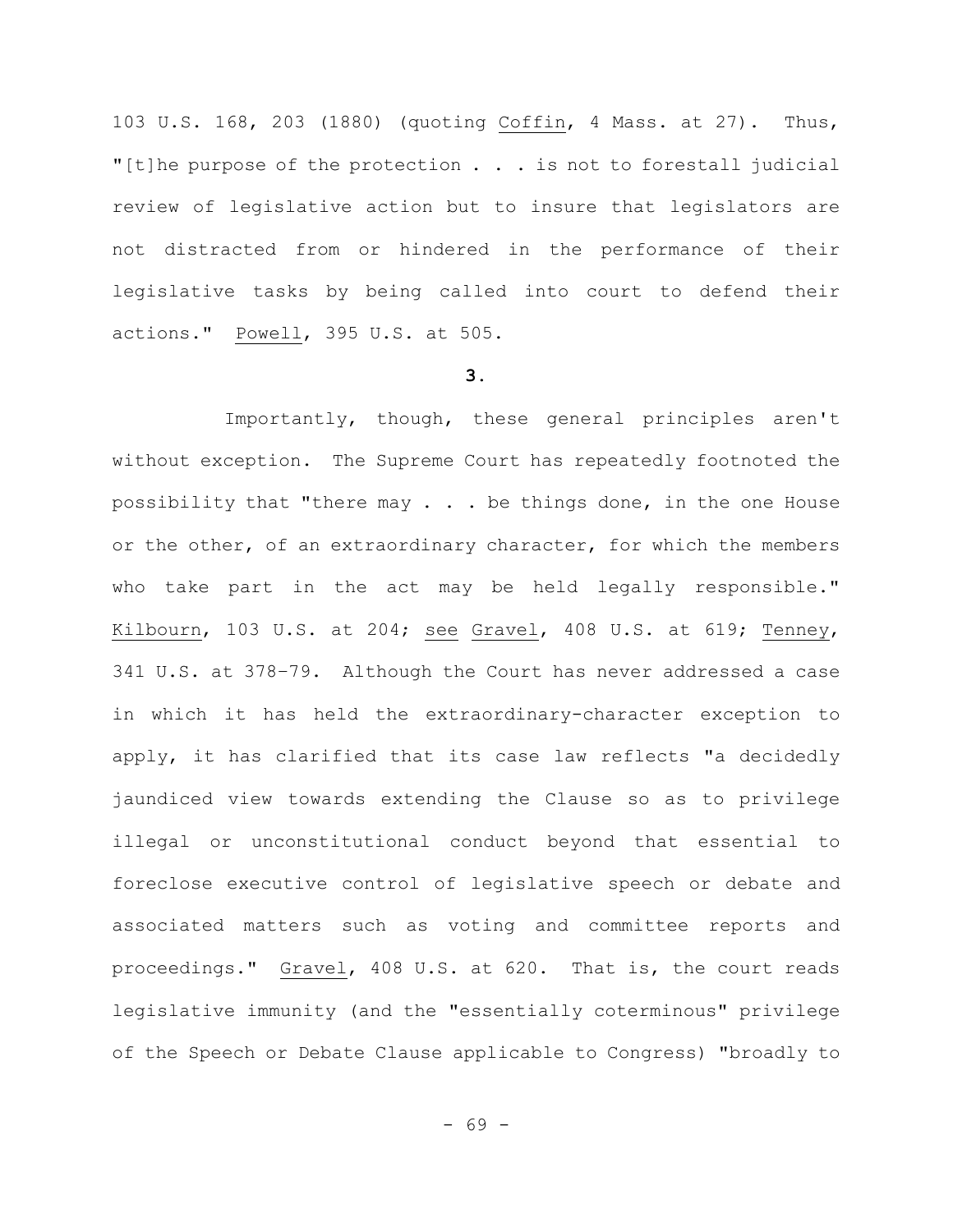103 U.S. 168, 203 (1880) (quoting Coffin, 4 Mass. at 27). Thus, "[t]he purpose of the protection . . . is not to forestall judicial review of legislative action but to insure that legislators are not distracted from or hindered in the performance of their legislative tasks by being called into court to defend their actions." Powell, 395 U.S. at 505.

**3.**

Importantly, though, these general principles aren't without exception. The Supreme Court has repeatedly footnoted the possibility that "there may . . . be things done, in the one House or the other, of an extraordinary character, for which the members who take part in the act may be held legally responsible." Kilbourn, 103 U.S. at 204; see Gravel, 408 U.S. at 619; Tenney, 341 U.S. at 378–79. Although the Court has never addressed a case in which it has held the extraordinary-character exception to apply, it has clarified that its case law reflects "a decidedly jaundiced view towards extending the Clause so as to privilege illegal or unconstitutional conduct beyond that essential to foreclose executive control of legislative speech or debate and associated matters such as voting and committee reports and proceedings." Gravel, 408 U.S. at 620. That is, the court reads legislative immunity (and the "essentially coterminous" privilege of the Speech or Debate Clause applicable to Congress) "broadly to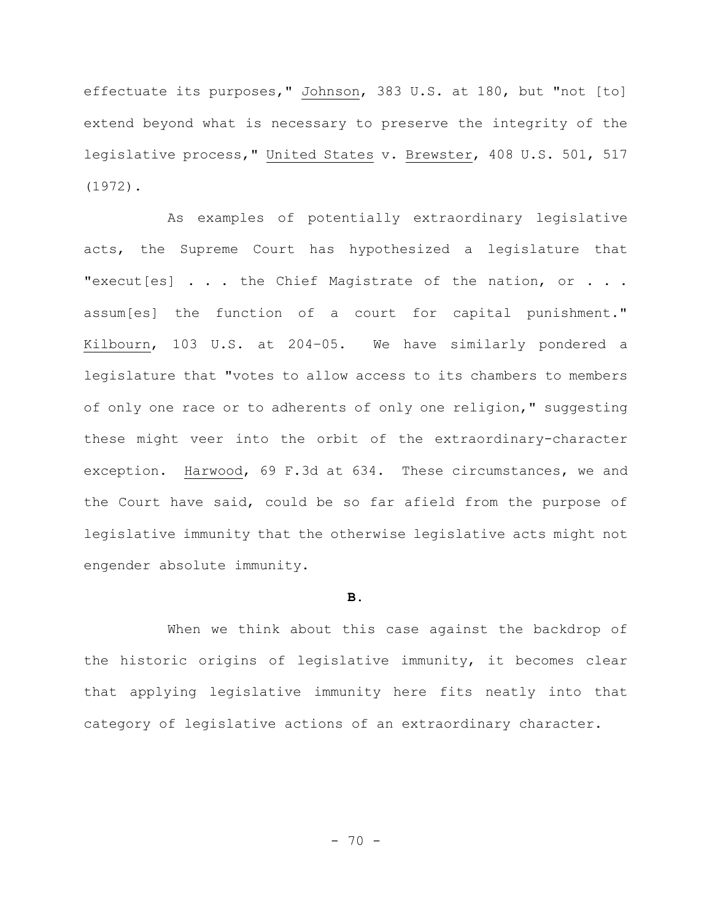effectuate its purposes," Johnson, 383 U.S. at 180, but "not [to] extend beyond what is necessary to preserve the integrity of the legislative process," United States v. Brewster, 408 U.S. 501, 517 (1972).

As examples of potentially extraordinary legislative acts, the Supreme Court has hypothesized a legislature that "execut[es] . . . the Chief Magistrate of the nation, or . . . assum[es] the function of a court for capital punishment." Kilbourn, 103 U.S. at 204–05. We have similarly pondered a legislature that "votes to allow access to its chambers to members of only one race or to adherents of only one religion," suggesting these might veer into the orbit of the extraordinary-character exception. Harwood, 69 F.3d at 634. These circumstances, we and the Court have said, could be so far afield from the purpose of legislative immunity that the otherwise legislative acts might not engender absolute immunity.

**B.**

When we think about this case against the backdrop of the historic origins of legislative immunity, it becomes clear that applying legislative immunity here fits neatly into that category of legislative actions of an extraordinary character.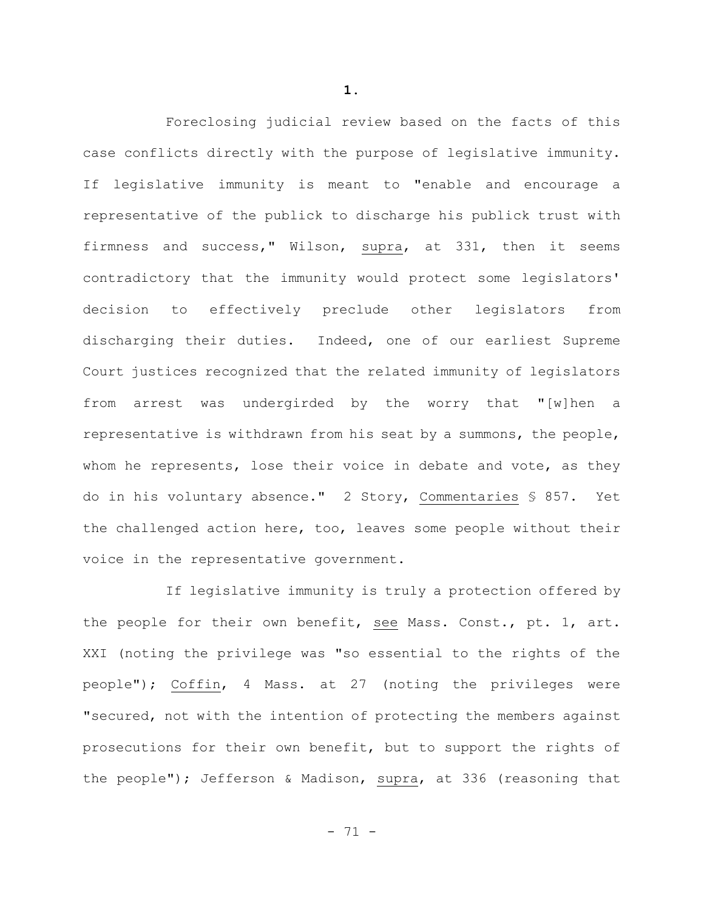**1.**

Foreclosing judicial review based on the facts of this case conflicts directly with the purpose of legislative immunity. If legislative immunity is meant to "enable and encourage a representative of the publick to discharge his publick trust with firmness and success," Wilson, supra, at 331, then it seems contradictory that the immunity would protect some legislators' decision to effectively preclude other legislators from discharging their duties. Indeed, one of our earliest Supreme Court justices recognized that the related immunity of legislators from arrest was undergirded by the worry that "[w]hen a representative is withdrawn from his seat by a summons, the people, whom he represents, lose their voice in debate and vote, as they do in his voluntary absence." 2 Story, Commentaries § 857. Yet the challenged action here, too, leaves some people without their voice in the representative government.

If legislative immunity is truly a protection offered by the people for their own benefit, see Mass. Const., pt. 1, art. XXI (noting the privilege was "so essential to the rights of the people"); Coffin, 4 Mass. at 27 (noting the privileges were "secured, not with the intention of protecting the members against prosecutions for their own benefit, but to support the rights of the people"); Jefferson & Madison, supra, at 336 (reasoning that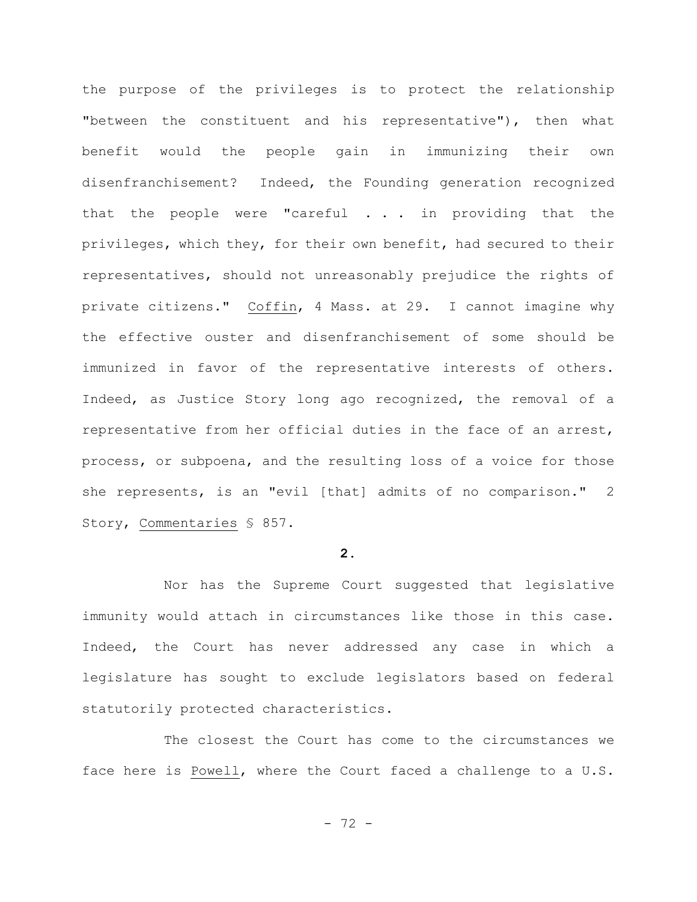the purpose of the privileges is to protect the relationship "between the constituent and his representative"), then what benefit would the people gain in immunizing their own disenfranchisement? Indeed, the Founding generation recognized that the people were "careful . . . in providing that the privileges, which they, for their own benefit, had secured to their representatives, should not unreasonably prejudice the rights of private citizens." Coffin, 4 Mass. at 29. I cannot imagine why the effective ouster and disenfranchisement of some should be immunized in favor of the representative interests of others. Indeed, as Justice Story long ago recognized, the removal of a representative from her official duties in the face of an arrest, process, or subpoena, and the resulting loss of a voice for those she represents, is an "evil [that] admits of no comparison." 2 Story, Commentaries § 857.

**2.**

Nor has the Supreme Court suggested that legislative immunity would attach in circumstances like those in this case. Indeed, the Court has never addressed any case in which a legislature has sought to exclude legislators based on federal statutorily protected characteristics.

The closest the Court has come to the circumstances we face here is Powell, where the Court faced a challenge to a U.S.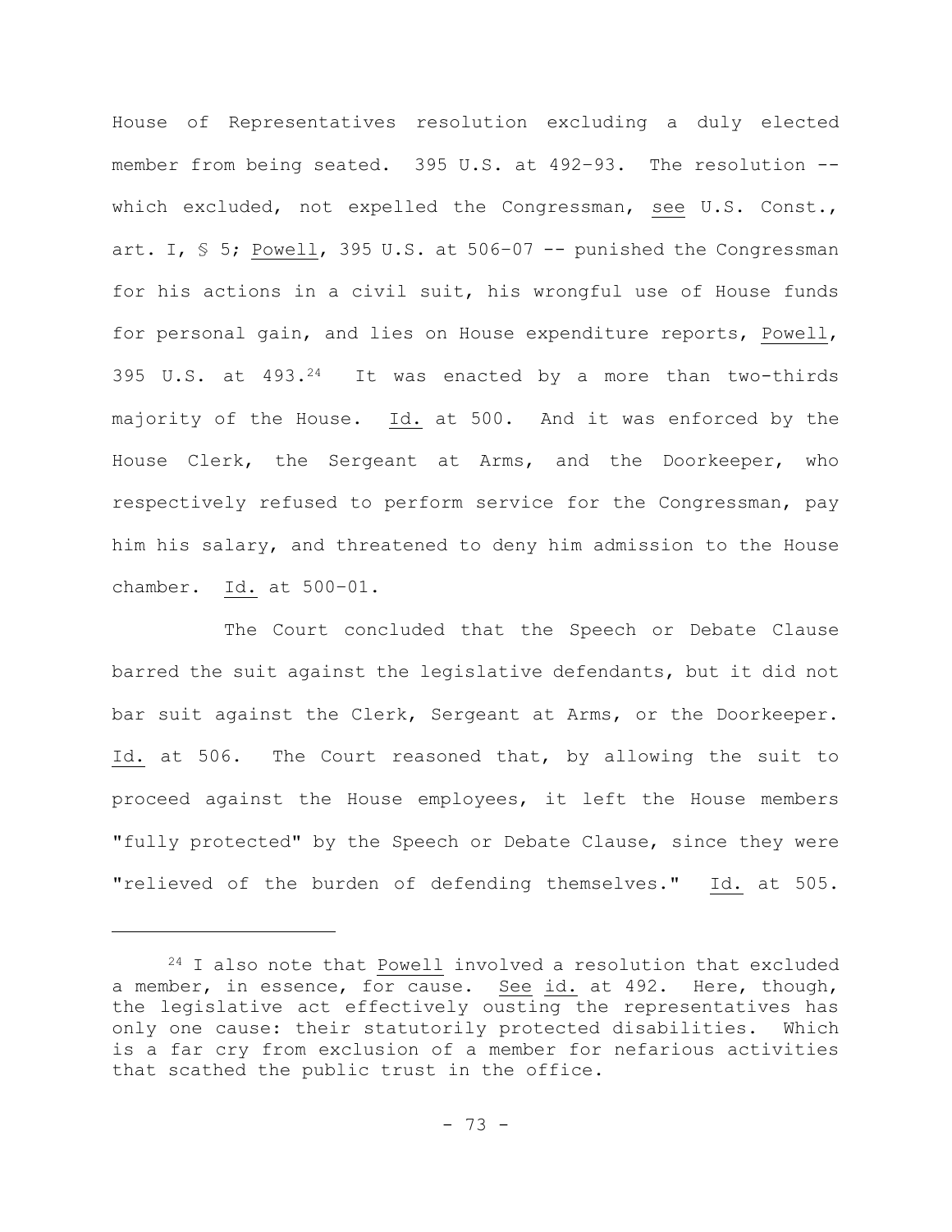House of Representatives resolution excluding a duly elected member from being seated. 395 U.S. at 492–93. The resolution -- which excluded, not expelled the Congressman, see U.S. Const., art. I, § 5; Powell, 395 U.S. at 506–07 -- punished the Congressman for his actions in a civil suit, his wrongful use of House funds for personal gain, and lies on House expenditure reports, Powell, 395 U.S. at 493.[24] It was enacted by a more than two-thirds majority of the House. Id. at 500. And it was enforced by the House Clerk, the Sergeant at Arms, and the Doorkeeper, who respectively refused to perform service for the Congressman, pay him his salary, and threatened to deny him admission to the House chamber. Id. at 500–01.

The Court concluded that the Speech or Debate Clause barred the suit against the legislative defendants, but it did not bar suit against the Clerk, Sergeant at Arms, or the Doorkeeper. Id. at 506. The Court reasoned that, by allowing the suit to proceed against the House employees, it left the House members "fully protected" by the Speech or Debate Clause, since they were "relieved of the burden of defending themselves." Id. at 505.

---

[24] I also note that Powell involved a resolution that excluded a member, in essence, for cause. See id. at 492. Here, though, the legislative act effectively ousting the representatives has only one cause: their statutorily protected disabilities. Which is a far cry from exclusion of a member for nefarious activities that scathed the public trust in the office.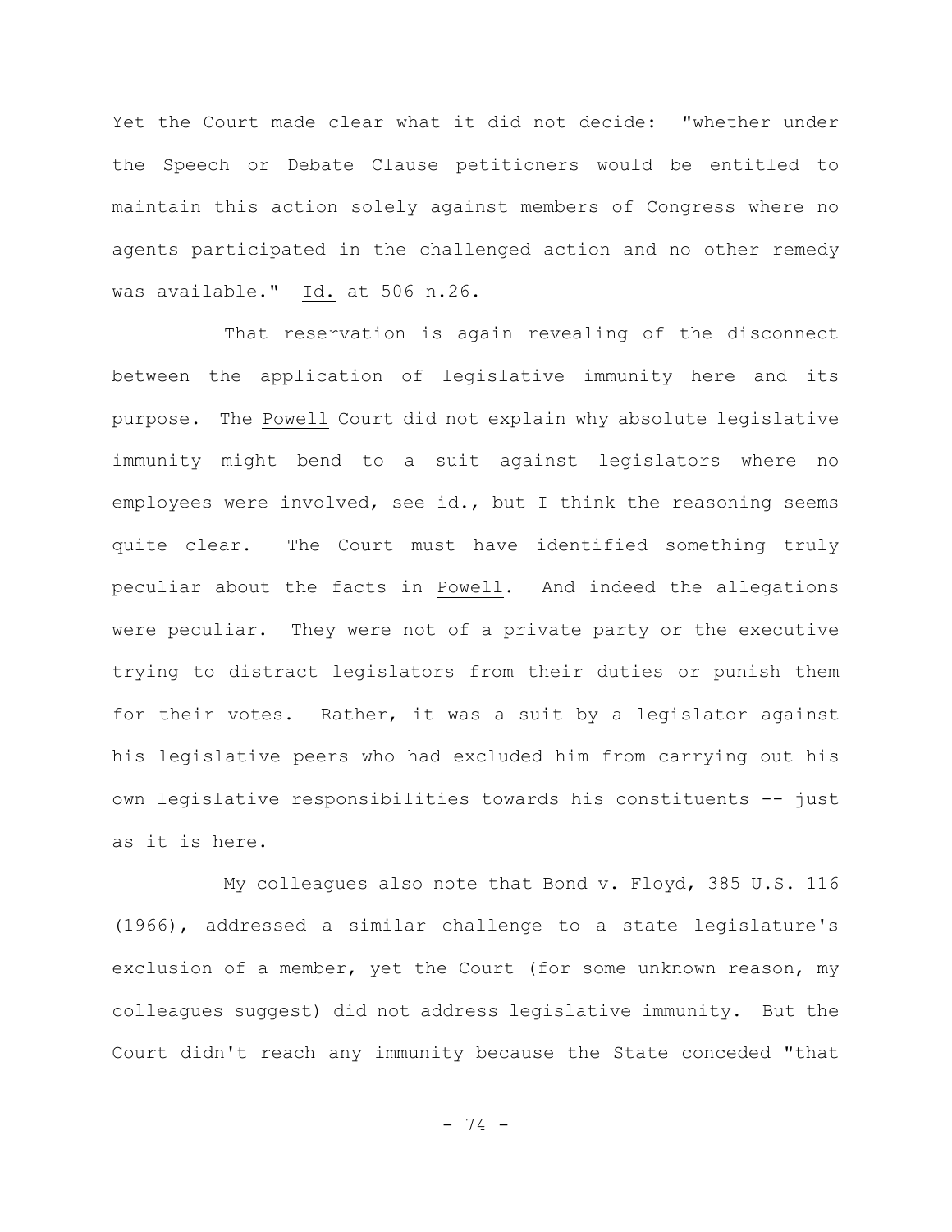Yet the Court made clear what it did not decide: "whether under the Speech or Debate Clause petitioners would be entitled to maintain this action solely against members of Congress where no agents participated in the challenged action and no other remedy was available." Id. at 506 n.26.

That reservation is again revealing of the disconnect between the application of legislative immunity here and its purpose. The Powell Court did not explain why absolute legislative immunity might bend to a suit against legislators where no employees were involved, see id., but I think the reasoning seems quite clear. The Court must have identified something truly peculiar about the facts in Powell. And indeed the allegations were peculiar. They were not of a private party or the executive trying to distract legislators from their duties or punish them for their votes. Rather, it was a suit by a legislator against his legislative peers who had excluded him from carrying out his own legislative responsibilities towards his constituents -- just as it is here.

My colleagues also note that Bond v. Floyd, 385 U.S. 116 (1966), addressed a similar challenge to a state legislature's exclusion of a member, yet the Court (for some unknown reason, my colleagues suggest) did not address legislative immunity. But the Court didn't reach any immunity because the State conceded "that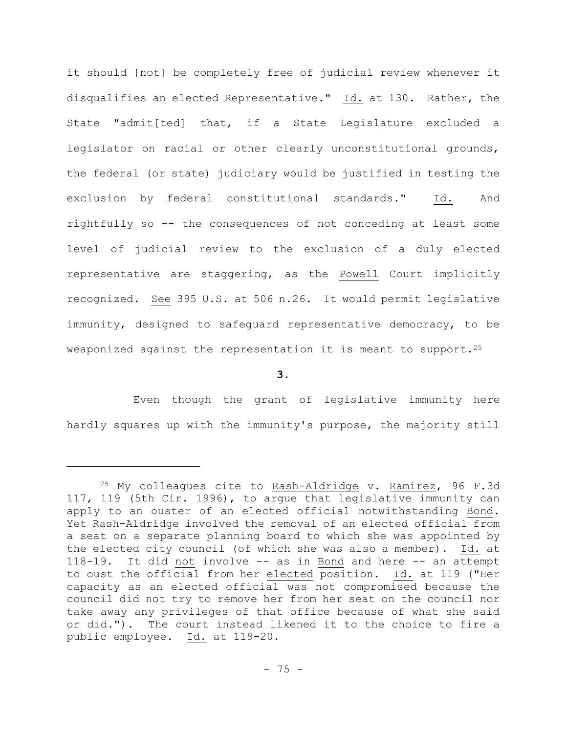it should [not] be completely free of judicial review whenever it disqualifies an elected Representative." Id. at 130. Rather, the State "admit[ted] that, if a State Legislature excluded a legislator on racial or other clearly unconstitutional grounds, the federal (or state) judiciary would be justified in testing the exclusion by federal constitutional standards." Id. And rightfully so -- the consequences of not conceding at least some level of judicial review to the exclusion of a duly elected representative are staggering, as the Powell Court implicitly recognized. See 395 U.S. at 506 n.26. It would permit legislative immunity, designed to safeguard representative democracy, to be weaponized against the representation it is meant to support.[25]

**3.**

Even though the grant of legislative immunity here hardly squares up with the immunity's purpose, the majority still

---

[25] My colleagues cite to Rash-Aldridge v. Ramirez, 96 F.3d 117, 119 (5th Cir. 1996), to argue that legislative immunity can apply to an ouster of an elected official notwithstanding Bond. Yet Rash-Aldridge involved the removal of an elected official from a seat on a separate planning board to which she was appointed by the elected city council (of which she was also a member). Id. at 118-19. It did not involve -- as in Bond and here -- an attempt to oust the official from her elected position. Id. at 119 ("Her capacity as an elected official was not compromised because the council did not try to remove her from her seat on the council nor take away any privileges of that office because of what she said or did."). The court instead likened it to the choice to fire a public employee. Id. at 119-20.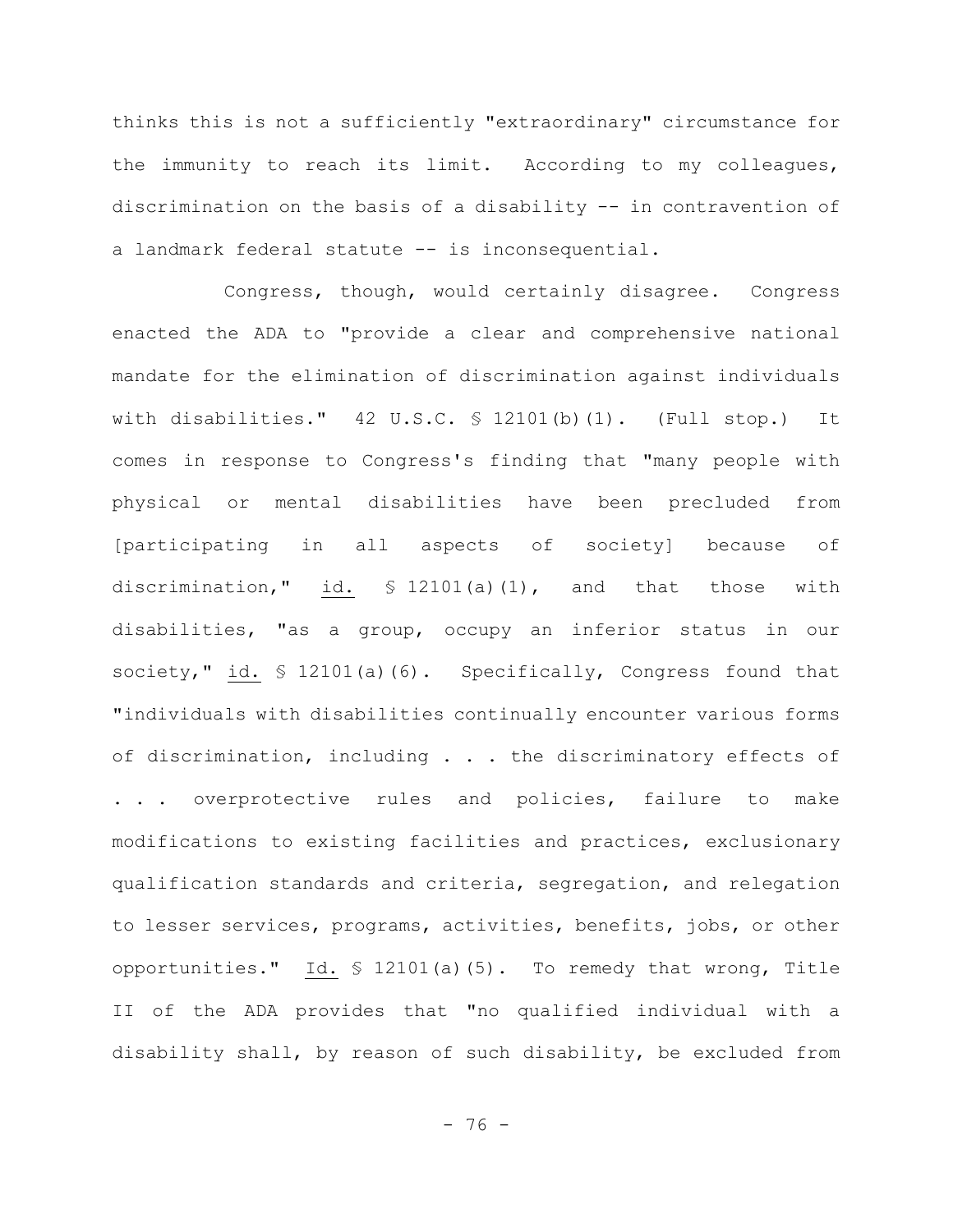thinks this is not a sufficiently "extraordinary" circumstance for the immunity to reach its limit. According to my colleagues, discrimination on the basis of a disability -- in contravention of a landmark federal statute -- is inconsequential.

Congress, though, would certainly disagree. Congress enacted the ADA to "provide a clear and comprehensive national mandate for the elimination of discrimination against individuals with disabilities." 42 U.S.C. § 12101(b)(1). (Full stop.) It comes in response to Congress's finding that "many people with physical or mental disabilities have been precluded from [participating in all aspects of society] because of discrimination," id. § 12101(a)(1), and that those with disabilities, "as a group, occupy an inferior status in our society," id. § 12101(a)(6). Specifically, Congress found that "individuals with disabilities continually encounter various forms of discrimination, including . . . the discriminatory effects of . . . overprotective rules and policies, failure to make modifications to existing facilities and practices, exclusionary qualification standards and criteria, segregation, and relegation to lesser services, programs, activities, benefits, jobs, or other opportunities." Id. § 12101(a)(5). To remedy that wrong, Title II of the ADA provides that "no qualified individual with a disability shall, by reason of such disability, be excluded from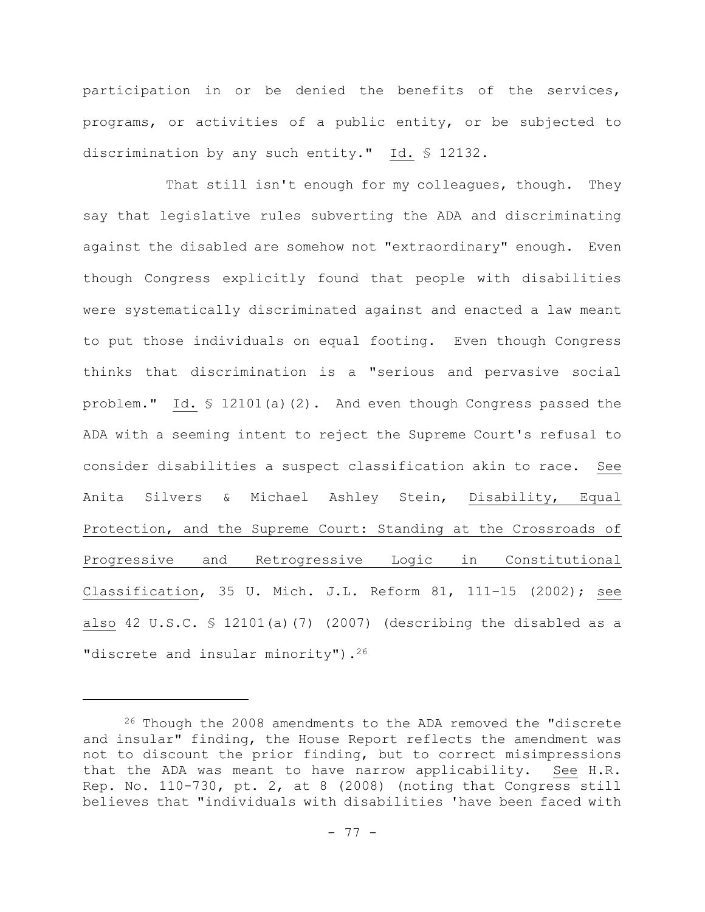participation in or be denied the benefits of the services, programs, or activities of a public entity, or be subjected to discrimination by any such entity." Id. § 12132.

That still isn't enough for my colleagues, though. They say that legislative rules subverting the ADA and discriminating against the disabled are somehow not "extraordinary" enough. Even though Congress explicitly found that people with disabilities were systematically discriminated against and enacted a law meant to put those individuals on equal footing. Even though Congress thinks that discrimination is a "serious and pervasive social problem." Id. § 12101(a)(2). And even though Congress passed the ADA with a seeming intent to reject the Supreme Court's refusal to consider disabilities a suspect classification akin to race. See Anita Silvers & Michael Ashley Stein, Disability, Equal Protection, and the Supreme Court: Standing at the Crossroads of Progressive and Retrogressive Logic in Constitutional Classification, 35 U. Mich. J.L. Reform 81, 111–15 (2002); see also 42 U.S.C. § 12101(a)(7) (2007) (describing the disabled as a "discrete and insular minority").[26]

---

[26] Though the 2008 amendments to the ADA removed the "discrete and insular" finding, the House Report reflects the amendment was not to discount the prior finding, but to correct misimpressions that the ADA was meant to have narrow applicability. See H.R. Rep. No. 110-730, pt. 2, at 8 (2008) (noting that Congress still believes that "individuals with disabilities 'have been faced with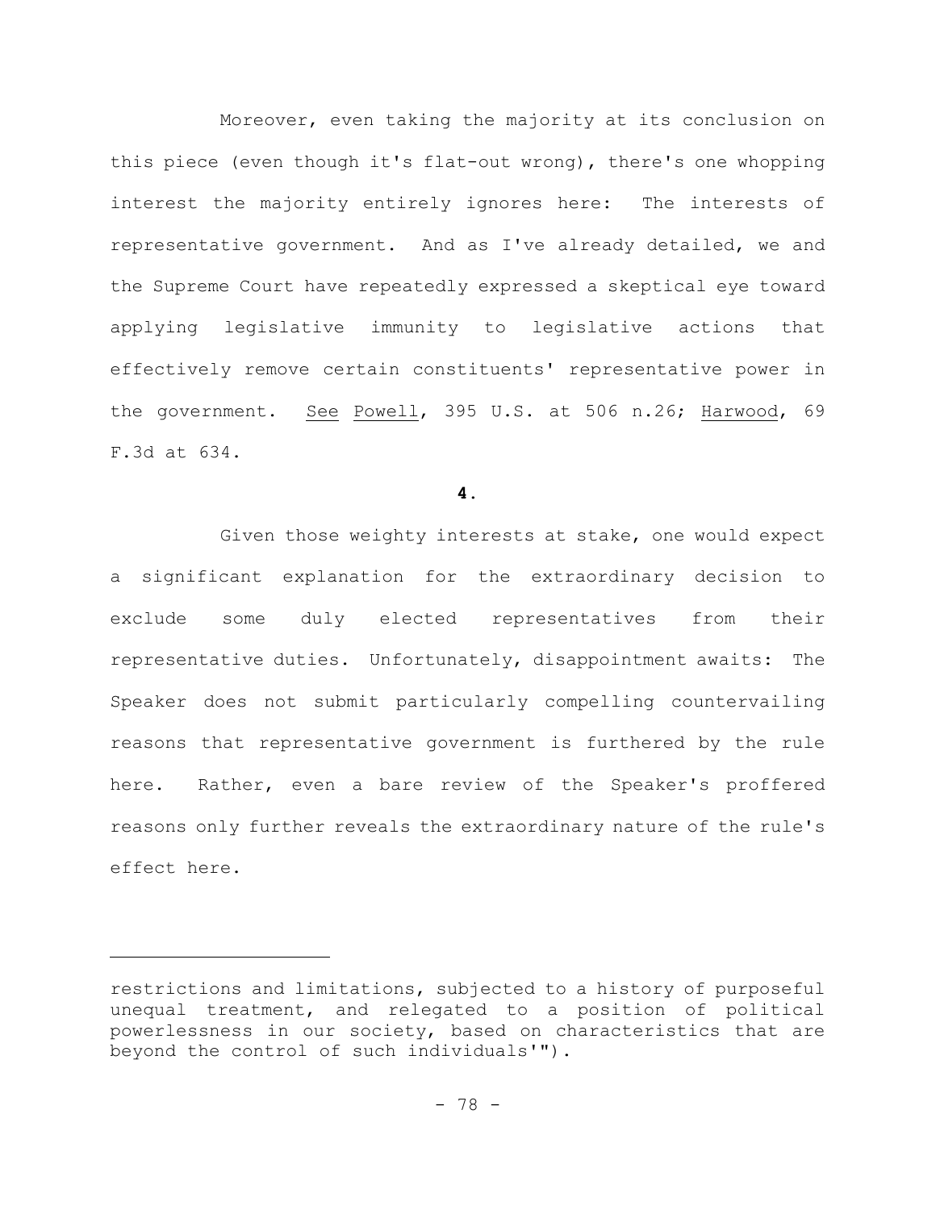Moreover, even taking the majority at its conclusion on this piece (even though it's flat-out wrong), there's one whopping interest the majority entirely ignores here: The interests of representative government. And as I've already detailed, we and the Supreme Court have repeatedly expressed a skeptical eye toward applying legislative immunity to legislative actions that effectively remove certain constituents' representative power in the government. See Powell, 395 U.S. at 506 n.26; Harwood, 69 F.3d at 634.

**4.**

Given those weighty interests at stake, one would expect a significant explanation for the extraordinary decision to exclude some duly elected representatives from their representative duties. Unfortunately, disappointment awaits: The Speaker does not submit particularly compelling countervailing reasons that representative government is furthered by the rule here. Rather, even a bare review of the Speaker's proffered reasons only further reveals the extraordinary nature of the rule's effect here.

---

restrictions and limitations, subjected to a history of purposeful unequal treatment, and relegated to a position of political powerlessness in our society, based on characteristics that are beyond the control of such individuals'").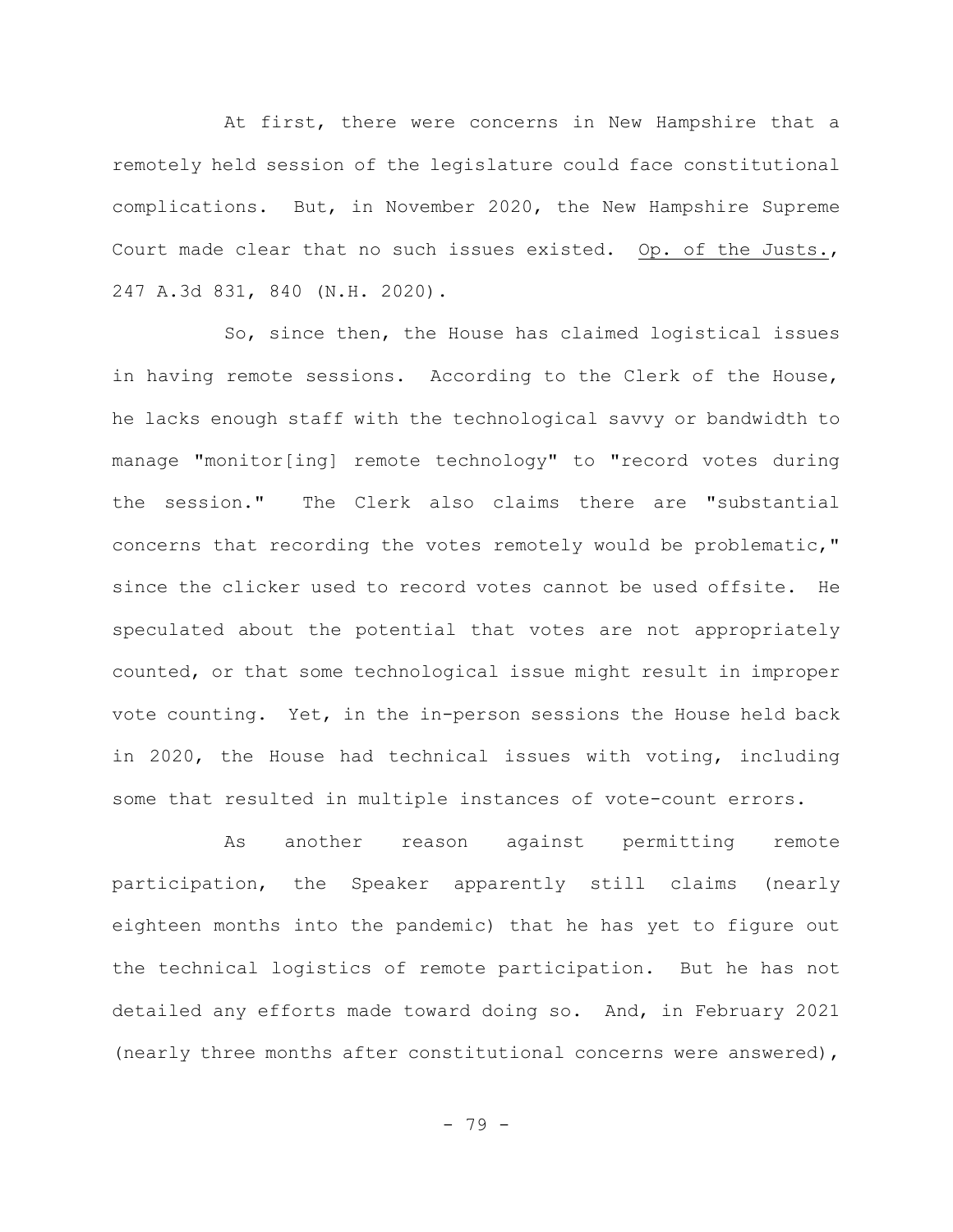At first, there were concerns in New Hampshire that a remotely held session of the legislature could face constitutional complications. But, in November 2020, the New Hampshire Supreme Court made clear that no such issues existed. Op. of the Justs., 247 A.3d 831, 840 (N.H. 2020).

So, since then, the House has claimed logistical issues in having remote sessions. According to the Clerk of the House, he lacks enough staff with the technological savvy or bandwidth to manage "monitor[ing] remote technology" to "record votes during the session." The Clerk also claims there are "substantial concerns that recording the votes remotely would be problematic," since the clicker used to record votes cannot be used offsite. He speculated about the potential that votes are not appropriately counted, or that some technological issue might result in improper vote counting. Yet, in the in-person sessions the House held back in 2020, the House had technical issues with voting, including some that resulted in multiple instances of vote-count errors.

As another reason against permitting remote participation, the Speaker apparently still claims (nearly eighteen months into the pandemic) that he has yet to figure out the technical logistics of remote participation. But he has not detailed any efforts made toward doing so. And, in February 2021 (nearly three months after constitutional concerns were answered),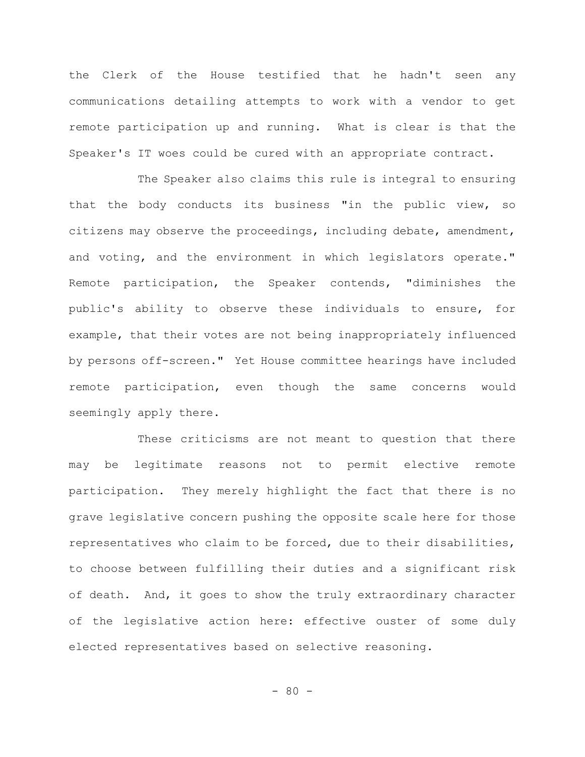the Clerk of the House testified that he hadn't seen any communications detailing attempts to work with a vendor to get remote participation up and running. What is clear is that the Speaker's IT woes could be cured with an appropriate contract.

The Speaker also claims this rule is integral to ensuring that the body conducts its business "in the public view, so citizens may observe the proceedings, including debate, amendment, and voting, and the environment in which legislators operate." Remote participation, the Speaker contends, "diminishes the public's ability to observe these individuals to ensure, for example, that their votes are not being inappropriately influenced by persons off-screen." Yet House committee hearings have included remote participation, even though the same concerns would seemingly apply there.

These criticisms are not meant to question that there may be legitimate reasons not to permit elective remote participation. They merely highlight the fact that there is no grave legislative concern pushing the opposite scale here for those representatives who claim to be forced, due to their disabilities, to choose between fulfilling their duties and a significant risk of death. And, it goes to show the truly extraordinary character of the legislative action here: effective ouster of some duly elected representatives based on selective reasoning.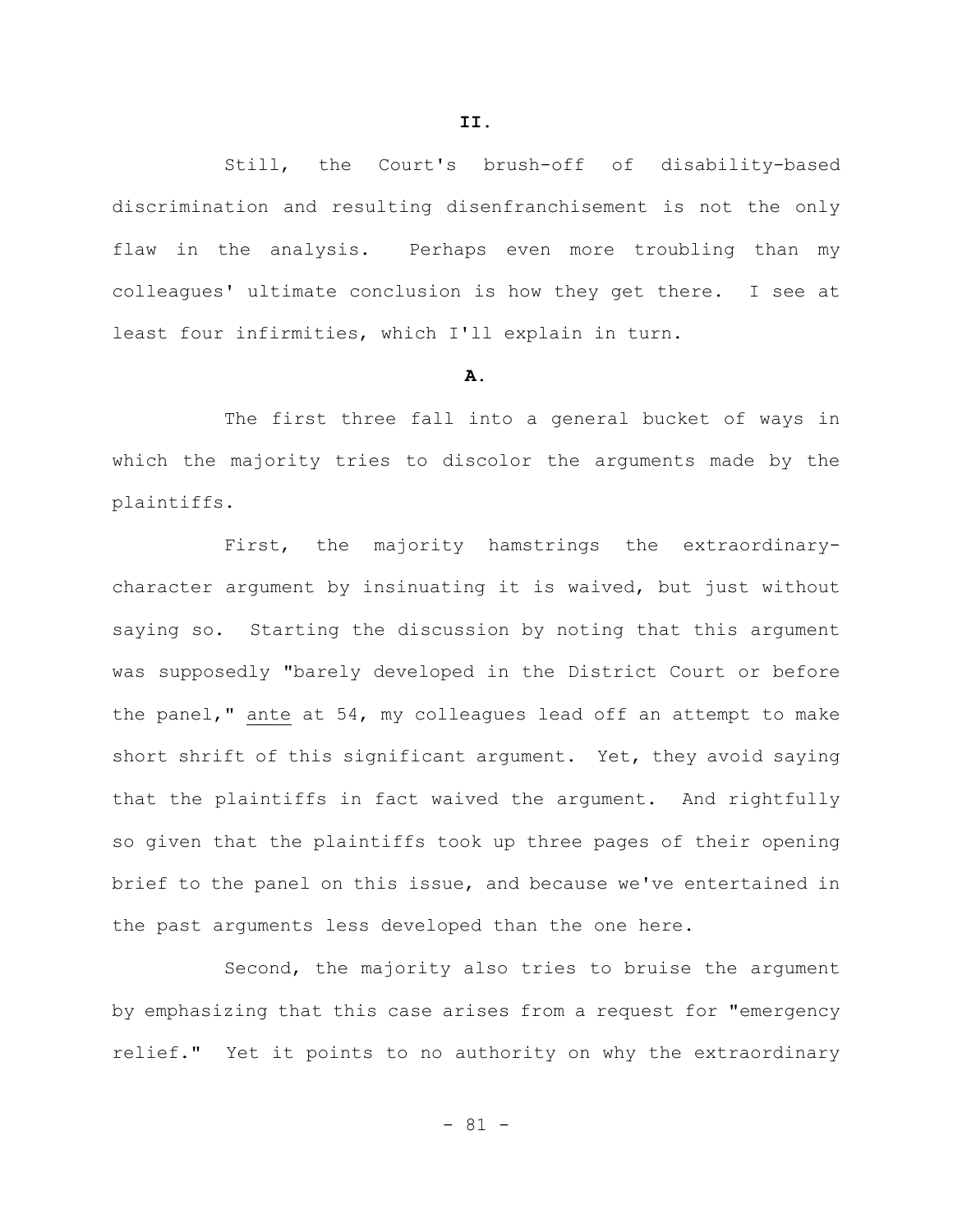## II.

Still, the Court's brush-off of disability-based discrimination and resulting disenfranchisement is not the only flaw in the analysis. Perhaps even more troubling than my colleagues' ultimate conclusion is how they get there. I see at least four infirmities, which I'll explain in turn.

### A.

The first three fall into a general bucket of ways in which the majority tries to discolor the arguments made by the plaintiffs.

First, the majority hamstrings the extraordinary-character argument by insinuating it is waived, but just without saying so. Starting the discussion by noting that this argument was supposedly "barely developed in the District Court or before the panel," ante at 54, my colleagues lead off an attempt to make short shrift of this significant argument. Yet, they avoid saying that the plaintiffs in fact waived the argument. And rightfully so given that the plaintiffs took up three pages of their opening brief to the panel on this issue, and because we've entertained in the past arguments less developed than the one here.

Second, the majority also tries to bruise the argument by emphasizing that this case arises from a request for "emergency relief." Yet it points to no authority on why the extraordinary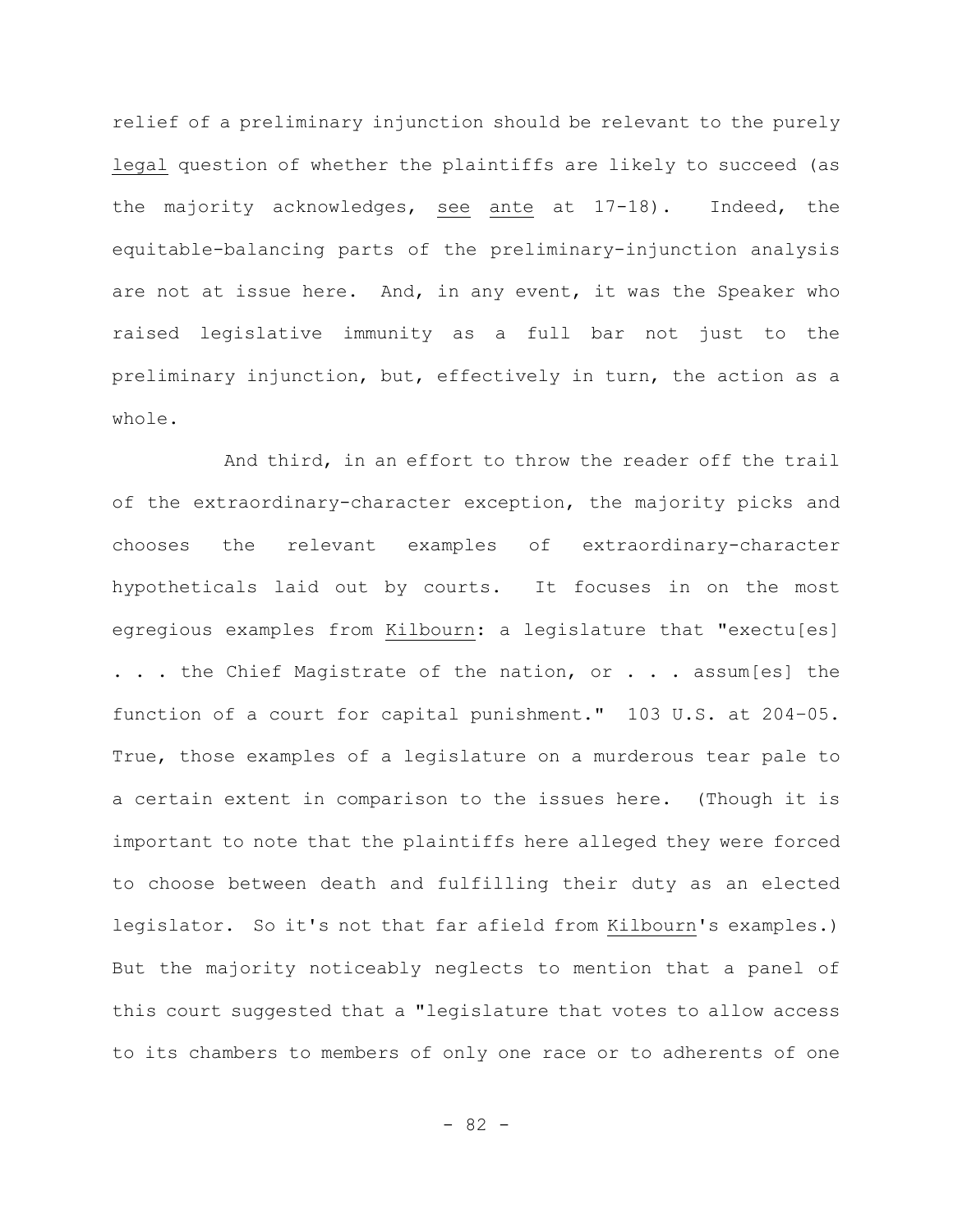relief of a preliminary injunction should be relevant to the purely legal question of whether the plaintiffs are likely to succeed (as the majority acknowledges, see ante at 17-18). Indeed, the equitable-balancing parts of the preliminary-injunction analysis are not at issue here. And, in any event, it was the Speaker who raised legislative immunity as a full bar not just to the preliminary injunction, but, effectively in turn, the action as a whole.

And third, in an effort to throw the reader off the trail of the extraordinary-character exception, the majority picks and chooses the relevant examples of extraordinary-character hypotheticals laid out by courts. It focuses in on the most egregious examples from Kilbourn: a legislature that "executu[es] . . . the Chief Magistrate of the nation, or . . . assum[es] the function of a court for capital punishment." 103 U.S. at 204–05. True, those examples of a legislature on a murderous tear pale to a certain extent in comparison to the issues here. (Though it is important to note that the plaintiffs here alleged they were forced to choose between death and fulfilling their duty as an elected legislator. So it's not that far afield from Kilbourn's examples.) But the majority noticeably neglects to mention that a panel of this court suggested that a "legislature that votes to allow access to its chambers to members of only one race or to adherents of one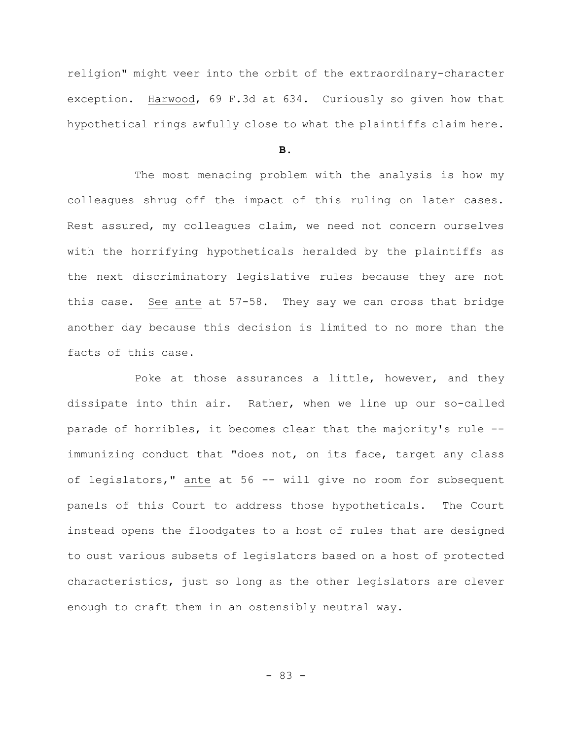religion" might veer into the orbit of the extraordinary-character exception. Harwood, 69 F.3d at 634. Curiously so given how that hypothetical rings awfully close to what the plaintiffs claim here.

**B.**

The most menacing problem with the analysis is how my colleagues shrug off the impact of this ruling on later cases. Rest assured, my colleagues claim, we need not concern ourselves with the horrifying hypotheticals heralded by the plaintiffs as the next discriminatory legislative rules because they are not this case. See ante at 57-58. They say we can cross that bridge another day because this decision is limited to no more than the facts of this case.

Poke at those assurances a little, however, and they dissipate into thin air. Rather, when we line up our so-called parade of horribles, it becomes clear that the majority's rule -- immunizing conduct that "does not, on its face, target any class of legislators," ante at 56 -- will give no room for subsequent panels of this Court to address those hypotheticals. The Court instead opens the floodgates to a host of rules that are designed to oust various subsets of legislators based on a host of protected characteristics, just so long as the other legislators are clever enough to craft them in an ostensibly neutral way.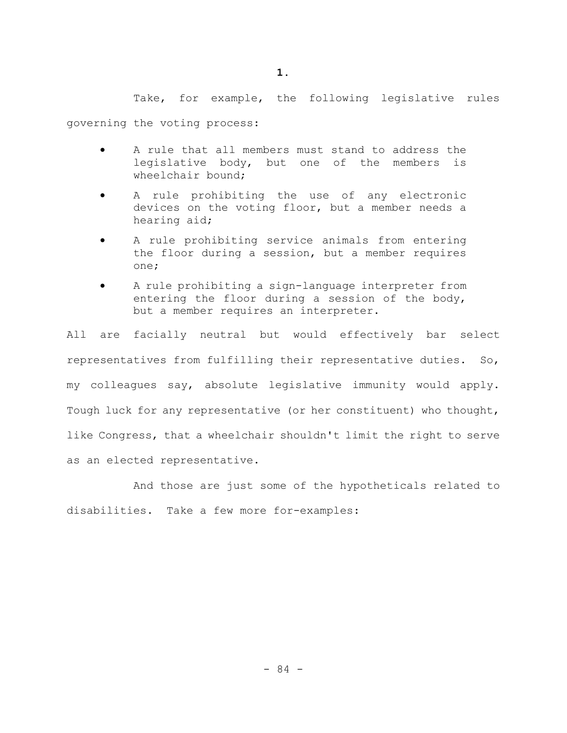**1.**

Take, for example, the following legislative rules governing the voting process:

- A rule that all members must stand to address the legislative body, but one of the members is wheelchair bound;
- A rule prohibiting the use of any electronic devices on the voting floor, but a member needs a hearing aid;
- A rule prohibiting service animals from entering the floor during a session, but a member requires one;
- A rule prohibiting a sign-language interpreter from entering the floor during a session of the body, but a member requires an interpreter.

All are facially neutral but would effectively bar select representatives from fulfilling their representative duties. So, my colleagues say, absolute legislative immunity would apply. Tough luck for any representative (or her constituent) who thought, like Congress, that a wheelchair shouldn't limit the right to serve as an elected representative.

And those are just some of the hypotheticals related to disabilities. Take a few more for-examples: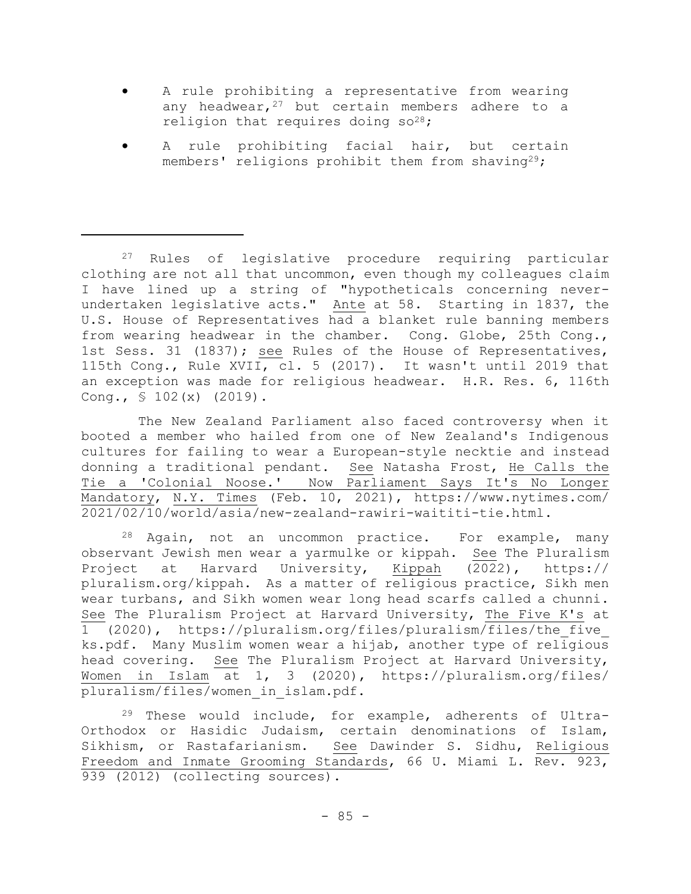- A rule prohibiting a representative from wearing any headwear,[27] but certain members adhere to a religion that requires doing so[28];
- A rule prohibiting facial hair, but certain members' religions prohibit them from shaving[29];

---

[27] Rules of legislative procedure requiring particular clothing are not all that uncommon, even though my colleagues claim I have lined up a string of "hypotheticals concerning never-undertaken legislative acts." Ante at 58. Starting in 1837, the U.S. House of Representatives had a blanket rule banning members from wearing headwear in the chamber. Cong. Globe, 25th Cong., 1st Sess. 31 (1837); see Rules of the House of Representatives, 115th Cong., Rule XVII, cl. 5 (2017). It wasn't until 2019 that an exception was made for religious headwear. H.R. Res. 6, 116th Cong., § 102(x) (2019).

The New Zealand Parliament also faced controversy when it booted a member who hailed from one of New Zealand's Indigenous cultures for failing to wear a European-style necktie and instead donning a traditional pendant. See Natasha Frost, He Calls the Tie a 'Colonial Noose.' Now Parliament Says It's No Longer Mandatory, N.Y. Times (Feb. 10, 2021), https://www.nytimes.com/2021/02/10/world/asia/new-zealand-rawiri-waititi-tie.html.

[28] Again, not an uncommon practice. For example, many observant Jewish men wear a yarmulke or kippah. See The Pluralism Project at Harvard University, Kippah (2022), https://pluralism.org/kippah. As a matter of religious practice, Sikh men wear turbans, and Sikh women wear long head scarfs called a chunni. See The Pluralism Project at Harvard University, The Five K's at 1 (2020), https://pluralism.org/files/pluralism/files/the_five_ks.pdf. Many Muslim women wear a hijab, another type of religious head covering. See The Pluralism Project at Harvard University, Women in Islam at 1, 3 (2020), https://pluralism.org/files/pluralism/files/women_in_islam.pdf.

[29] These would include, for example, adherents of Ultra-Orthodox or Hasidic Judaism, certain denominations of Islam, Sikhism, or Rastafarianism. See Dawinder S. Sidhu, Religious Freedom and Inmate Grooming Standards, 66 U. Miami L. Rev. 923, 939 (2012) (collecting sources).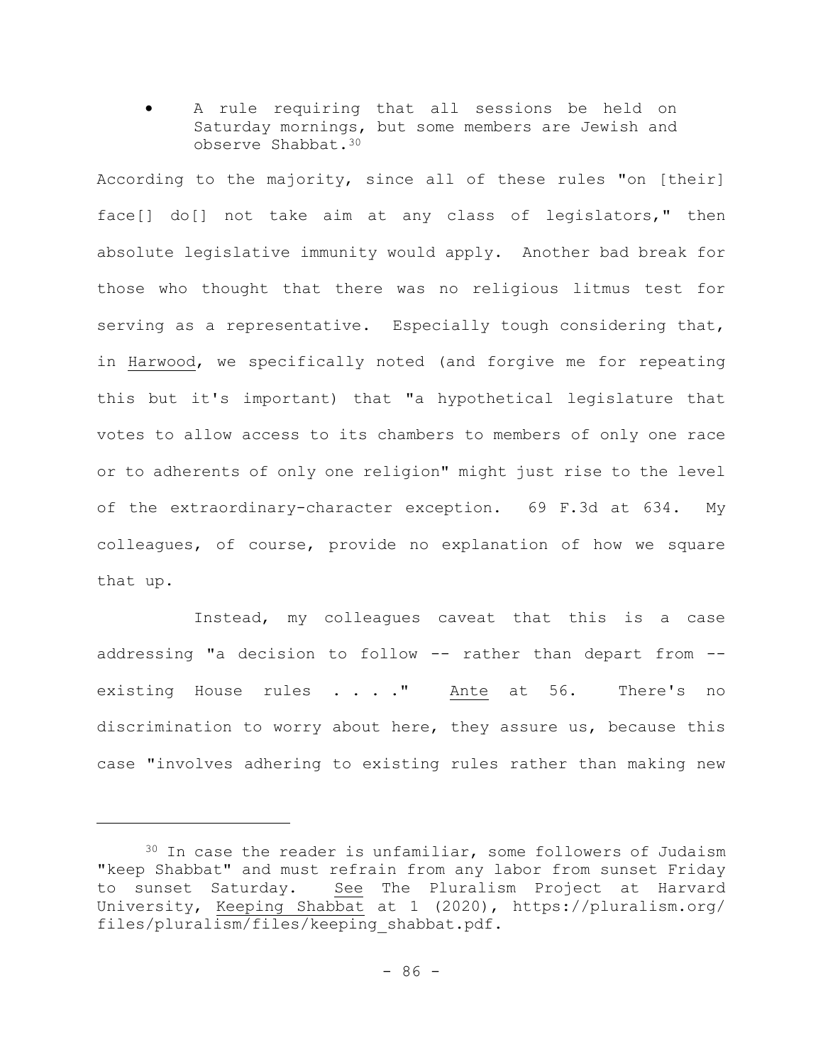- A rule requiring that all sessions be held on Saturday mornings, but some members are Jewish and observe Shabbat.[30]

According to the majority, since all of these rules "on [their] face[] do[] not take aim at any class of legislators," then absolute legislative immunity would apply. Another bad break for those who thought that there was no religious litmus test for serving as a representative. Especially tough considering that, in Harwood, we specifically noted (and forgive me for repeating this but it's important) that "a hypothetical legislature that votes to allow access to its chambers to members of only one race or to adherents of only one religion" might just rise to the level of the extraordinary-character exception. 69 F.3d at 634. My colleagues, of course, provide no explanation of how we square that up.

Instead, my colleagues caveat that this is a case addressing "a decision to follow -- rather than depart from -- existing House rules . . . ." Ante at 56. There's no discrimination to worry about here, they assure us, because this case "involves adhering to existing rules rather than making new

---

[30] In case the reader is unfamiliar, some followers of Judaism "keep Shabbat" and must refrain from any labor from sunset Friday to sunset Saturday. See The Pluralism Project at Harvard University, Keeping Shabbat at 1 (2020), https://pluralism.org/files/pluralism/files/keeping_shabbat.pdf.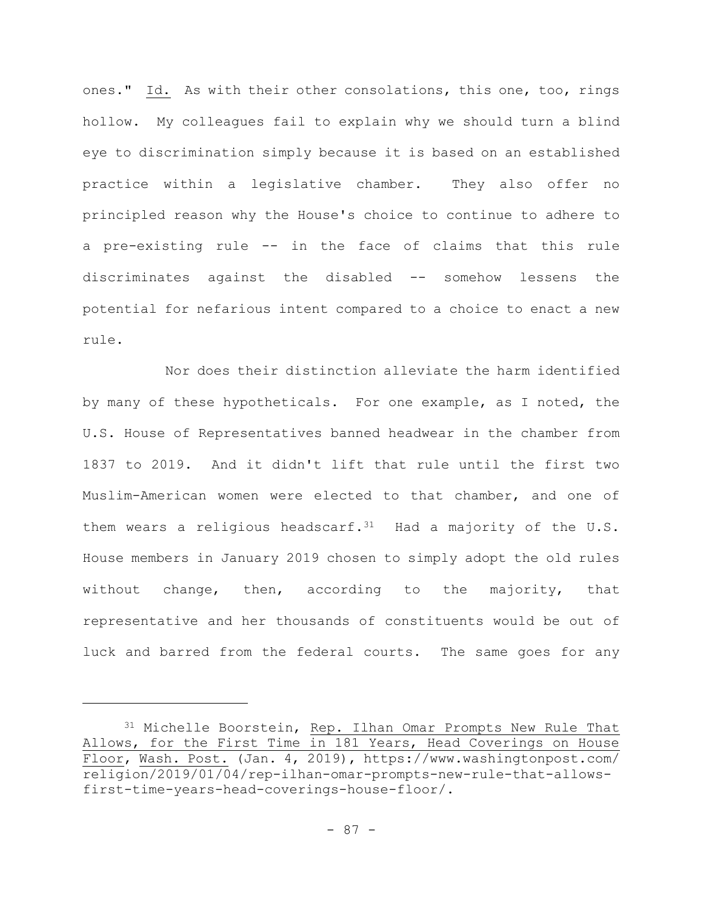ones." Id. As with their other consolations, this one, too, rings hollow. My colleagues fail to explain why we should turn a blind eye to discrimination simply because it is based on an established practice within a legislative chamber. They also offer no principled reason why the House's choice to continue to adhere to a pre-existing rule -- in the face of claims that this rule discriminates against the disabled -- somehow lessens the potential for nefarious intent compared to a choice to enact a new rule.

Nor does their distinction alleviate the harm identified by many of these hypotheticals. For one example, as I noted, the U.S. House of Representatives banned headwear in the chamber from 1837 to 2019. And it didn't lift that rule until the first two Muslim-American women were elected to that chamber, and one of them wears a religious headscarf.[31] Had a majority of the U.S. House members in January 2019 chosen to simply adopt the old rules without change, then, according to the majority, that representative and her thousands of constituents would be out of luck and barred from the federal courts. The same goes for any

---

[31] Michelle Boorstein, Rep. Ilhan Omar Prompts New Rule That Allows, for the First Time in 181 Years, Head Coverings on House Floor, Wash. Post. (Jan. 4, 2019), https://www.washingtonpost.com/religion/2019/01/04/rep-ilhan-omar-prompts-new-rule-that-allows-first-time-years-head-coverings-house-floor/.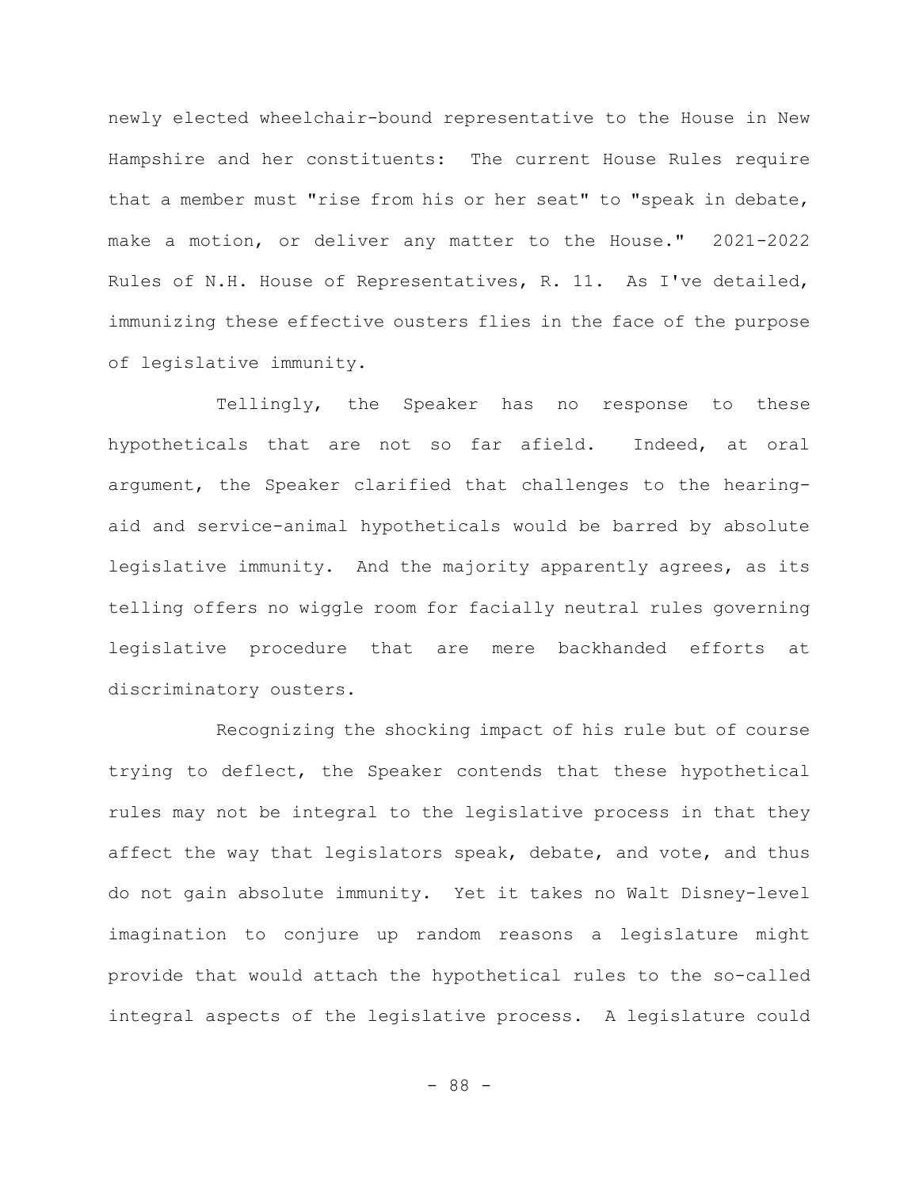newly elected wheelchair-bound representative to the House in New Hampshire and her constituents: The current House Rules require that a member must "rise from his or her seat" to "speak in debate, make a motion, or deliver any matter to the House." 2021-2022 Rules of N.H. House of Representatives, R. 11. As I've detailed, immunizing these effective ousters flies in the face of the purpose of legislative immunity.

Tellingly, the Speaker has no response to these hypotheticals that are not so far afield. Indeed, at oral argument, the Speaker clarified that challenges to the hearing-aid and service-animal hypotheticals would be barred by absolute legislative immunity. And the majority apparently agrees, as its telling offers no wiggle room for facially neutral rules governing legislative procedure that are mere backhanded efforts at discriminatory ousters.

Recognizing the shocking impact of his rule but of course trying to deflect, the Speaker contends that these hypothetical rules may not be integral to the legislative process in that they affect the way that legislators speak, debate, and vote, and thus do not gain absolute immunity. Yet it takes no Walt Disney-level imagination to conjure up random reasons a legislature might provide that would attach the hypothetical rules to the so-called integral aspects of the legislative process. A legislature could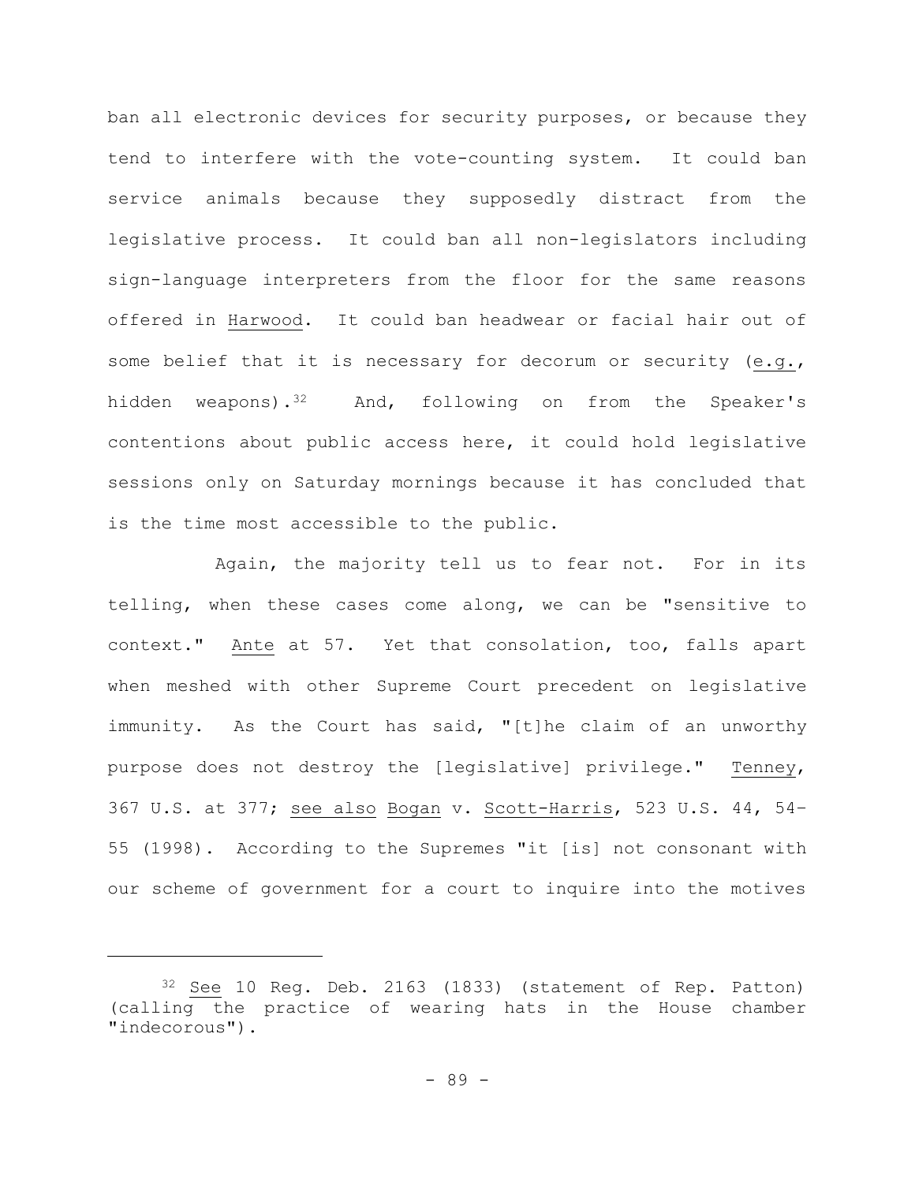ban all electronic devices for security purposes, or because they tend to interfere with the vote-counting system. It could ban service animals because they supposedly distract from the legislative process. It could ban all non-legislators including sign-language interpreters from the floor for the same reasons offered in Harwood. It could ban headwear or facial hair out of some belief that it is necessary for decorum or security (e.g., hidden weapons).[32] And, following on from the Speaker's contentions about public access here, it could hold legislative sessions only on Saturday mornings because it has concluded that is the time most accessible to the public.

Again, the majority tell us to fear not. For in its telling, when these cases come along, we can be "sensitive to context." Ante at 57. Yet that consolation, too, falls apart when meshed with other Supreme Court precedent on legislative immunity. As the Court has said, "[t]he claim of an unworthy purpose does not destroy the [legislative] privilege." Tenney, 367 U.S. at 377; see also Bogan v. Scott-Harris, 523 U.S. 44, 54-55 (1998). According to the Supremes "it [is] not consonant with our scheme of government for a court to inquire into the motives

---

[32] See 10 Reg. Deb. 2163 (1833) (statement of Rep. Patton) (calling the practice of wearing hats in the House chamber "indecorous").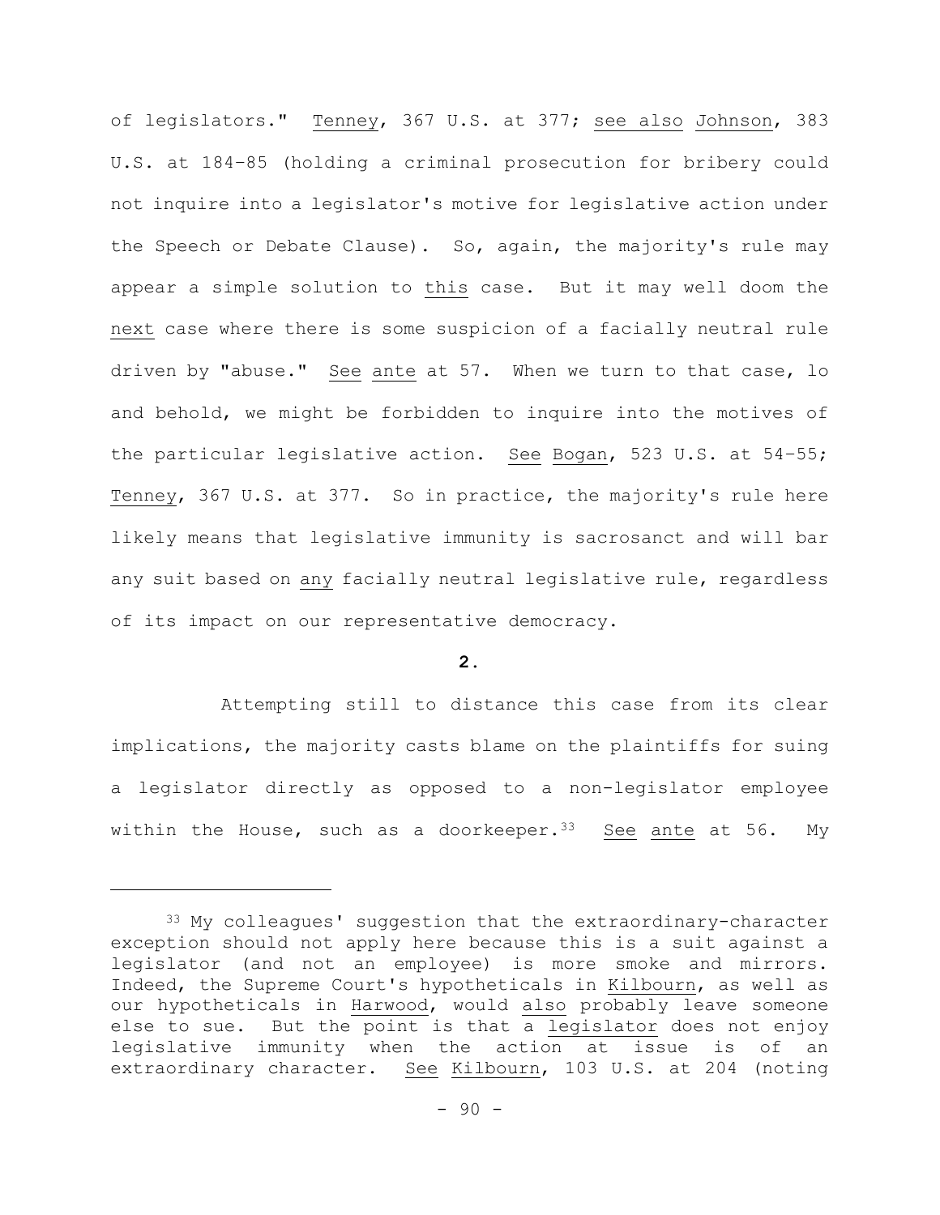of legislators." Tenney, 367 U.S. at 377; see also Johnson, 383 U.S. at 184–85 (holding a criminal prosecution for bribery could not inquire into a legislator's motive for legislative action under the Speech or Debate Clause). So, again, the majority's rule may appear a simple solution to this case. But it may well doom the next case where there is some suspicion of a facially neutral rule driven by "abuse." See ante at 57. When we turn to that case, lo and behold, we might be forbidden to inquire into the motives of the particular legislative action. See Bogan, 523 U.S. at 54–55; Tenney, 367 U.S. at 377. So in practice, the majority's rule here likely means that legislative immunity is sacrosanct and will bar any suit based on any facially neutral legislative rule, regardless of its impact on our representative democracy.

**2.**

Attempting still to distance this case from its clear implications, the majority casts blame on the plaintiffs for suing a legislator directly as opposed to a non-legislator employee within the House, such as a doorkeeper.[33] See ante at 56. My

---

[33] My colleagues' suggestion that the extraordinary-character exception should not apply here because this is a suit against a legislator (and not an employee) is more smoke and mirrors. Indeed, the Supreme Court's hypotheticals in Kilbourn, as well as our hypotheticals in Harwood, would also probably leave someone else to sue. But the point is that a legislator does not enjoy legislative immunity when the action at issue is of an extraordinary character. See Kilbourn, 103 U.S. at 204 (noting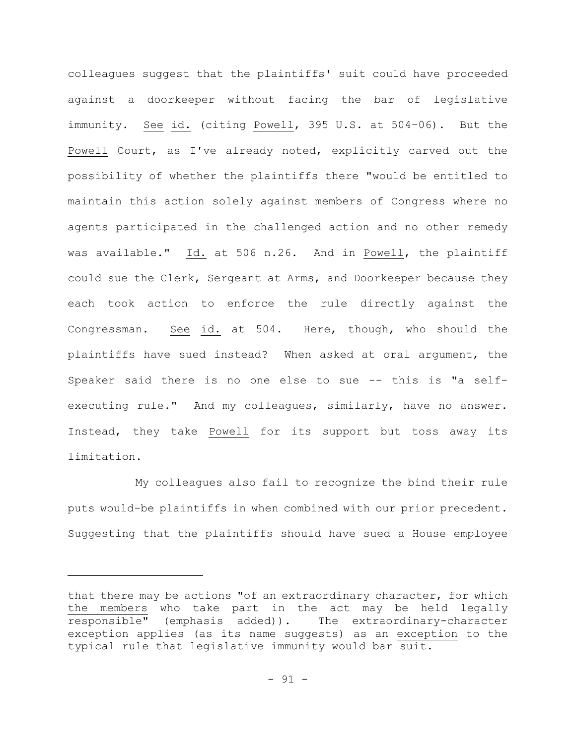colleagues suggest that the plaintiffs' suit could have proceeded against a doorkeeper without facing the bar of legislative immunity. See id. (citing Powell, 395 U.S. at 504–06). But the Powell Court, as I've already noted, explicitly carved out the possibility of whether the plaintiffs there "would be entitled to maintain this action solely against members of Congress where no agents participated in the challenged action and no other remedy was available." Id. at 506 n.26. And in Powell, the plaintiff could sue the Clerk, Sergeant at Arms, and Doorkeeper because they each took action to enforce the rule directly against the Congressman. See id. at 504. Here, though, who should the plaintiffs have sued instead? When asked at oral argument, the Speaker said there is no one else to sue -- this is "a self-executing rule." And my colleagues, similarly, have no answer. Instead, they take Powell for its support but toss away its limitation.

My colleagues also fail to recognize the bind their rule puts would-be plaintiffs in when combined with our prior precedent. Suggesting that the plaintiffs should have sued a House employee

---

that there may be actions "of an extraordinary character, for which the members who take part in the act may be held legally responsible" (emphasis added)). The extraordinary-character exception applies (as its name suggests) as an exception to the typical rule that legislative immunity would bar suit.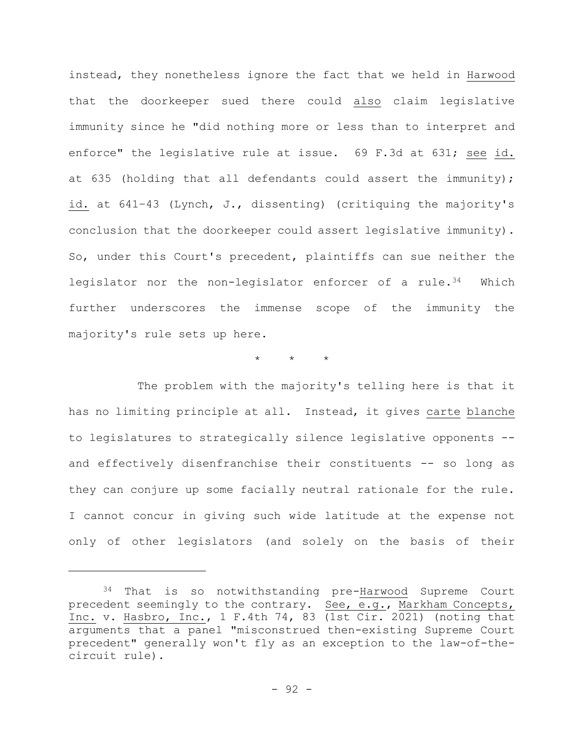instead, they nonetheless ignore the fact that we held in Harwood that the doorkeeper sued there could also claim legislative immunity since he "did nothing more or less than to interpret and enforce" the legislative rule at issue. 69 F.3d at 631; see id. at 635 (holding that all defendants could assert the immunity); id. at 641–43 (Lynch, J., dissenting) (critiquing the majority's conclusion that the doorkeeper could assert legislative immunity). So, under this Court's precedent, plaintiffs can sue neither the legislator nor the non-legislator enforcer of a rule.[34] Which further underscores the immense scope of the immunity the majority's rule sets up here.

\* \* \*

The problem with the majority's telling here is that it has no limiting principle at all. Instead, it gives carte blanche to legislatures to strategically silence legislative opponents -- and effectively disenfranchise their constituents -- so long as they can conjure up some facially neutral rationale for the rule. I cannot concur in giving such wide latitude at the expense not only of other legislators (and solely on the basis of their

---

[34] That is so notwithstanding pre-Harwood Supreme Court precedent seemingly to the contrary. See, e.g., Markham Concepts, Inc. v. Hasbro, Inc., 1 F.4th 74, 83 (1st Cir. 2021) (noting that arguments that a panel "misconstrued then-existing Supreme Court precedent" generally won't fly as an exception to the law-of-the-circuit rule).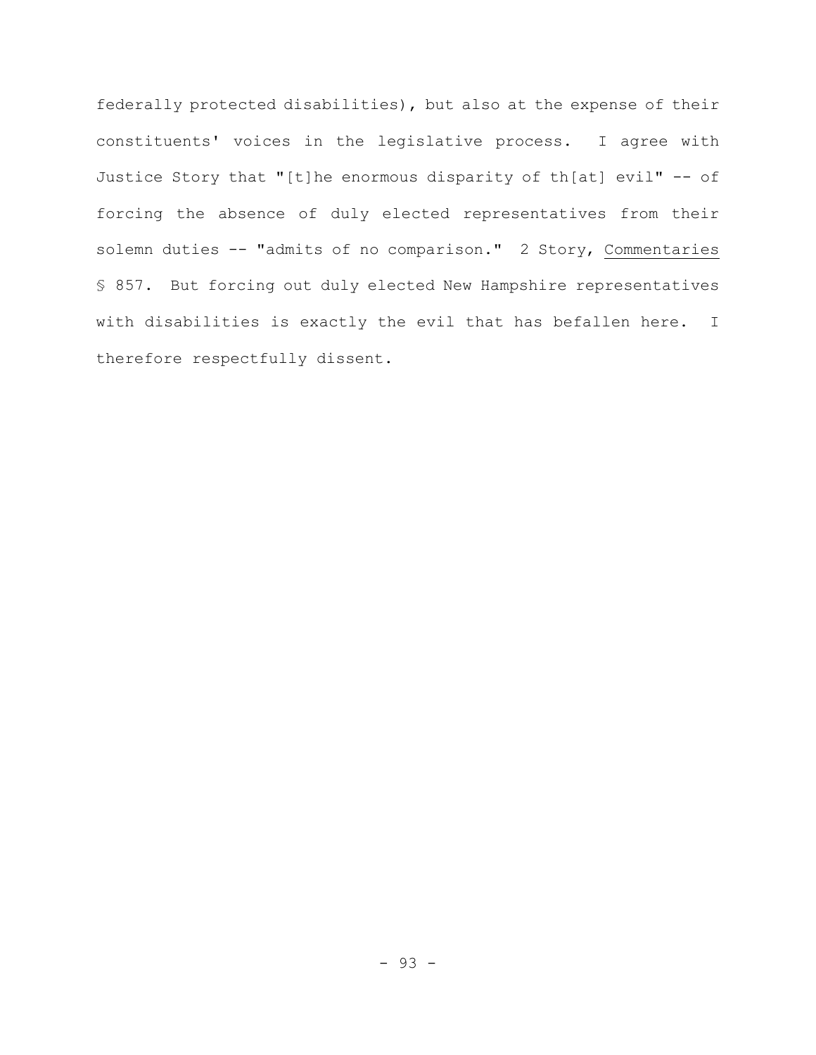federally protected disabilities), but also at the expense of their constituents' voices in the legislative process. I agree with Justice Story that "[t]he enormous disparity of th[at] evil" -- of forcing the absence of duly elected representatives from their solemn duties -- "admits of no comparison." 2 Story, Commentaries § 857. But forcing out duly elected New Hampshire representatives with disabilities is exactly the evil that has befallen here. I therefore respectfully dissent.